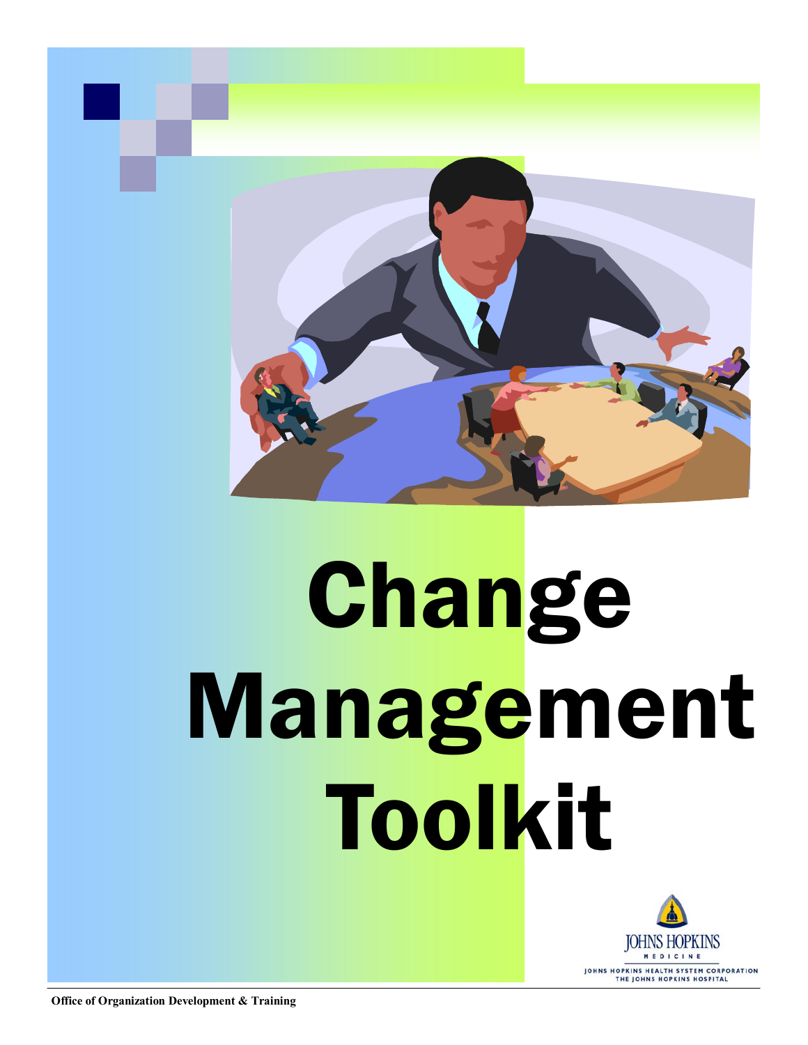# Change Management Toolkit

JOHNS HOPKINS
MEDICINE
JOHNS HOPKINS HEALTH SYSTEM CORPORATION
THE JOHNS HOPKINS HOSPITAL

**Office of Organization Development & Training**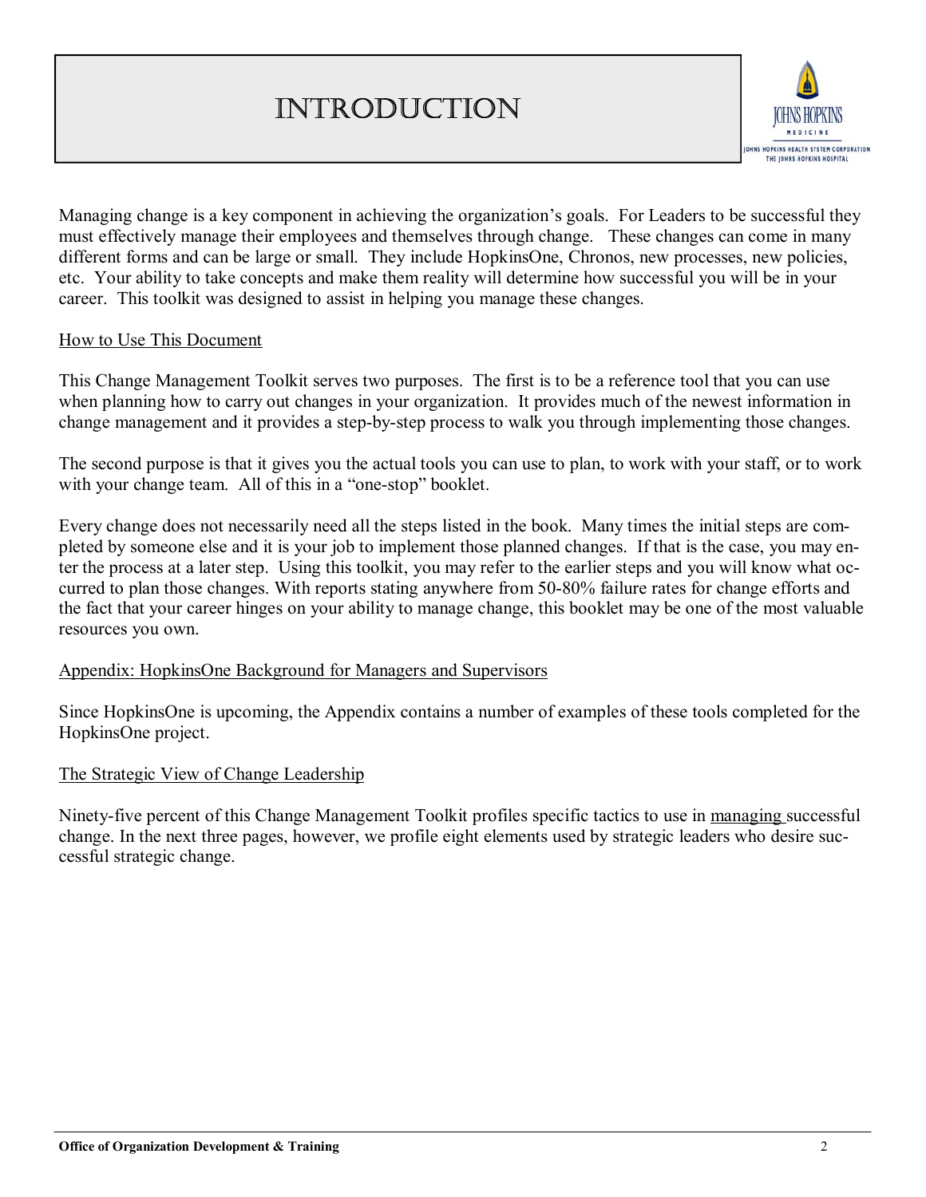# Introduction

Managing change is a key component in achieving the organization's goals. For Leaders to be successful they must effectively manage their employees and themselves through change. These changes can come in many different forms and can be large or small. They include HopkinsOne, Chronos, new processes, new policies, etc. Your ability to take concepts and make them reality will determine how successful you will be in your career. This toolkit was designed to assist in helping you manage these changes.

## How to Use This Document

This Change Management Toolkit serves two purposes. The first is to be a reference tool that you can use when planning how to carry out changes in your organization. It provides much of the newest information in change management and it provides a step-by-step process to walk you through implementing those changes.

The second purpose is that it gives you the actual tools you can use to plan, to work with your staff, or to work with your change team. All of this in a "one-stop" booklet.

Every change does not necessarily need all the steps listed in the book. Many times the initial steps are completed by someone else and it is your job to implement those planned changes. If that is the case, you may enter the process at a later step. Using this toolkit, you may refer to the earlier steps and you will know what occurred to plan those changes. With reports stating anywhere from 50-80% failure rates for change efforts and the fact that your career hinges on your ability to manage change, this booklet may be one of the most valuable resources you own.

## Appendix: HopkinsOne Background for Managers and Supervisors

Since HopkinsOne is upcoming, the Appendix contains a number of examples of these tools completed for the HopkinsOne project.

## The Strategic View of Change Leadership

Ninety-five percent of this Change Management Toolkit profiles specific tactics to use in managing successful change. In the next three pages, however, we profile eight elements used by strategic leaders who desire successful strategic change.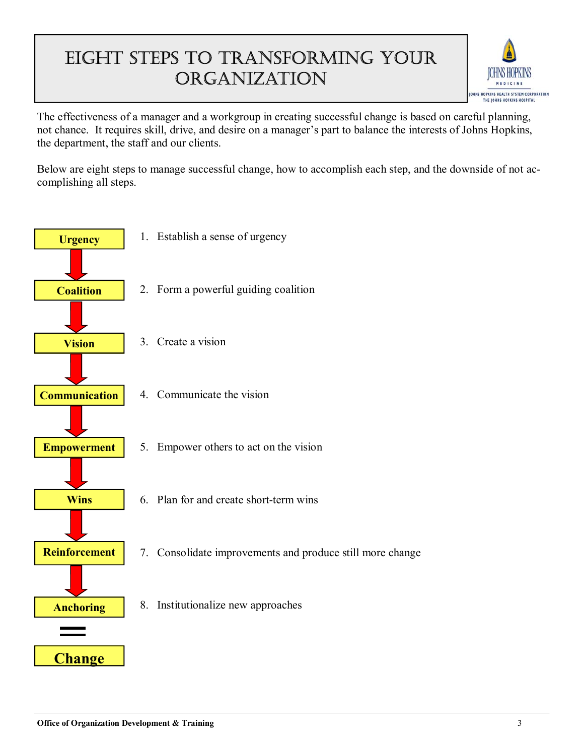# EIGHT STEPS TO TRANSFORMING YOUR ORGANIZATION

The effectiveness of a manager and a workgroup in creating successful change is based on careful planning, not chance. It requires skill, drive, and desire on a manager's part to balance the interests of Johns Hopkins, the department, the staff and our clients.

Below are eight steps to manage successful change, how to accomplish each step, and the downside of not accomplishing all steps.

| | |
|---|---|
| **Urgency** | 1. Establish a sense of urgency |
| **Coalition** | 2. Form a powerful guiding coalition |
| **Vision** | 3. Create a vision |
| **Communication** | 4. Communicate the vision |
| **Empowerment** | 5. Empower others to act on the vision |
| **Wins** | 6. Plan for and create short-term wins |
| **Reinforcement** | 7. Consolidate improvements and produce still more change |
| **Anchoring** | 8. Institutionalize new approaches |

=

**Change**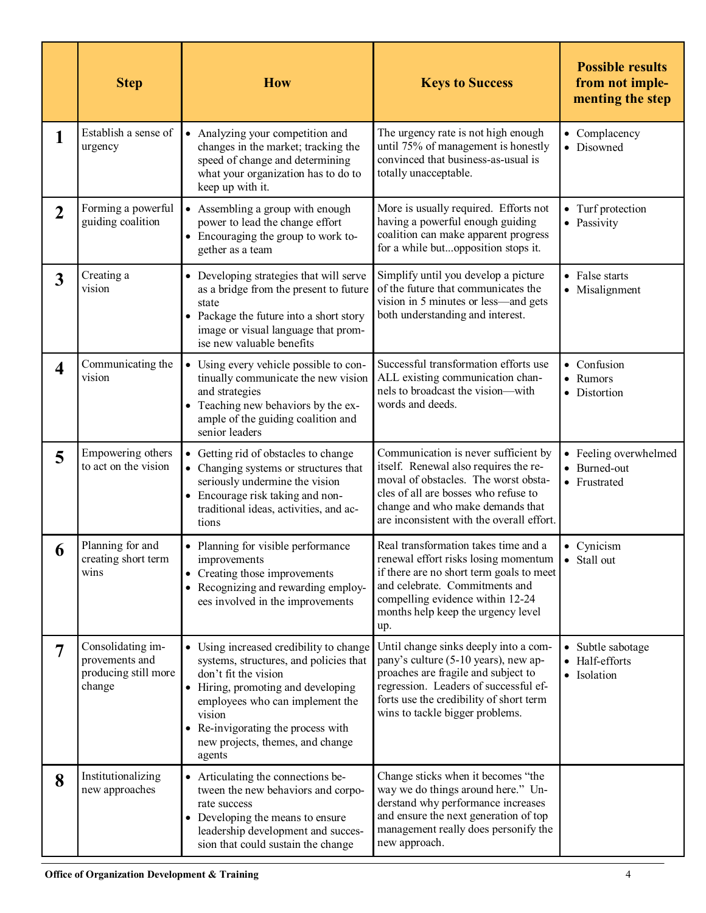|  | Step | How | Keys to Success | Possible results from not implementing the step |
|---|---|---|---|---|
| **1** | Establish a sense of urgency | • Analyzing your competition and changes in the market; tracking the speed of change and determining what your organization has to do to keep up with it. | The urgency rate is not high enough until 75% of management is honestly convinced that business-as-usual is totally unacceptable. | • Complacency<br>• Disowned |
| **2** | Forming a powerful guiding coalition | • Assembling a group with enough power to lead the change effort<br>• Encouraging the group to work together as a team | More is usually required. Efforts not having a powerful enough guiding coalition can make apparent progress for a while but...opposition stops it. | • Turf protection<br>• Passivity |
| **3** | Creating a vision | • Developing strategies that will serve as a bridge from the present to future state<br>• Package the future into a short story image or visual language that promise new valuable benefits | Simplify until you develop a picture of the future that communicates the vision in 5 minutes or less—and gets both understanding and interest. | • False starts<br>• Misalignment |
| **4** | Communicating the vision | • Using every vehicle possible to continually communicate the new vision and strategies<br>• Teaching new behaviors by the example of the guiding coalition and senior leaders | Successful transformation efforts use ALL existing communication channels to broadcast the vision—with words and deeds. | • Confusion<br>• Rumors<br>• Distortion |
| **5** | Empowering others to act on the vision | • Getting rid of obstacles to change<br>• Changing systems or structures that seriously undermine the vision<br>• Encourage risk taking and non-traditional ideas, activities, and actions | Communication is never sufficient by itself. Renewal also requires the removal of obstacles. The worst obstacles of all are bosses who refuse to change and who make demands that are inconsistent with the overall effort. | • Feeling overwhelmed<br>• Burned-out<br>• Frustrated |
| **6** | Planning for and creating short term wins | • Planning for visible performance improvements<br>• Creating those improvements<br>• Recognizing and rewarding employees involved in the improvements | Real transformation takes time and a renewal effort risks losing momentum if there are no short term goals to meet and celebrate. Commitments and compelling evidence within 12-24 months help keep the urgency level up. | • Cynicism<br>• Stall out |
| **7** | Consolidating improvements and producing still more change | • Using increased credibility to change systems, structures, and policies that don't fit the vision<br>• Hiring, promoting and developing employees who can implement the vision<br>• Re-invigorating the process with new projects, themes, and change agents | Until change sinks deeply into a company's culture (5-10 years), new approaches are fragile and subject to regression. Leaders of successful efforts use the credibility of short term wins to tackle bigger problems. | • Subtle sabotage<br>• Half-efforts<br>• Isolation |
| **8** | Institutionalizing new approaches | • Articulating the connections between the new behaviors and corporate success<br>• Developing the means to ensure leadership development and succession that could sustain the change | Change sticks when it becomes "the way we do things around here." Understand why performance increases and ensure the next generation of top management really does personify the new approach. |  |

**Office of Organization Development & Training**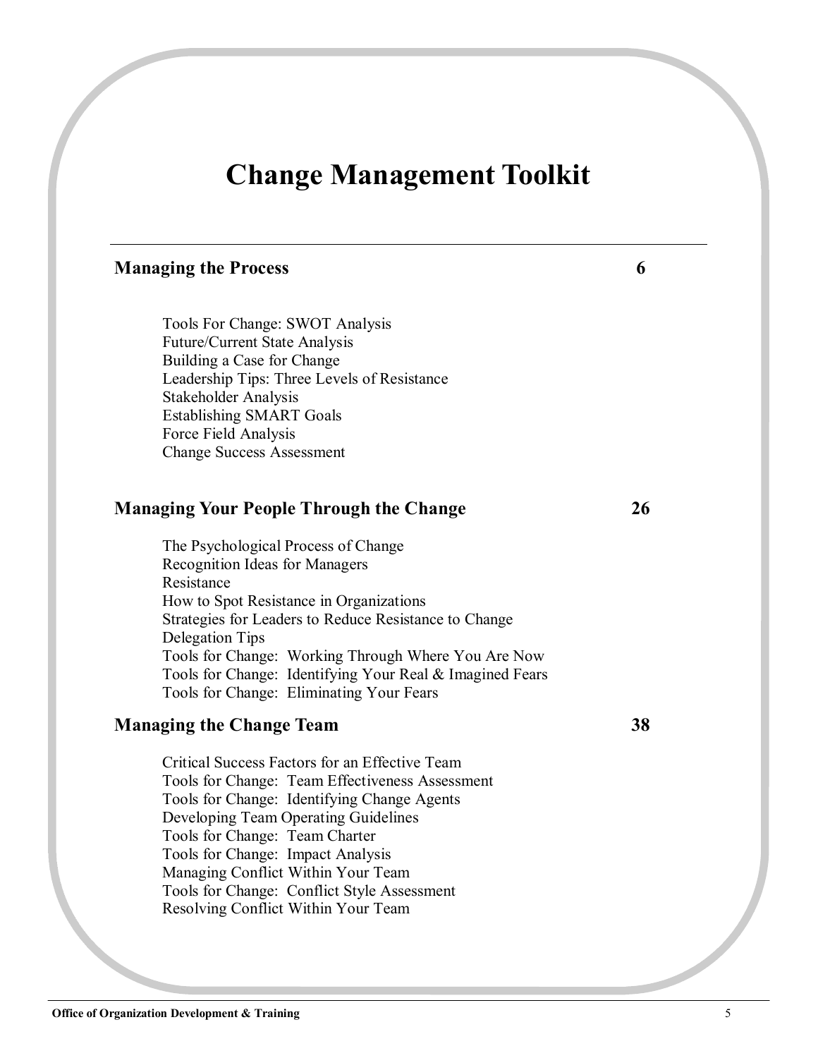# Change Management Toolkit

---

## Managing the Process 6

- Tools For Change: SWOT Analysis
- Future/Current State Analysis
- Building a Case for Change
- Leadership Tips: Three Levels of Resistance
- Stakeholder Analysis
- Establishing SMART Goals
- Force Field Analysis
- Change Success Assessment

## Managing Your People Through the Change 26

- The Psychological Process of Change
- Recognition Ideas for Managers
- Resistance
- How to Spot Resistance in Organizations
- Strategies for Leaders to Reduce Resistance to Change
- Delegation Tips
- Tools for Change: Working Through Where You Are Now
- Tools for Change: Identifying Your Real & Imagined Fears
- Tools for Change: Eliminating Your Fears

## Managing the Change Team 38

- Critical Success Factors for an Effective Team
- Tools for Change: Team Effectiveness Assessment
- Tools for Change: Identifying Change Agents
- Developing Team Operating Guidelines
- Tools for Change: Team Charter
- Tools for Change: Impact Analysis
- Managing Conflict Within Your Team
- Tools for Change: Conflict Style Assessment
- Resolving Conflict Within Your Team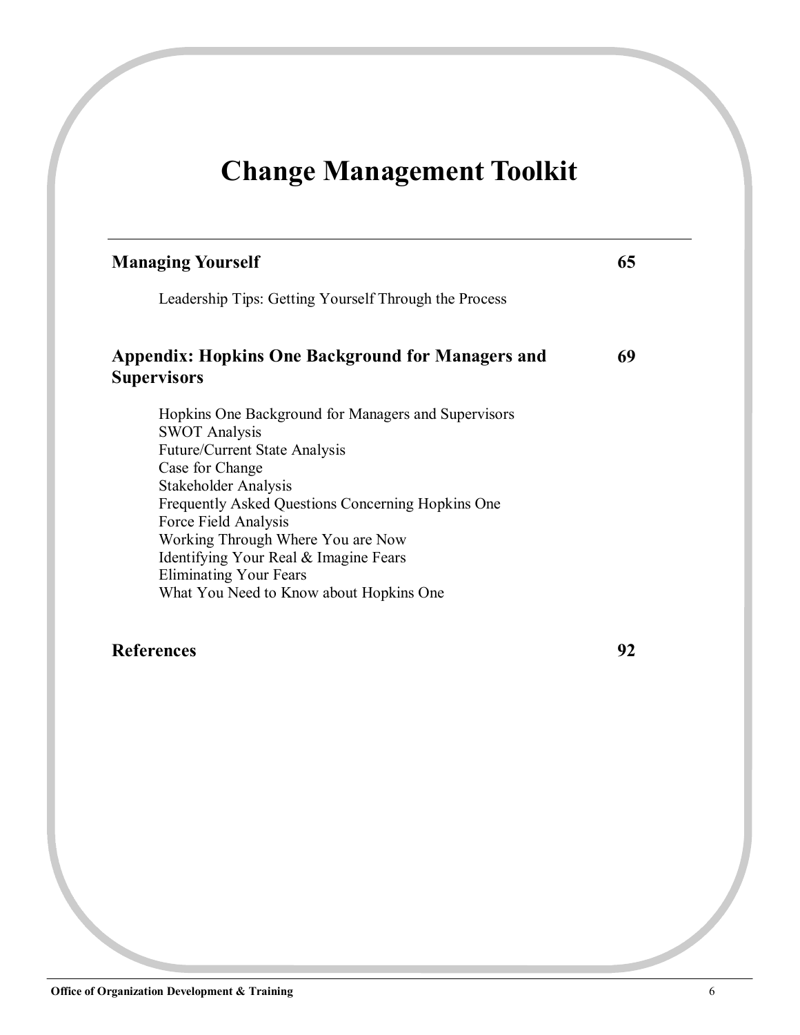# Change Management Toolkit

| | |
|---|---|
| **Managing Yourself** | **65** |
| Leadership Tips: Getting Yourself Through the Process | |
| **Appendix: Hopkins One Background for Managers and Supervisors** | **69** |
| Hopkins One Background for Managers and Supervisors<br>SWOT Analysis<br>Future/Current State Analysis<br>Case for Change<br>Stakeholder Analysis<br>Frequently Asked Questions Concerning Hopkins One<br>Force Field Analysis<br>Working Through Where You are Now<br>Identifying Your Real & Imagine Fears<br>Eliminating Your Fears<br>What You Need to Know about Hopkins One | |
| **References** | **92** |

Office of Organization Development & Training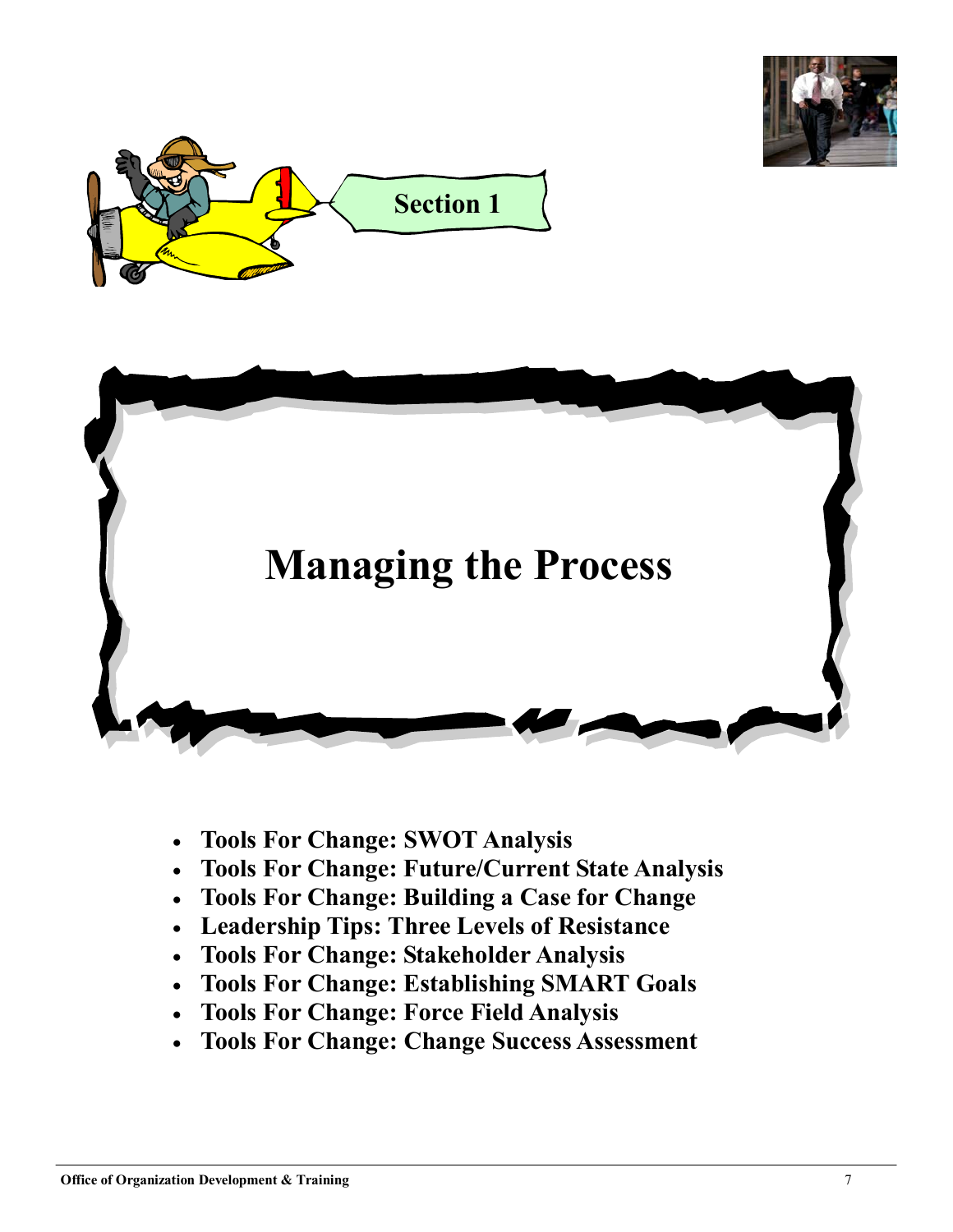**Section 1**

# Managing the Process

- **Tools For Change: SWOT Analysis**
- **Tools For Change: Future/Current State Analysis**
- **Tools For Change: Building a Case for Change**
- **Leadership Tips: Three Levels of Resistance**
- **Tools For Change: Stakeholder Analysis**
- **Tools For Change: Establishing SMART Goals**
- **Tools For Change: Force Field Analysis**
- **Tools For Change: Change Success Assessment**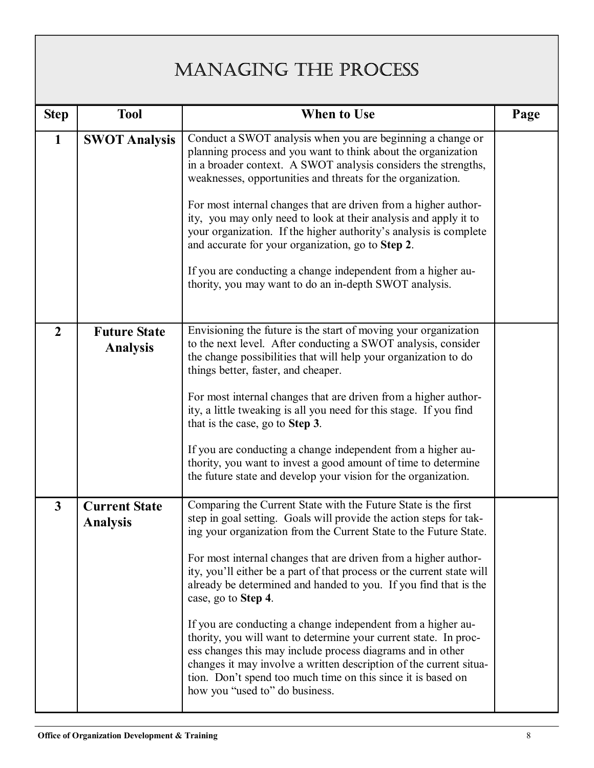# Managing the Process

| Step | Tool | When to Use | Page |
|---|---|---|---|
| **1** | **SWOT Analysis** | Conduct a SWOT analysis when you are beginning a change or planning process and you want to think about the organization in a broader context. A SWOT analysis considers the strengths, weaknesses, opportunities and threats for the organization.<br><br>For most internal changes that are driven from a higher authority, you may only need to look at their analysis and apply it to your organization. If the higher authority's analysis is complete and accurate for your organization, go to **Step 2**.<br><br>If you are conducting a change independent from a higher authority, you may want to do an in-depth SWOT analysis. | |
| **2** | **Future State Analysis** | Envisioning the future is the start of moving your organization to the next level. After conducting a SWOT analysis, consider the change possibilities that will help your organization to do things better, faster, and cheaper.<br><br>For most internal changes that are driven from a higher authority, a little tweaking is all you need for this stage. If you find that is the case, go to **Step 3**.<br><br>If you are conducting a change independent from a higher authority, you want to invest a good amount of time to determine the future state and develop your vision for the organization. | |
| **3** | **Current State Analysis** | Comparing the Current State with the Future State is the first step in goal setting. Goals will provide the action steps for taking your organization from the Current State to the Future State.<br><br>For most internal changes that are driven from a higher authority, you'll either be a part of that process or the current state will already be determined and handed to you. If you find that is the case, go to **Step 4**.<br><br>If you are conducting a change independent from a higher authority, you will want to determine your current state. In process changes this may include process diagrams and in other changes it may involve a written description of the current situation. Don't spend too much time on this since it is based on how you "used to" do business. | |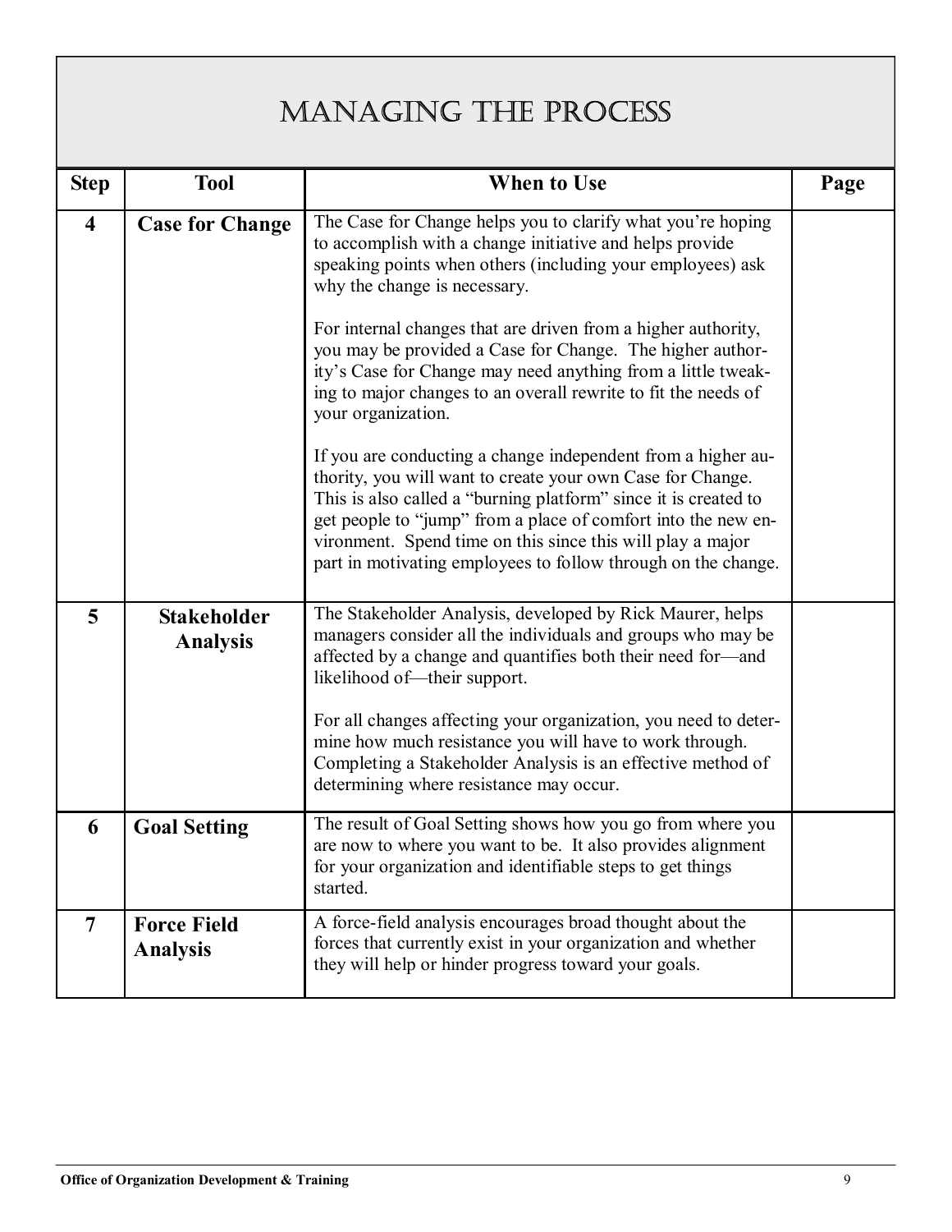# Managing the Process

| Step | Tool | When to Use | Page |
|---|---|---|---|
| **4** | **Case for Change** | The Case for Change helps you to clarify what you're hoping to accomplish with a change initiative and helps provide speaking points when others (including your employees) ask why the change is necessary.<br><br>For internal changes that are driven from a higher authority, you may be provided a Case for Change. The higher authority's Case for Change may need anything from a little tweaking to major changes to an overall rewrite to fit the needs of your organization.<br><br>If you are conducting a change independent from a higher authority, you will want to create your own Case for Change. This is also called a "burning platform" since it is created to get people to "jump" from a place of comfort into the new environment. Spend time on this since this will play a major part in motivating employees to follow through on the change. | |
| **5** | **Stakeholder Analysis** | The Stakeholder Analysis, developed by Rick Maurer, helps managers consider all the individuals and groups who may be affected by a change and quantifies both their need for—and likelihood of—their support.<br><br>For all changes affecting your organization, you need to determine how much resistance you will have to work through. Completing a Stakeholder Analysis is an effective method of determining where resistance may occur. | |
| **6** | **Goal Setting** | The result of Goal Setting shows how you go from where you are now to where you want to be. It also provides alignment for your organization and identifiable steps to get things started. | |
| **7** | **Force Field Analysis** | A force-field analysis encourages broad thought about the forces that currently exist in your organization and whether they will help or hinder progress toward your goals. | |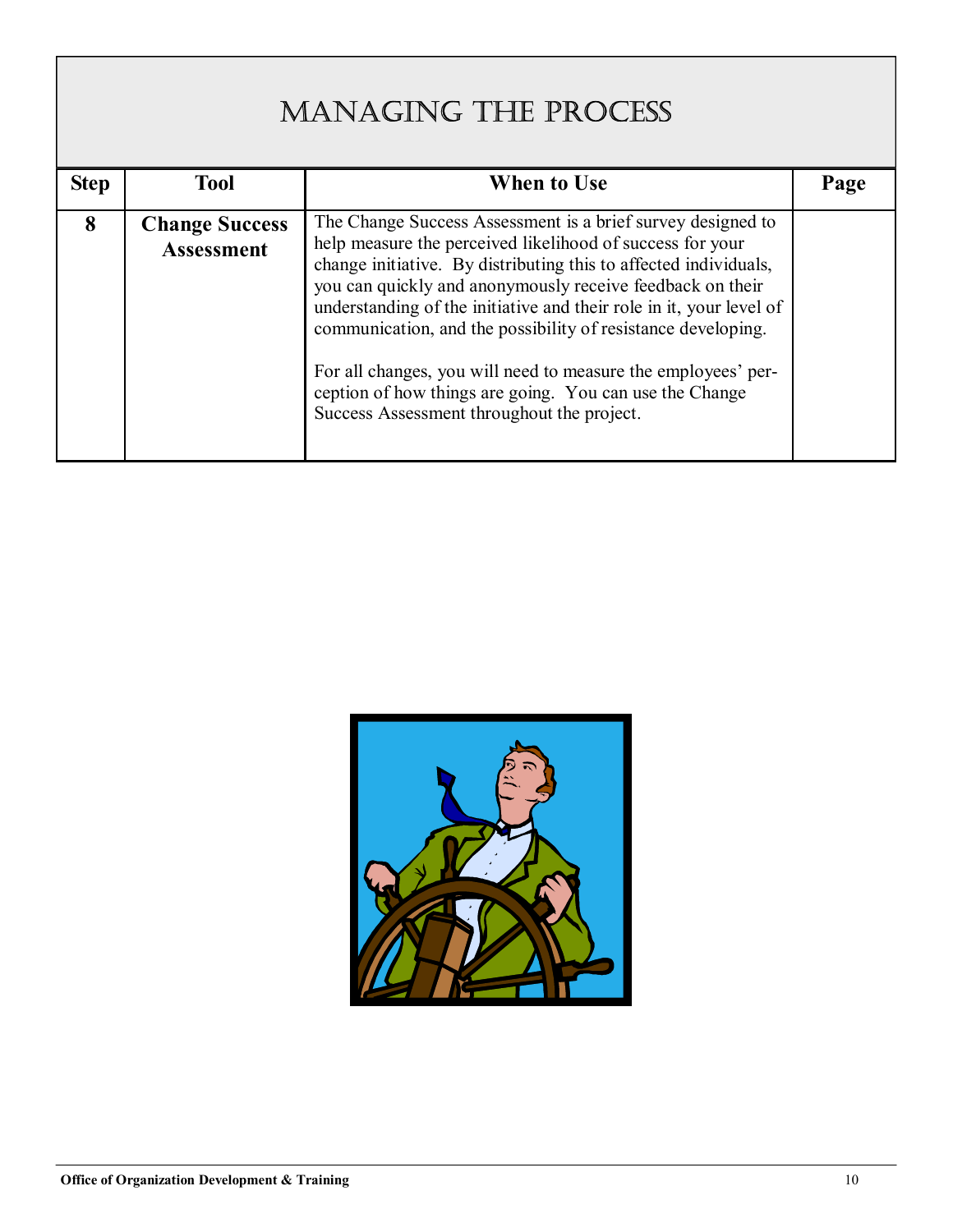# Managing the Process

| Step | Tool | When to Use | Page |
|---|---|---|---|
| 8 | **Change Success Assessment** | The Change Success Assessment is a brief survey designed to help measure the perceived likelihood of success for your change initiative. By distributing this to affected individuals, you can quickly and anonymously receive feedback on their understanding of the initiative and their role in it, your level of communication, and the possibility of resistance developing.<br><br>For all changes, you will need to measure the employees' perception of how things are going. You can use the Change Success Assessment throughout the project. | |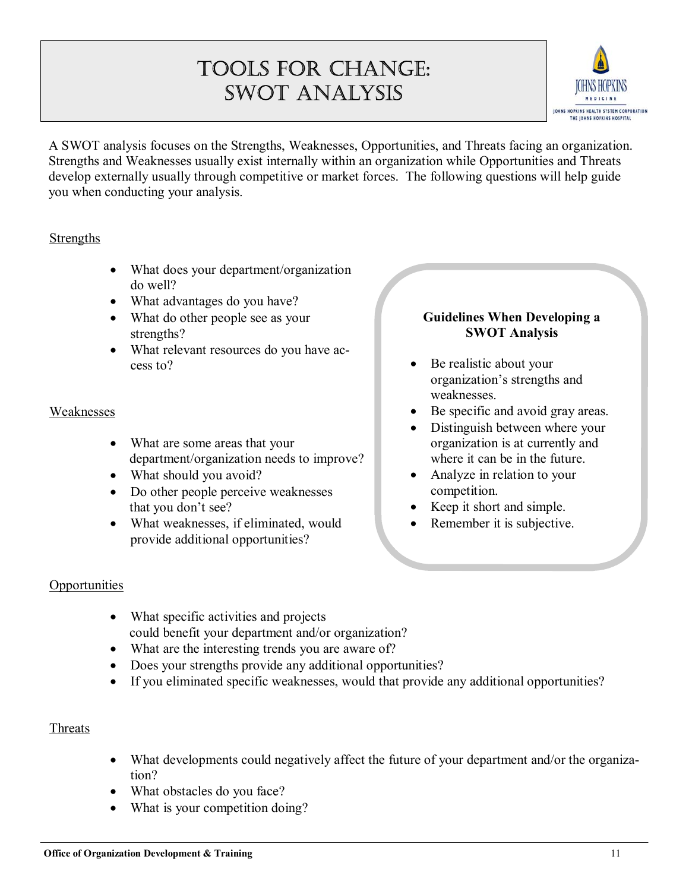# Tools for Change: SWOT Analysis

A SWOT analysis focuses on the Strengths, Weaknesses, Opportunities, and Threats facing an organization. Strengths and Weaknesses usually exist internally within an organization while Opportunities and Threats develop externally usually through competitive or market forces. The following questions will help guide you when conducting your analysis.

## Strengths

- What does your department/organization do well?
- What advantages do you have?
- What do other people see as your strengths?
- What relevant resources do you have access to?

## Weaknesses

- What are some areas that your department/organization needs to improve?
- What should you avoid?
- Do other people perceive weaknesses that you don't see?
- What weaknesses, if eliminated, would provide additional opportunities?

**Guidelines When Developing a SWOT Analysis**

- Be realistic about your organization's strengths and weaknesses.
- Be specific and avoid gray areas.
- Distinguish between where your organization is at currently and where it can be in the future.
- Analyze in relation to your competition.
- Keep it short and simple.
- Remember it is subjective.

## Opportunities

- What specific activities and projects could benefit your department and/or organization?
- What are the interesting trends you are aware of?
- Does your strengths provide any additional opportunities?
- If you eliminated specific weaknesses, would that provide any additional opportunities?

## Threats

- What developments could negatively affect the future of your department and/or the organization?
- What obstacles do you face?
- What is your competition doing?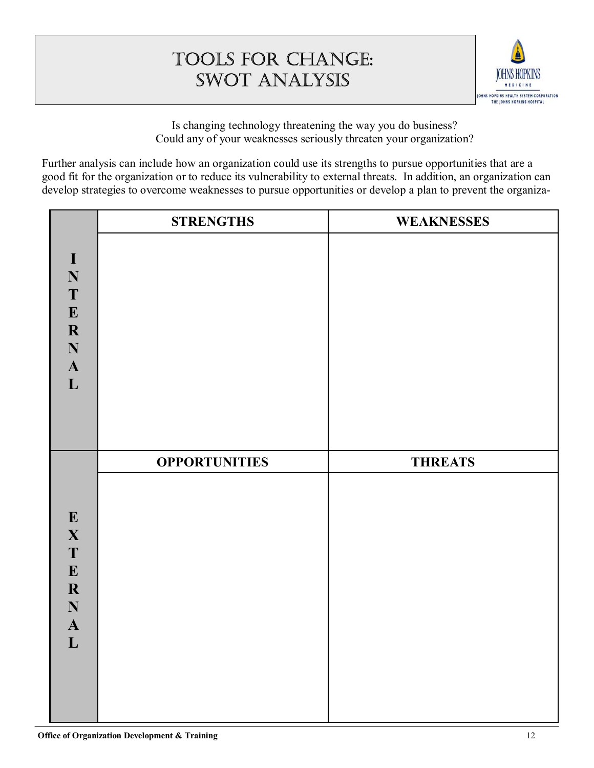# TOOLS FOR CHANGE: SWOT ANALYSIS

Is changing technology threatening the way you do business?
Could any of your weaknesses seriously threaten your organization?

Further analysis can include how an organization could use its strengths to pursue opportunities that are a good fit for the organization or to reduce its vulnerability to external threats. In addition, an organization can develop strategies to overcome weaknesses to pursue opportunities or develop a plan to prevent the organiza-

| | STRENGTHS | WEAKNESSES |
|---|---|---|
| **INTERNAL** | | |
| | **OPPORTUNITIES** | **THREATS** |
| **EXTERNAL** | | |

**Office of Organization Development & Training**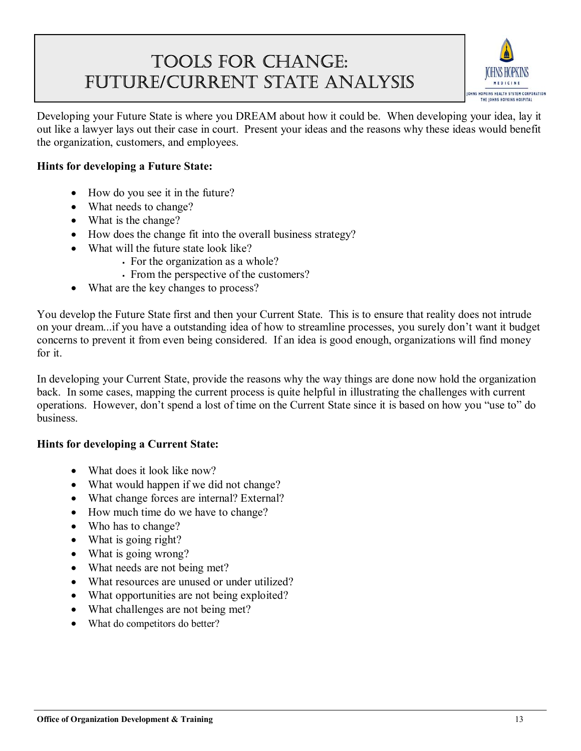# Tools for Change: Future/Current State Analysis

Developing your Future State is where you DREAM about how it could be. When developing your idea, lay it out like a lawyer lays out their case in court. Present your ideas and the reasons why these ideas would benefit the organization, customers, and employees.

**Hints for developing a Future State:**

- How do you see it in the future?
- What needs to change?
- What is the change?
- How does the change fit into the overall business strategy?
- What will the future state look like?
  - For the organization as a whole?
  - From the perspective of the customers?
- What are the key changes to process?

You develop the Future State first and then your Current State. This is to ensure that reality does not intrude on your dream...if you have a outstanding idea of how to streamline processes, you surely don't want it budget concerns to prevent it from even being considered. If an idea is good enough, organizations will find money for it.

In developing your Current State, provide the reasons why the way things are done now hold the organization back. In some cases, mapping the current process is quite helpful in illustrating the challenges with current operations. However, don't spend a lost of time on the Current State since it is based on how you "use to" do business.

**Hints for developing a Current State:**

- What does it look like now?
- What would happen if we did not change?
- What change forces are internal? External?
- How much time do we have to change?
- Who has to change?
- What is going right?
- What is going wrong?
- What needs are not being met?
- What resources are unused or under utilized?
- What opportunities are not being exploited?
- What challenges are not being met?
- What do competitors do better?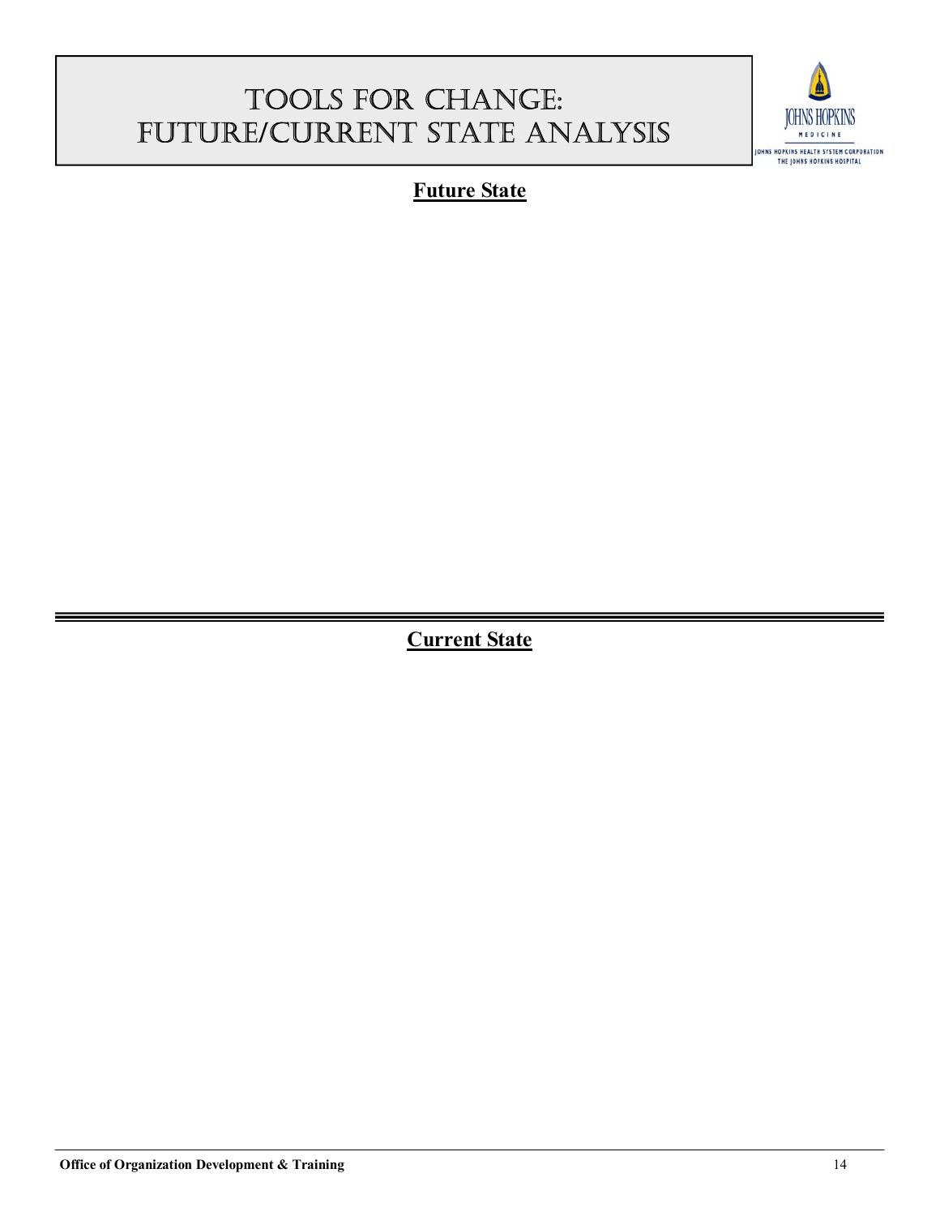# Tools for Change: Future/Current State Analysis

## Future State

---

## Current State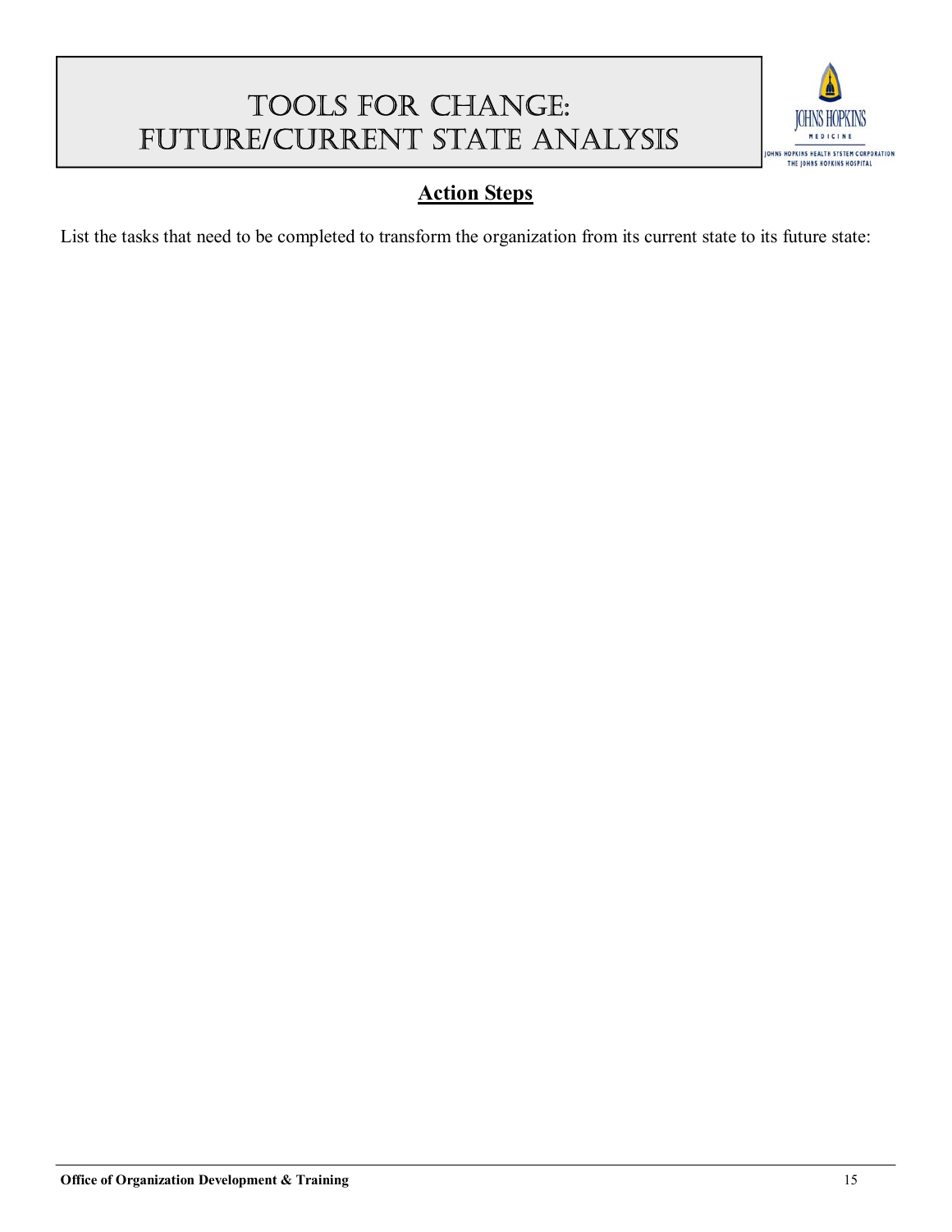# TOOLS FOR CHANGE: FUTURE/CURRENT STATE ANALYSIS

## Action Steps

List the tasks that need to be completed to transform the organization from its current state to its future state: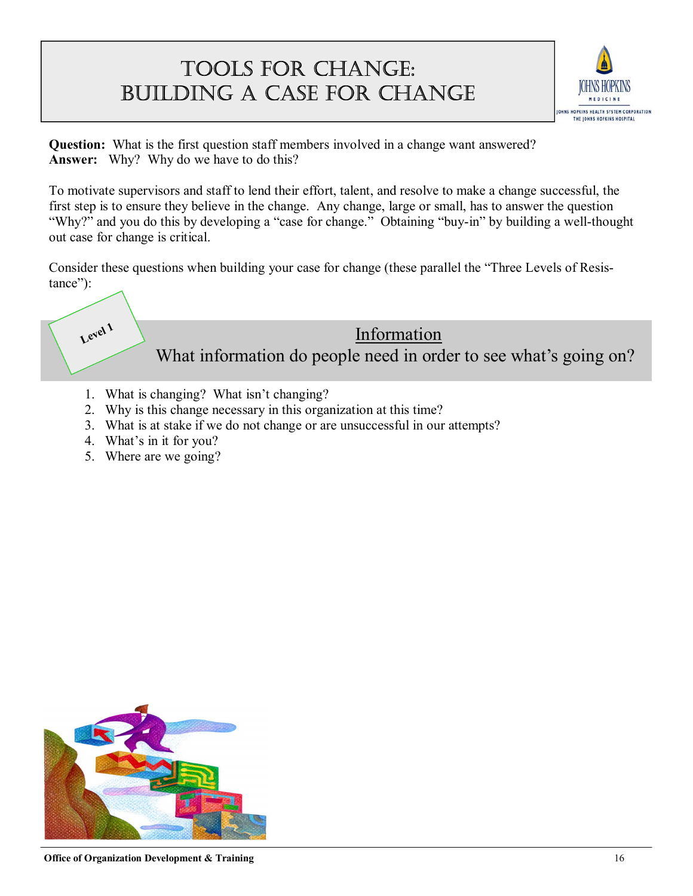# Tools for Change: Building a Case for Change

**Question:** What is the first question staff members involved in a change want answered?
**Answer:** Why? Why do we have to do this?

To motivate supervisors and staff to lend their effort, talent, and resolve to make a change successful, the first step is to ensure they believe in the change. Any change, large or small, has to answer the question "Why?" and you do this by developing a "case for change." Obtaining "buy-in" by building a well-thought out case for change is critical.

Consider these questions when building your case for change (these parallel the "Three Levels of Resistance"):

## Level 1

### Information

What information do people need in order to see what's going on?

1. What is changing? What isn't changing?
2. Why is this change necessary in this organization at this time?
3. What is at stake if we do not change or are unsuccessful in our attempts?
4. What's in it for you?
5. Where are we going?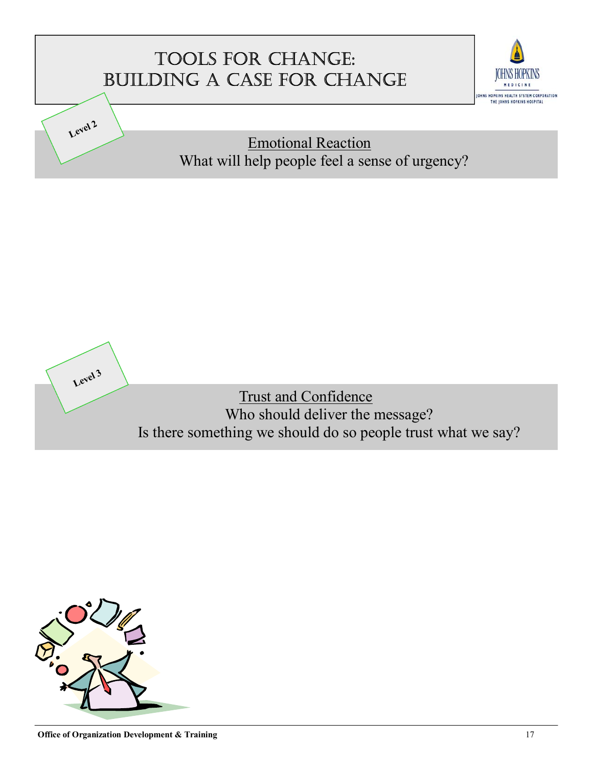# Tools for Change: Building a Case for Change

Level 2

<u>Emotional Reaction</u>

What will help people feel a sense of urgency?

Level 3

<u>Trust and Confidence</u>

Who should deliver the message?

Is there something we should do so people trust what we say?

Office of Organization Development & Training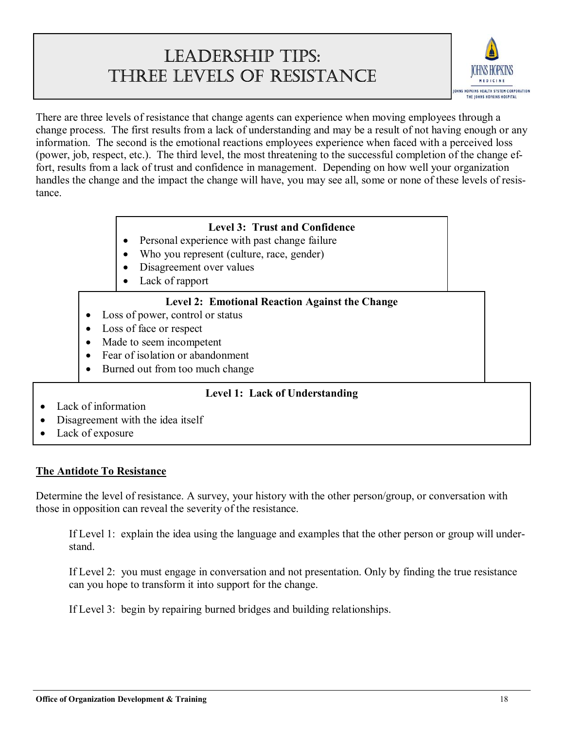# Leadership Tips: Three Levels of Resistance

There are three levels of resistance that change agents can experience when moving employees through a change process. The first results from a lack of understanding and may be a result of not having enough or any information. The second is the emotional reactions employees experience when faced with a perceived loss (power, job, respect, etc.). The third level, the most threatening to the successful completion of the change effort, results from a lack of trust and confidence in management. Depending on how well your organization handles the change and the impact the change will have, you may see all, some or none of these levels of resistance.

**Level 3: Trust and Confidence**

- Personal experience with past change failure
- Who you represent (culture, race, gender)
- Disagreement over values
- Lack of rapport

**Level 2: Emotional Reaction Against the Change**

- Loss of power, control or status
- Loss of face or respect
- Made to seem incompetent
- Fear of isolation or abandonment
- Burned out from too much change

**Level 1: Lack of Understanding**

- Lack of information
- Disagreement with the idea itself
- Lack of exposure

## The Antidote To Resistance

Determine the level of resistance. A survey, your history with the other person/group, or conversation with those in opposition can reveal the severity of the resistance.

If Level 1: explain the idea using the language and examples that the other person or group will understand.

If Level 2: you must engage in conversation and not presentation. Only by finding the true resistance can you hope to transform it into support for the change.

If Level 3: begin by repairing burned bridges and building relationships.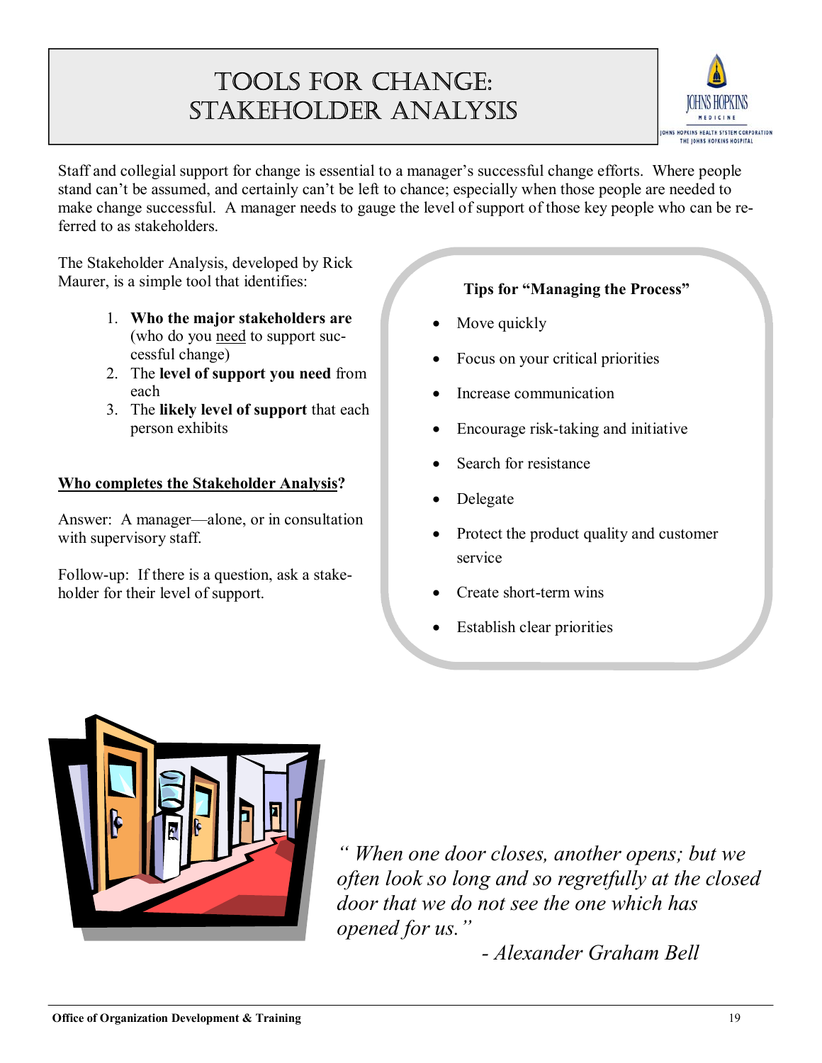# Tools for Change: Stakeholder Analysis

Staff and collegial support for change is essential to a manager's successful change efforts. Where people stand can't be assumed, and certainly can't be left to chance; especially when those people are needed to make change successful. A manager needs to gauge the level of support of those key people who can be referred to as stakeholders.

The Stakeholder Analysis, developed by Rick Maurer, is a simple tool that identifies:

1. **Who the major stakeholders are** (who do you need to support successful change)
2. The **level of support you need** from each
3. The **likely level of support** that each person exhibits

**Who completes the Stakeholder Analysis?**

Answer: A manager—alone, or in consultation with supervisory staff.

Follow-up: If there is a question, ask a stakeholder for their level of support.

**Tips for "Managing the Process"**

- Move quickly
- Focus on your critical priorities
- Increase communication
- Encourage risk-taking and initiative
- Search for resistance
- Delegate
- Protect the product quality and customer service
- Create short-term wins
- Establish clear priorities

*" When one door closes, another opens; but we often look so long and so regretfully at the closed door that we do not see the one which has opened for us."*

*- Alexander Graham Bell*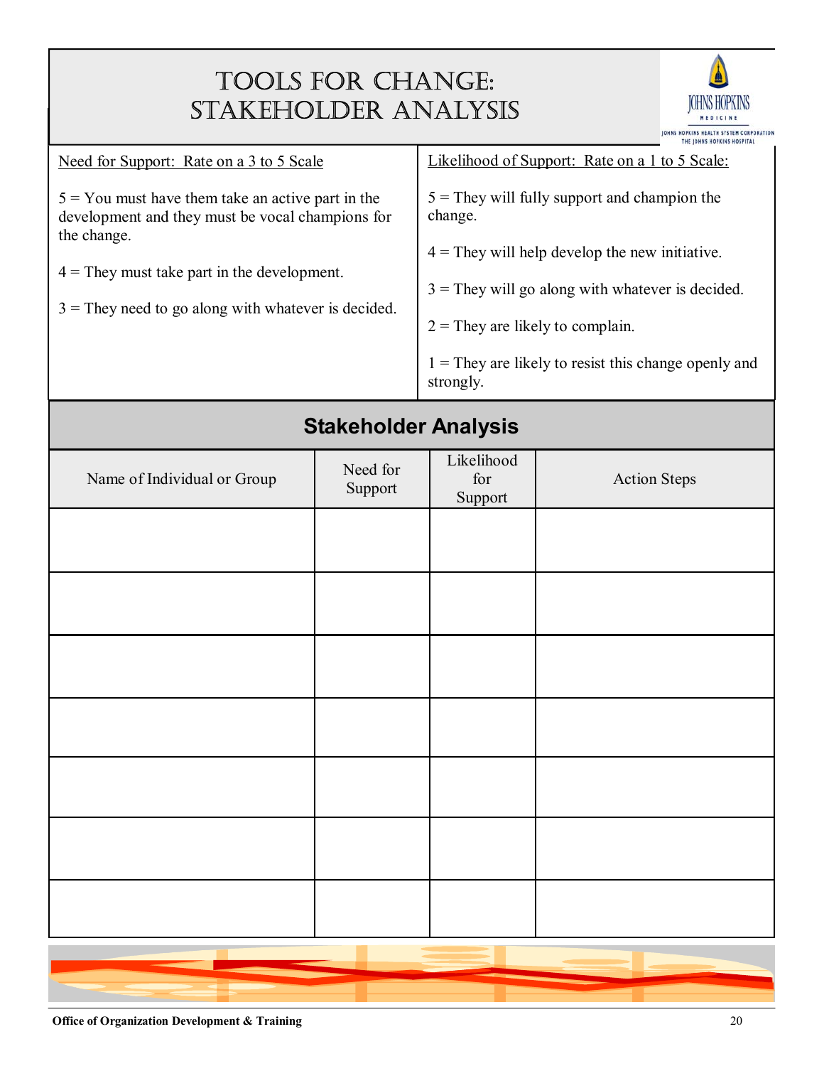# Tools for Change: Stakeholder Analysis

Need for Support: Rate on a 3 to 5 Scale

5 = You must have them take an active part in the development and they must be vocal champions for the change.

4 = They must take part in the development.

3 = They need to go along with whatever is decided.

Likelihood of Support: Rate on a 1 to 5 Scale:

5 = They will fully support and champion the change.

4 = They will help develop the new initiative.

3 = They will go along with whatever is decided.

2 = They are likely to complain.

1 = They are likely to resist this change openly and strongly.

## Stakeholder Analysis

| Name of Individual or Group | Need for Support | Likelihood for Support | Action Steps |
|---|---|---|---|
| | | | |
| | | | |
| | | | |
| | | | |
| | | | |
| | | | |
| | | | |

Office of Organization Development & Training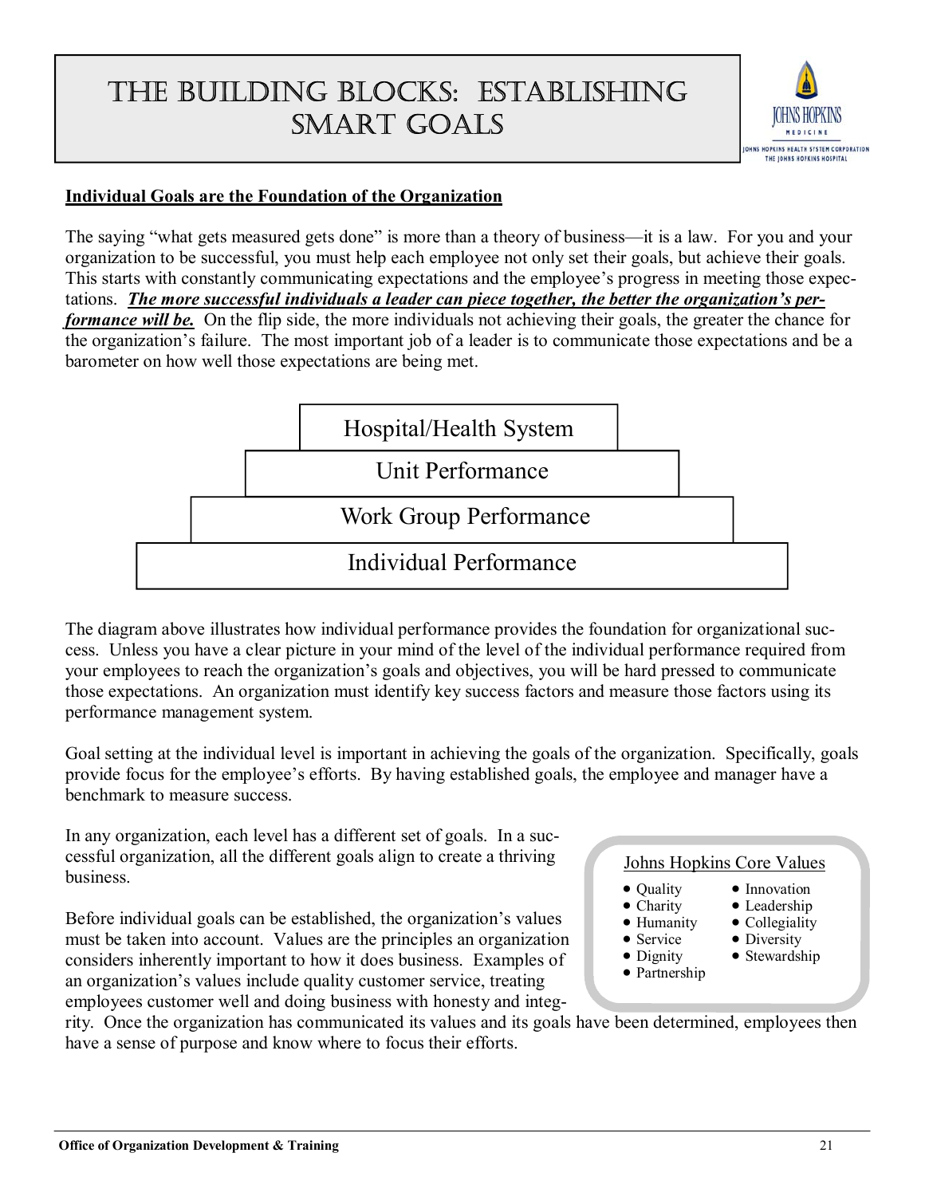# The Building Blocks: Establishing SMART Goals

**Individual Goals are the Foundation of the Organization**

The saying "what gets measured gets done" is more than a theory of business—it is a law. For you and your organization to be successful, you must help each employee not only set their goals, but achieve their goals. This starts with constantly communicating expectations and the employee's progress in meeting those expectations. ***The more successful individuals a leader can piece together, the better the organization's performance will be.*** On the flip side, the more individuals not achieving their goals, the greater the chance for the organization's failure. The most important job of a leader is to communicate those expectations and be a barometer on how well those expectations are being met.

| Hospital/Health System |
|---|
| Unit Performance |
| Work Group Performance |
| Individual Performance |

The diagram above illustrates how individual performance provides the foundation for organizational success. Unless you have a clear picture in your mind of the level of the individual performance required from your employees to reach the organization's goals and objectives, you will be hard pressed to communicate those expectations. An organization must identify key success factors and measure those factors using its performance management system.

Goal setting at the individual level is important in achieving the goals of the organization. Specifically, goals provide focus for the employee's efforts. By having established goals, the employee and manager have a benchmark to measure success.

In any organization, each level has a different set of goals. In a successful organization, all the different goals align to create a thriving business.

Before individual goals can be established, the organization's values must be taken into account. Values are the principles an organization considers inherently important to how it does business. Examples of an organization's values include quality customer service, treating employees customer well and doing business with honesty and integrity. Once the organization has communicated its values and its goals have been determined, employees then have a sense of purpose and know where to focus their efforts.

Johns Hopkins Core Values

- Quality
- Charity
- Humanity
- Service
- Dignity
- Partnership
- Innovation
- Leadership
- Collegiality
- Diversity
- Stewardship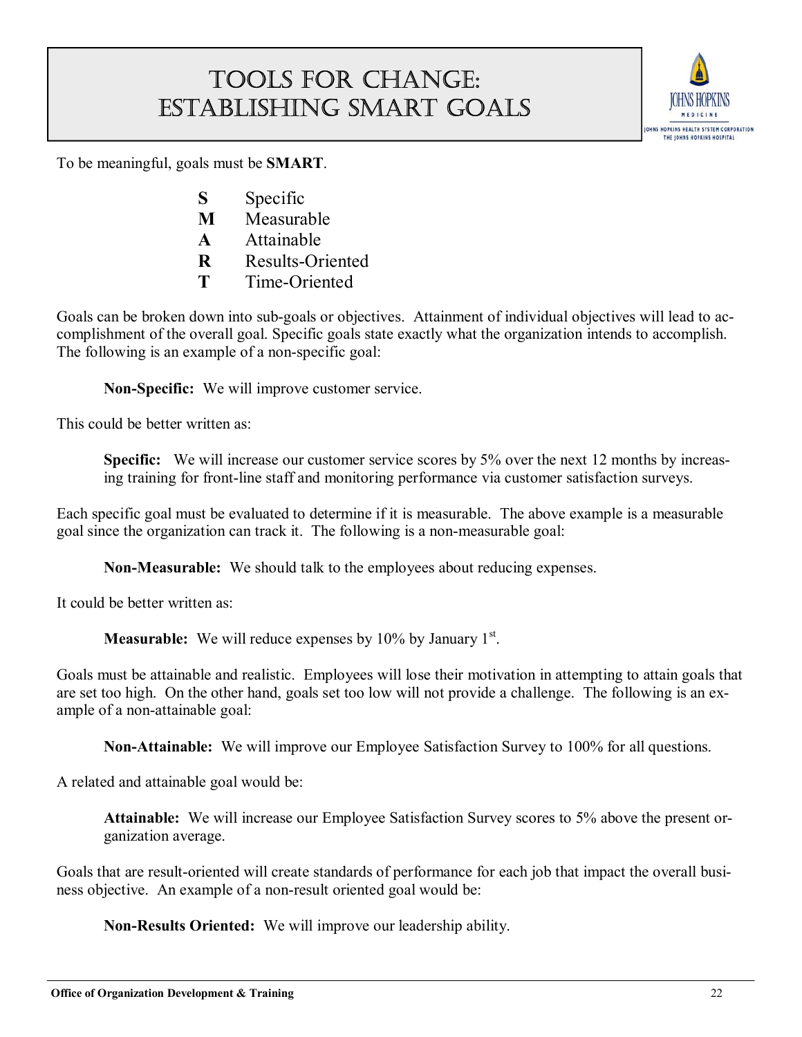# Tools for Change: Establishing SMART Goals

To be meaningful, goals must be **SMART**.

- **S** Specific
- **M** Measurable
- **A** Attainable
- **R** Results-Oriented
- **T** Time-Oriented

Goals can be broken down into sub-goals or objectives. Attainment of individual objectives will lead to accomplishment of the overall goal. Specific goals state exactly what the organization intends to accomplish. The following is an example of a non-specific goal:

> **Non-Specific:** We will improve customer service.

This could be better written as:

> **Specific:** We will increase our customer service scores by 5% over the next 12 months by increasing training for front-line staff and monitoring performance via customer satisfaction surveys.

Each specific goal must be evaluated to determine if it is measurable. The above example is a measurable goal since the organization can track it. The following is a non-measurable goal:

> **Non-Measurable:** We should talk to the employees about reducing expenses.

It could be better written as:

> **Measurable:** We will reduce expenses by 10% by January 1st.

Goals must be attainable and realistic. Employees will lose their motivation in attempting to attain goals that are set too high. On the other hand, goals set too low will not provide a challenge. The following is an example of a non-attainable goal:

> **Non-Attainable:** We will improve our Employee Satisfaction Survey to 100% for all questions.

A related and attainable goal would be:

> **Attainable:** We will increase our Employee Satisfaction Survey scores to 5% above the present organization average.

Goals that are result-oriented will create standards of performance for each job that impact the overall business objective. An example of a non-result oriented goal would be:

> **Non-Results Oriented:** We will improve our leadership ability.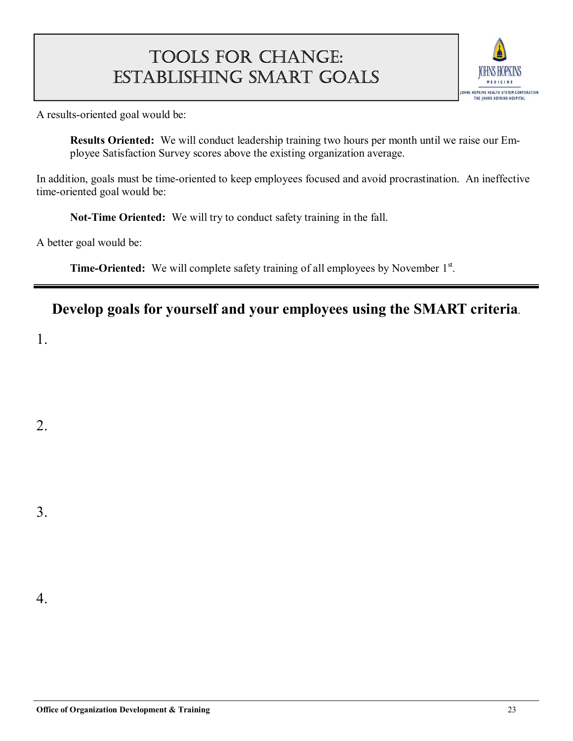# Tools for Change: Establishing SMART Goals

A results-oriented goal would be:

> **Results Oriented:** We will conduct leadership training two hours per month until we raise our Employee Satisfaction Survey scores above the existing organization average.

In addition, goals must be time-oriented to keep employees focused and avoid procrastination. An ineffective time-oriented goal would be:

> **Not-Time Oriented:** We will try to conduct safety training in the fall.

A better goal would be:

> **Time-Oriented:** We will complete safety training of all employees by November 1st.

---

## Develop goals for yourself and your employees using the SMART criteria.

1.

2.

3.

4.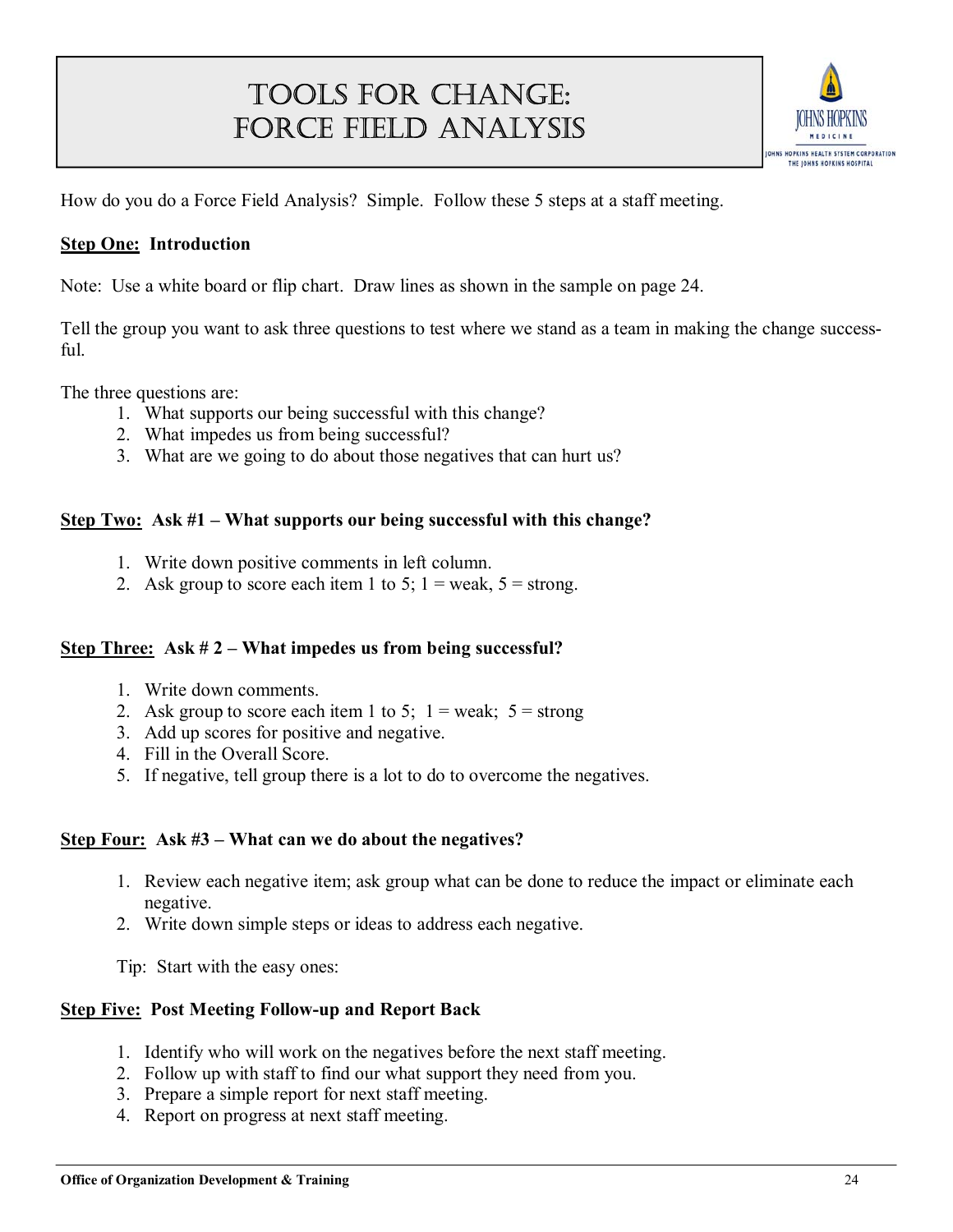# Tools for Change: Force Field Analysis

How do you do a Force Field Analysis? Simple. Follow these 5 steps at a staff meeting.

**<u>Step One:</u> Introduction**

Note: Use a white board or flip chart. Draw lines as shown in the sample on page 24.

Tell the group you want to ask three questions to test where we stand as a team in making the change successful.

The three questions are:

1. What supports our being successful with this change?
2. What impedes us from being successful?
3. What are we going to do about those negatives that can hurt us?

**<u>Step Two:</u> Ask #1 – What supports our being successful with this change?**

1. Write down positive comments in left column.
2. Ask group to score each item 1 to 5; 1 = weak, 5 = strong.

**<u>Step Three:</u> Ask # 2 – What impedes us from being successful?**

1. Write down comments.
2. Ask group to score each item 1 to 5; 1 = weak; 5 = strong
3. Add up scores for positive and negative.
4. Fill in the Overall Score.
5. If negative, tell group there is a lot to do to overcome the negatives.

**<u>Step Four:</u> Ask #3 – What can we do about the negatives?**

1. Review each negative item; ask group what can be done to reduce the impact or eliminate each negative.
2. Write down simple steps or ideas to address each negative.

Tip: Start with the easy ones:

**<u>Step Five:</u> Post Meeting Follow-up and Report Back**

1. Identify who will work on the negatives before the next staff meeting.
2. Follow up with staff to find our what support they need from you.
3. Prepare a simple report for next staff meeting.
4. Report on progress at next staff meeting.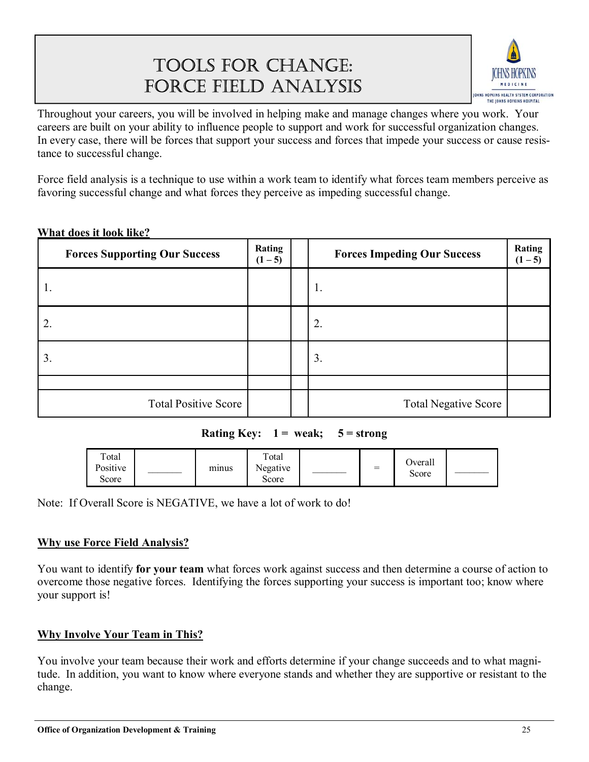# TOOLS FOR CHANGE: FORCE FIELD ANALYSIS

Throughout your careers, you will be involved in helping make and manage changes where you work. Your careers are built on your ability to influence people to support and work for successful organization changes. In every case, there will be forces that support your success and forces that impede your success or cause resistance to successful change.

Force field analysis is a technique to use within a work team to identify what forces team members perceive as favoring successful change and what forces they perceive as impeding successful change.

**What does it look like?**

| Forces Supporting Our Success | Rating (1 – 5) | | Forces Impeding Our Success | Rating (1 – 5) |
|---|---|---|---|---|
| 1. | | | 1. | |
| 2. | | | 2. | |
| 3. | | | 3. | |
| | | | | |
| Total Positive Score | | | Total Negative Score | |

**Rating Key: 1 = weak; 5 = strong**

| Total Positive Score | _______ | minus | Total Negative Score | _______ | = | Overall Score | _______ |
|---|---|---|---|---|---|---|---|

Note: If Overall Score is NEGATIVE, we have a lot of work to do!

**Why use Force Field Analysis?**

You want to identify **for your team** what forces work against success and then determine a course of action to overcome those negative forces. Identifying the forces supporting your success is important too; know where your support is!

**Why Involve Your Team in This?**

You involve your team because their work and efforts determine if your change succeeds and to what magnitude. In addition, you want to know where everyone stands and whether they are supportive or resistant to the change.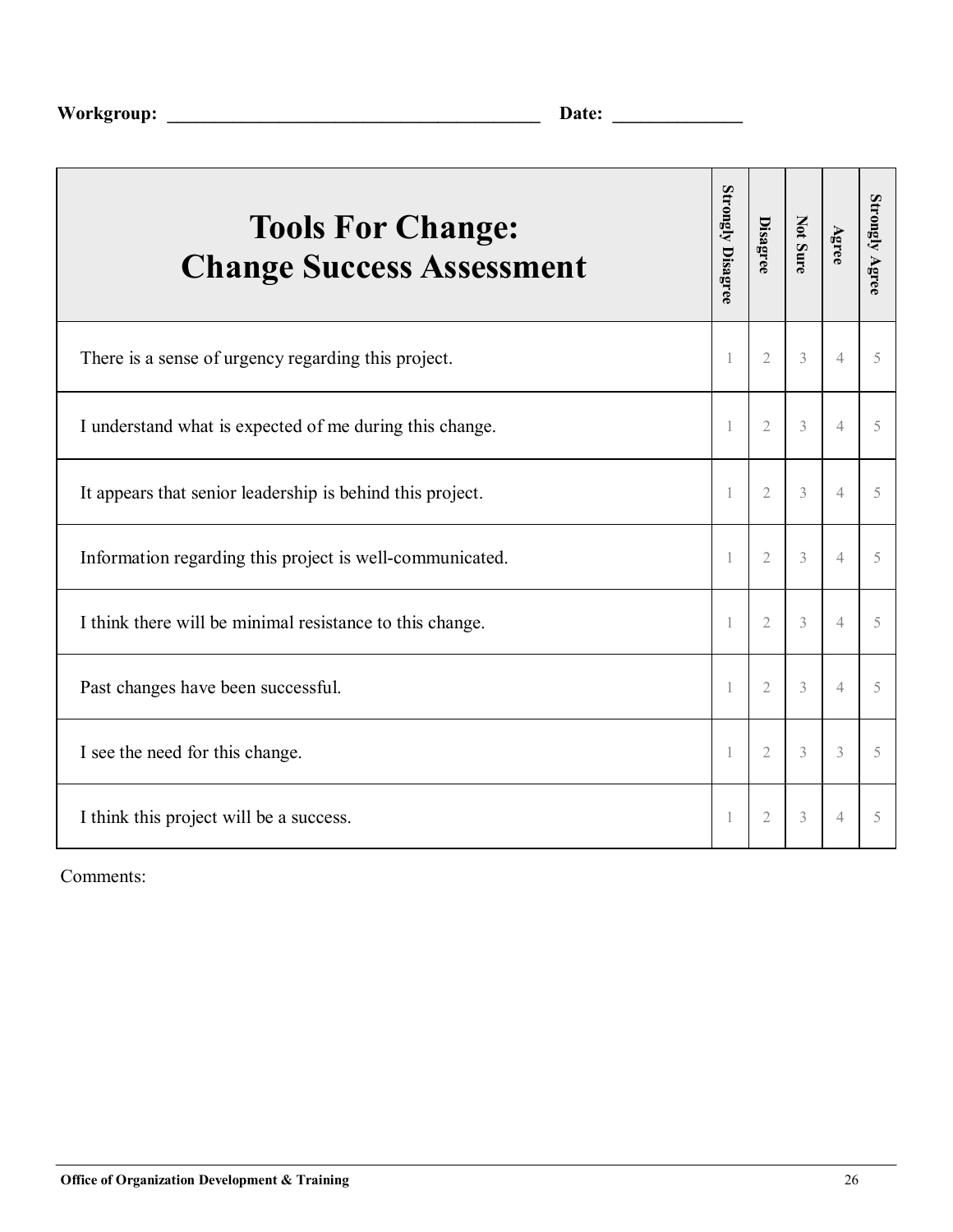**Workgroup:** ________________________________________ **Date:** ______________

| Tools For Change: Change Success Assessment | Strongly Disagree | Disagree | Not Sure | Agree | Strongly Agree |
|---|---|---|---|---|---|
| There is a sense of urgency regarding this project. | 1 | 2 | 3 | 4 | 5 |
| I understand what is expected of me during this change. | 1 | 2 | 3 | 4 | 5 |
| It appears that senior leadership is behind this project. | 1 | 2 | 3 | 4 | 5 |
| Information regarding this project is well-communicated. | 1 | 2 | 3 | 4 | 5 |
| I think there will be minimal resistance to this change. | 1 | 2 | 3 | 4 | 5 |
| Past changes have been successful. | 1 | 2 | 3 | 4 | 5 |
| I see the need for this change. | 1 | 2 | 3 | 3 | 5 |
| I think this project will be a success. | 1 | 2 | 3 | 4 | 5 |

Comments: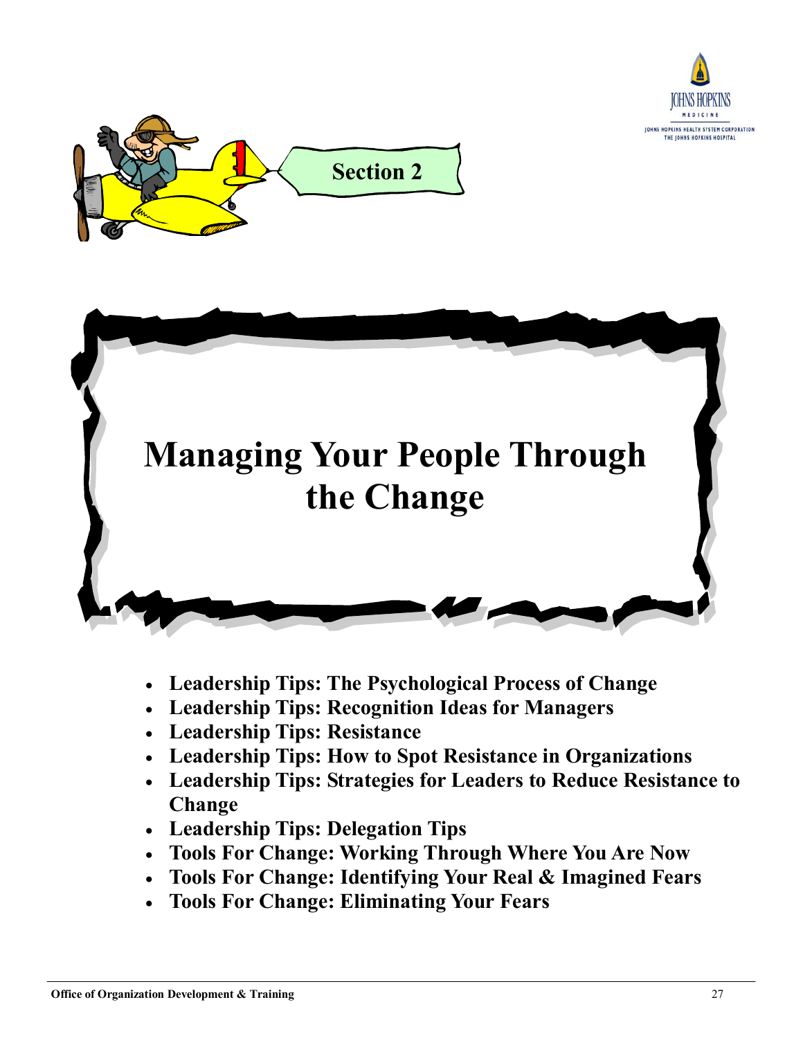Section 2

# Managing Your People Through the Change

- **Leadership Tips: The Psychological Process of Change**
- **Leadership Tips: Recognition Ideas for Managers**
- **Leadership Tips: Resistance**
- **Leadership Tips: How to Spot Resistance in Organizations**
- **Leadership Tips: Strategies for Leaders to Reduce Resistance to Change**
- **Leadership Tips: Delegation Tips**
- **Tools For Change: Working Through Where You Are Now**
- **Tools For Change: Identifying Your Real & Imagined Fears**
- **Tools For Change: Eliminating Your Fears**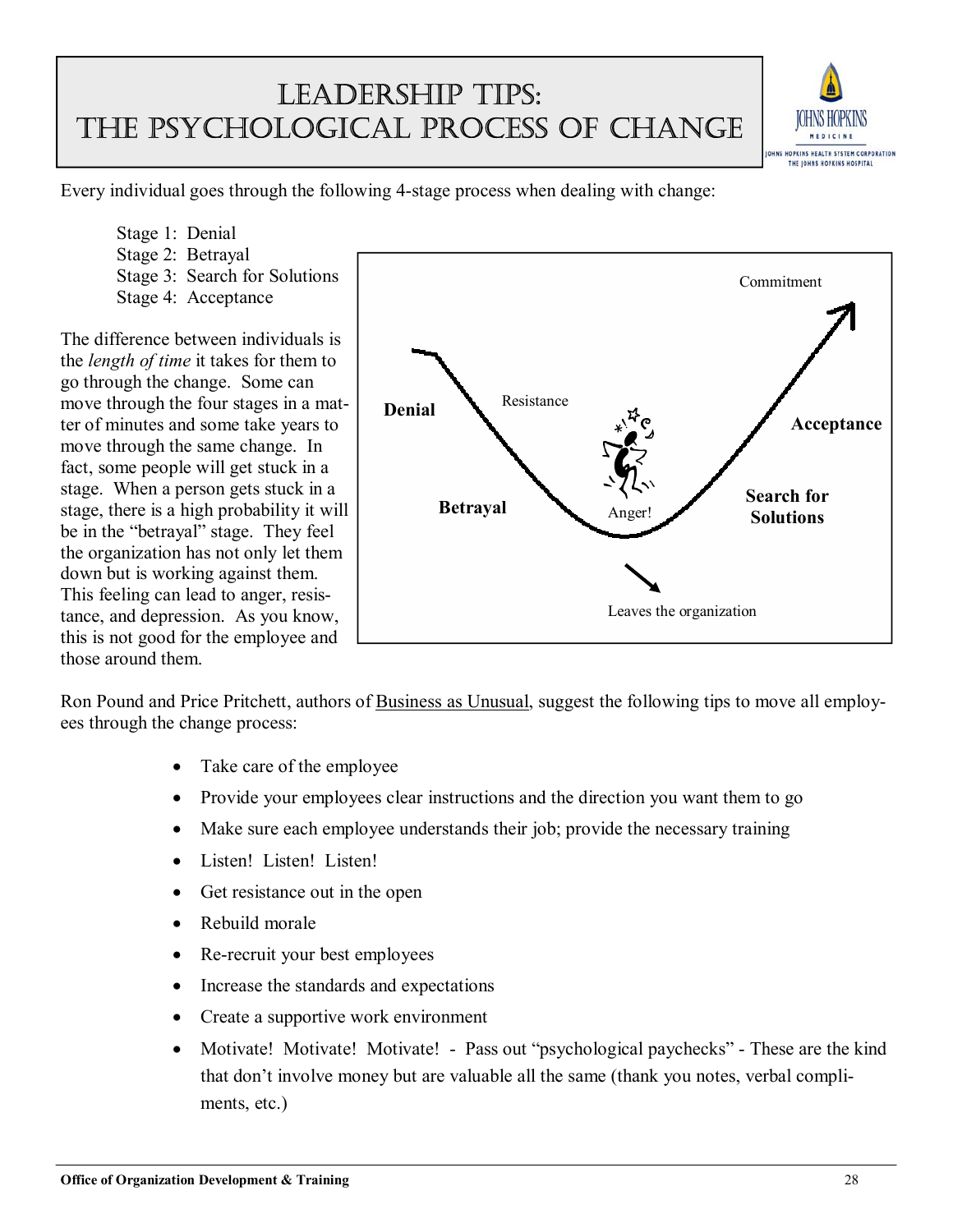# Leadership Tips: The Psychological Process of Change

Every individual goes through the following 4-stage process when dealing with change:

Stage 1: Denial
Stage 2: Betrayal
Stage 3: Search for Solutions
Stage 4: Acceptance

The difference between individuals is the *length of time* it takes for them to go through the change. Some can move through the four stages in a matter of minutes and some take years to move through the same change. In fact, some people will get stuck in a stage. When a person gets stuck in a stage, there is a high probability it will be in the "betrayal" stage. They feel the organization has not only let them down but is working against them. This feeling can lead to anger, resistance, and depression. As you know, this is not good for the employee and those around them.

Ron Pound and Price Pritchett, authors of Business as Unusual, suggest the following tips to move all employees through the change process:

- Take care of the employee
- Provide your employees clear instructions and the direction you want them to go
- Make sure each employee understands their job; provide the necessary training
- Listen! Listen! Listen!
- Get resistance out in the open
- Rebuild morale
- Re-recruit your best employees
- Increase the standards and expectations
- Create a supportive work environment
- Motivate! Motivate! Motivate! - Pass out "psychological paychecks" - These are the kind that don't involve money but are valuable all the same (thank you notes, verbal compliments, etc.)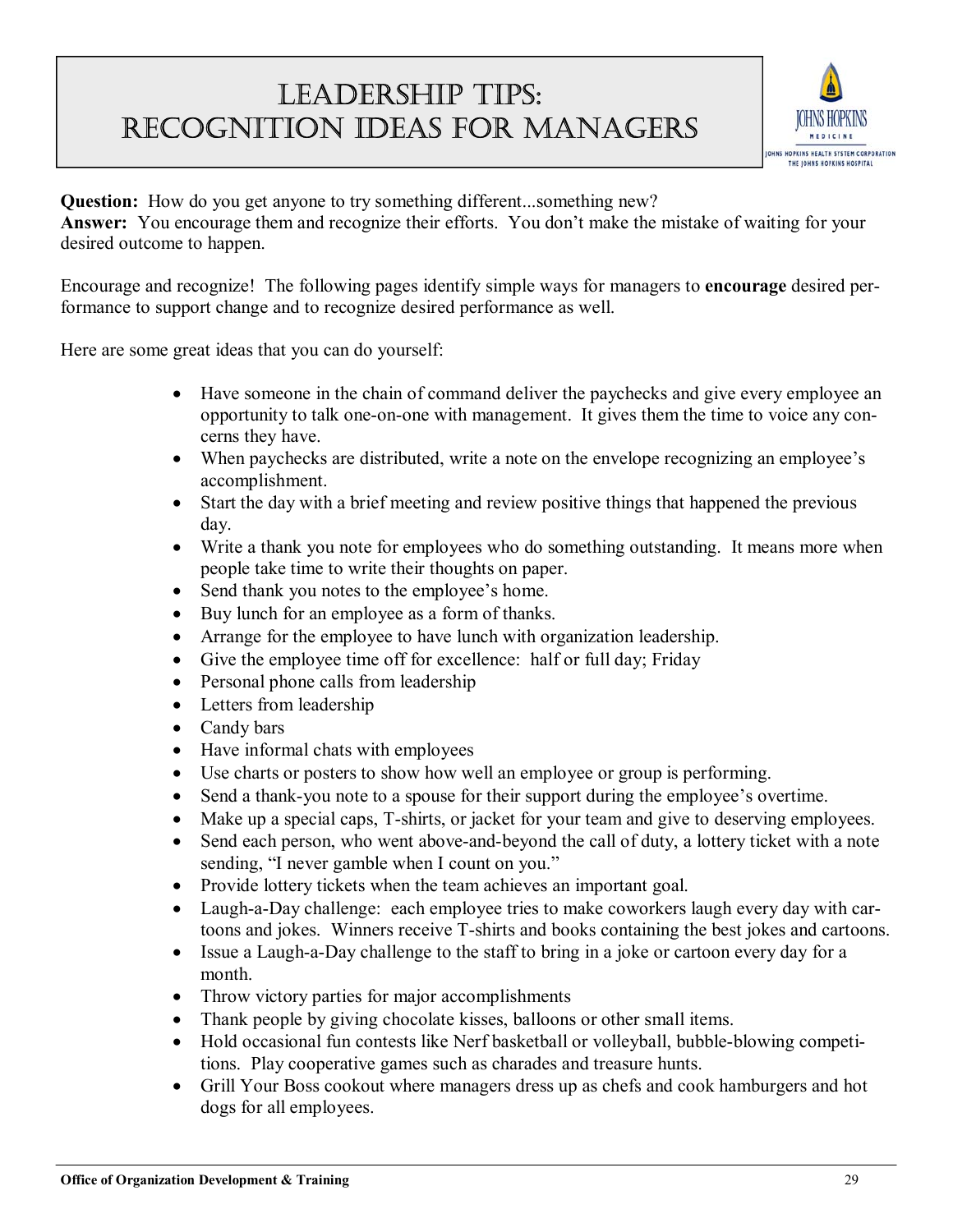# Leadership Tips: Recognition Ideas for Managers

**Question:** How do you get anyone to try something different...something new?
**Answer:** You encourage them and recognize their efforts. You don't make the mistake of waiting for your desired outcome to happen.

Encourage and recognize! The following pages identify simple ways for managers to **encourage** desired performance to support change and to recognize desired performance as well.

Here are some great ideas that you can do yourself:

- Have someone in the chain of command deliver the paychecks and give every employee an opportunity to talk one-on-one with management. It gives them the time to voice any concerns they have.
- When paychecks are distributed, write a note on the envelope recognizing an employee's accomplishment.
- Start the day with a brief meeting and review positive things that happened the previous day.
- Write a thank you note for employees who do something outstanding. It means more when people take time to write their thoughts on paper.
- Send thank you notes to the employee's home.
- Buy lunch for an employee as a form of thanks.
- Arrange for the employee to have lunch with organization leadership.
- Give the employee time off for excellence: half or full day; Friday
- Personal phone calls from leadership
- Letters from leadership
- Candy bars
- Have informal chats with employees
- Use charts or posters to show how well an employee or group is performing.
- Send a thank-you note to a spouse for their support during the employee's overtime.
- Make up a special caps, T-shirts, or jacket for your team and give to deserving employees.
- Send each person, who went above-and-beyond the call of duty, a lottery ticket with a note sending, "I never gamble when I count on you."
- Provide lottery tickets when the team achieves an important goal.
- Laugh-a-Day challenge: each employee tries to make coworkers laugh every day with cartoons and jokes. Winners receive T-shirts and books containing the best jokes and cartoons.
- Issue a Laugh-a-Day challenge to the staff to bring in a joke or cartoon every day for a month.
- Throw victory parties for major accomplishments
- Thank people by giving chocolate kisses, balloons or other small items.
- Hold occasional fun contests like Nerf basketball or volleyball, bubble-blowing competitions. Play cooperative games such as charades and treasure hunts.
- Grill Your Boss cookout where managers dress up as chefs and cook hamburgers and hot dogs for all employees.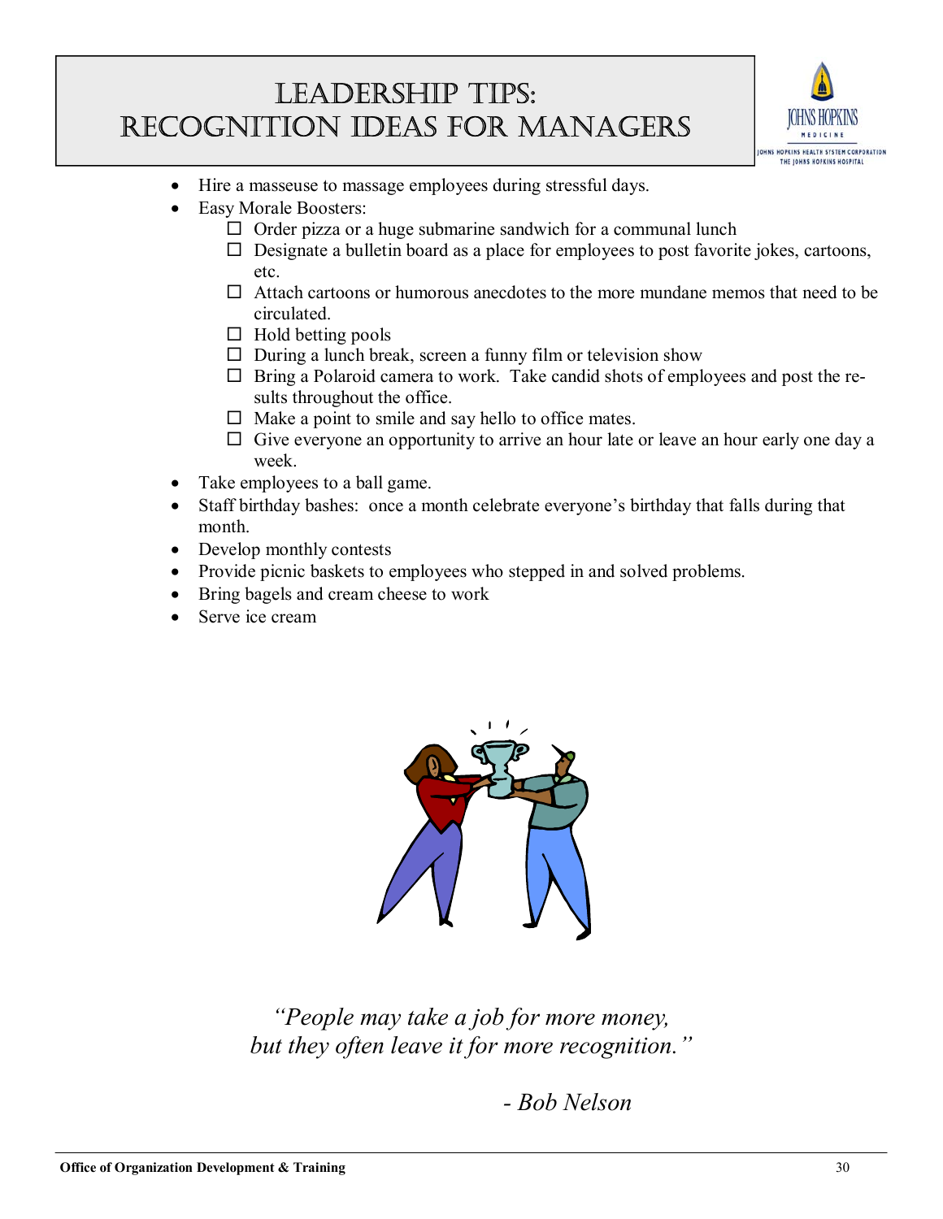# Leadership Tips: Recognition Ideas for Managers

- Hire a masseuse to massage employees during stressful days.
- Easy Morale Boosters:
  - ☐ Order pizza or a huge submarine sandwich for a communal lunch
  - ☐ Designate a bulletin board as a place for employees to post favorite jokes, cartoons, etc.
  - ☐ Attach cartoons or humorous anecdotes to the more mundane memos that need to be circulated.
  - ☐ Hold betting pools
  - ☐ During a lunch break, screen a funny film or television show
  - ☐ Bring a Polaroid camera to work. Take candid shots of employees and post the results throughout the office.
  - ☐ Make a point to smile and say hello to office mates.
  - ☐ Give everyone an opportunity to arrive an hour late or leave an hour early one day a week.
- Take employees to a ball game.
- Staff birthday bashes: once a month celebrate everyone's birthday that falls during that month.
- Develop monthly contests
- Provide picnic baskets to employees who stepped in and solved problems.
- Bring bagels and cream cheese to work
- Serve ice cream

*"People may take a job for more money, but they often leave it for more recognition."*

*- Bob Nelson*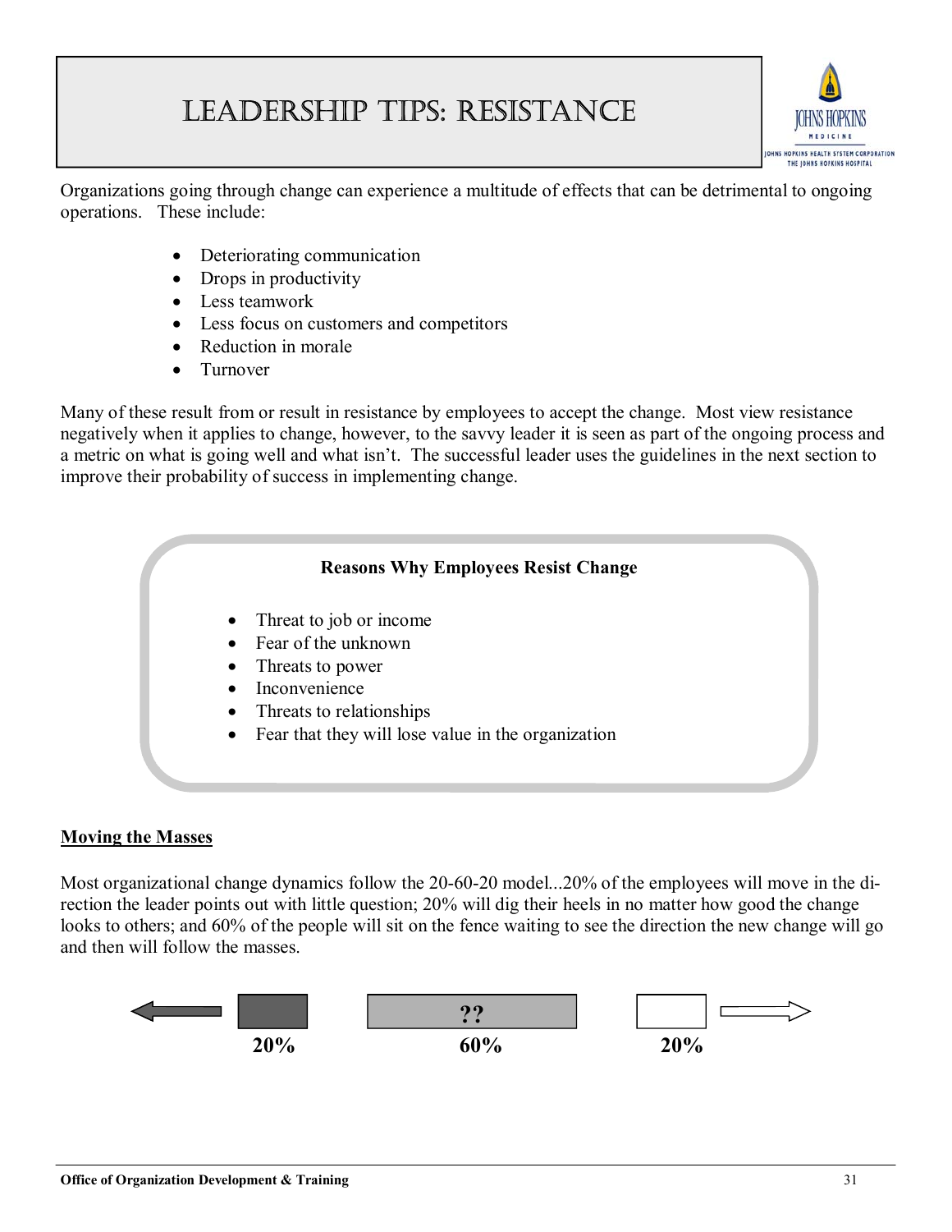# Leadership Tips: Resistance

Organizations going through change can experience a multitude of effects that can be detrimental to ongoing operations. These include:

- Deteriorating communication
- Drops in productivity
- Less teamwork
- Less focus on customers and competitors
- Reduction in morale
- Turnover

Many of these result from or result in resistance by employees to accept the change. Most view resistance negatively when it applies to change, however, to the savvy leader it is seen as part of the ongoing process and a metric on what is going well and what isn't. The successful leader uses the guidelines in the next section to improve their probability of success in implementing change.

**Reasons Why Employees Resist Change**

- Threat to job or income
- Fear of the unknown
- Threats to power
- Inconvenience
- Threats to relationships
- Fear that they will lose value in the organization

## Moving the Masses

Most organizational change dynamics follow the 20-60-20 model...20% of the employees will move in the direction the leader points out with little question; 20% will dig their heels in no matter how good the change looks to others; and 60% of the people will sit on the fence waiting to see the direction the new change will go and then will follow the masses.

| 20% | ?? 60% | 20% |
|---|---|---|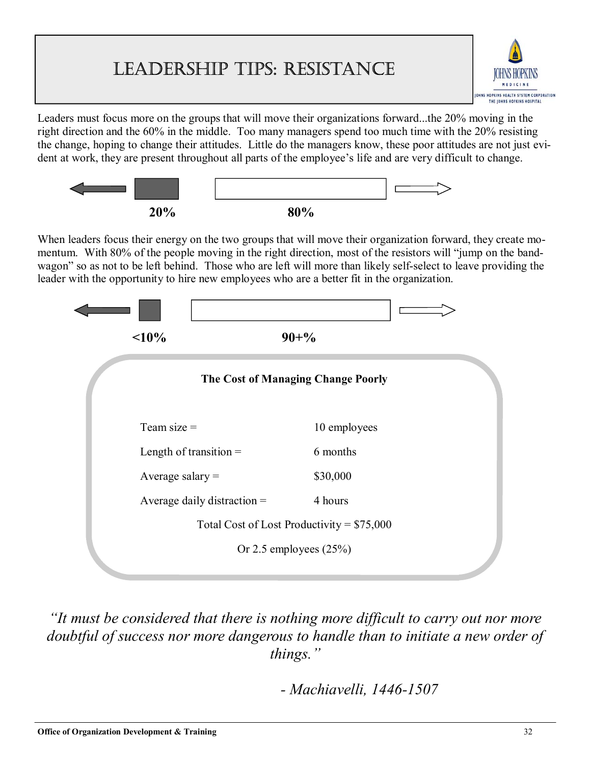# Leadership Tips: Resistance

Leaders must focus more on the groups that will move their organizations forward...the 20% moving in the right direction and the 60% in the middle. Too many managers spend too much time with the 20% resisting the change, hoping to change their attitudes. Little do the managers know, these poor attitudes are not just evident at work, they are present throughout all parts of the employee's life and are very difficult to change.

**20%** **80%**

When leaders focus their energy on the two groups that will move their organization forward, they create momentum. With 80% of the people moving in the right direction, most of the resistors will "jump on the bandwagon" so as not to be left behind. Those who are left will more than likely self-select to leave providing the leader with the opportunity to hire new employees who are a better fit in the organization.

**<10%** **90+%**

**The Cost of Managing Change Poorly**

| | |
|---|---|
| Team size = | 10 employees |
| Length of transition = | 6 months |
| Average salary = | $30,000 |
| Average daily distraction = | 4 hours |

Total Cost of Lost Productivity = $75,000

Or 2.5 employees (25%)

*"It must be considered that there is nothing more difficult to carry out nor more doubtful of success nor more dangerous to handle than to initiate a new order of things."*

*- Machiavelli, 1446-1507*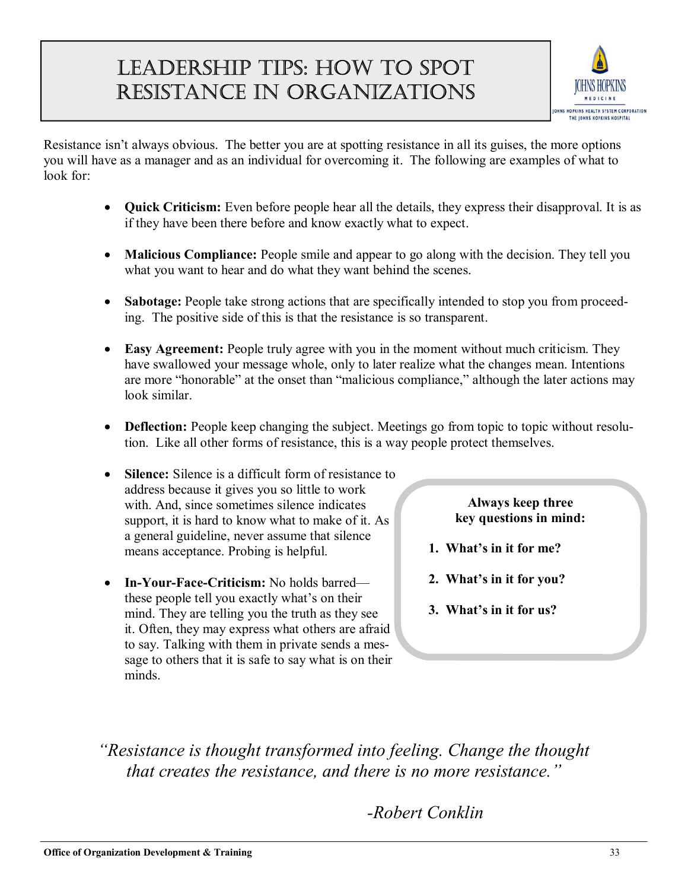# Leadership Tips: How to Spot Resistance in Organizations

Resistance isn't always obvious. The better you are at spotting resistance in all its guises, the more options you will have as a manager and as an individual for overcoming it. The following are examples of what to look for:

- **Quick Criticism:** Even before people hear all the details, they express their disapproval. It is as if they have been there before and know exactly what to expect.
- **Malicious Compliance:** People smile and appear to go along with the decision. They tell you what you want to hear and do what they want behind the scenes.
- **Sabotage:** People take strong actions that are specifically intended to stop you from proceeding. The positive side of this is that the resistance is so transparent.
- **Easy Agreement:** People truly agree with you in the moment without much criticism. They have swallowed your message whole, only to later realize what the changes mean. Intentions are more "honorable" at the onset than "malicious compliance," although the later actions may look similar.
- **Deflection:** People keep changing the subject. Meetings go from topic to topic without resolution. Like all other forms of resistance, this is a way people protect themselves.
- **Silence:** Silence is a difficult form of resistance to address because it gives you so little to work with. And, since sometimes silence indicates support, it is hard to know what to make of it. As a general guideline, never assume that silence means acceptance. Probing is helpful.
- **In-Your-Face-Criticism:** No holds barred—these people tell you exactly what's on their mind. They are telling you the truth as they see it. Often, they may express what others are afraid to say. Talking with them in private sends a message to others that it is safe to say what is on their minds.

**Always keep three key questions in mind:**

1. **What's in it for me?**
2. **What's in it for you?**
3. **What's in it for us?**

*"Resistance is thought transformed into feeling. Change the thought that creates the resistance, and there is no more resistance."*

*-Robert Conklin*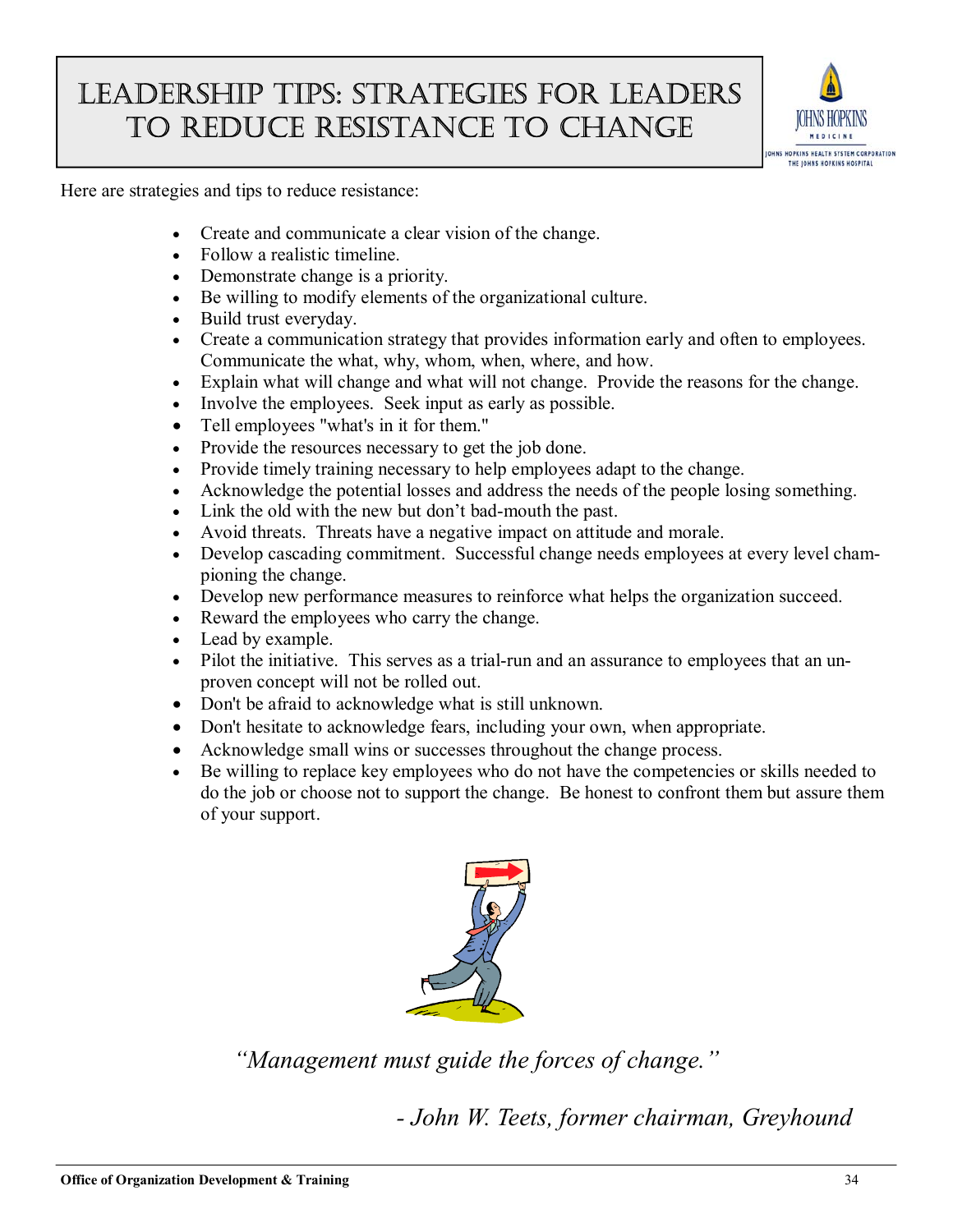# Leadership Tips: Strategies for Leaders to Reduce Resistance to Change

Here are strategies and tips to reduce resistance:

- Create and communicate a clear vision of the change.
- Follow a realistic timeline.
- Demonstrate change is a priority.
- Be willing to modify elements of the organizational culture.
- Build trust everyday.
- Create a communication strategy that provides information early and often to employees. Communicate the what, why, whom, when, where, and how.
- Explain what will change and what will not change. Provide the reasons for the change.
- Involve the employees. Seek input as early as possible.
- Tell employees "what's in it for them."
- Provide the resources necessary to get the job done.
- Provide timely training necessary to help employees adapt to the change.
- Acknowledge the potential losses and address the needs of the people losing something.
- Link the old with the new but don't bad-mouth the past.
- Avoid threats. Threats have a negative impact on attitude and morale.
- Develop cascading commitment. Successful change needs employees at every level championing the change.
- Develop new performance measures to reinforce what helps the organization succeed.
- Reward the employees who carry the change.
- Lead by example.
- Pilot the initiative. This serves as a trial-run and an assurance to employees that an unproven concept will not be rolled out.
- Don't be afraid to acknowledge what is still unknown.
- Don't hesitate to acknowledge fears, including your own, when appropriate.
- Acknowledge small wins or successes throughout the change process.
- Be willing to replace key employees who do not have the competencies or skills needed to do the job or choose not to support the change. Be honest to confront them but assure them of your support.

*"Management must guide the forces of change."*

*- John W. Teets, former chairman, Greyhound*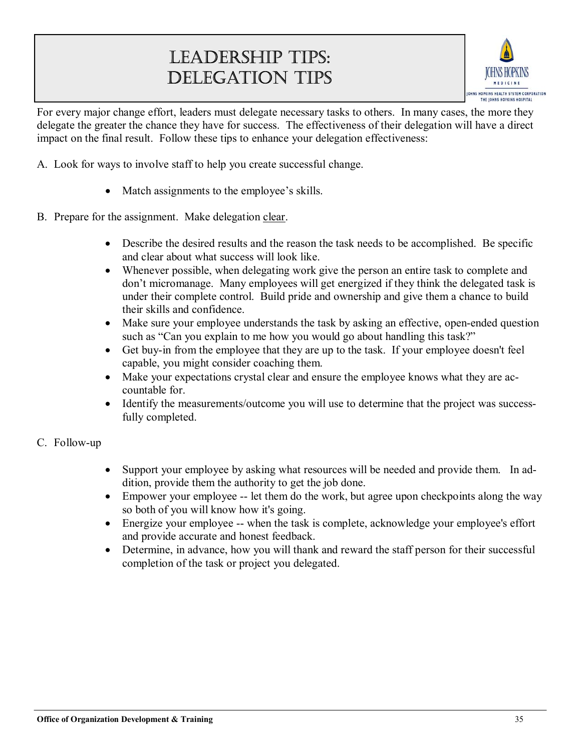# Leadership Tips: Delegation Tips

For every major change effort, leaders must delegate necessary tasks to others. In many cases, the more they delegate the greater the chance they have for success. The effectiveness of their delegation will have a direct impact on the final result. Follow these tips to enhance your delegation effectiveness:

A. Look for ways to involve staff to help you create successful change.

- Match assignments to the employee's skills.

B. Prepare for the assignment. Make delegation <u>clear</u>.

- Describe the desired results and the reason the task needs to be accomplished. Be specific and clear about what success will look like.
- Whenever possible, when delegating work give the person an entire task to complete and don't micromanage. Many employees will get energized if they think the delegated task is under their complete control. Build pride and ownership and give them a chance to build their skills and confidence.
- Make sure your employee understands the task by asking an effective, open-ended question such as "Can you explain to me how you would go about handling this task?"
- Get buy-in from the employee that they are up to the task. If your employee doesn't feel capable, you might consider coaching them.
- Make your expectations crystal clear and ensure the employee knows what they are accountable for.
- Identify the measurements/outcome you will use to determine that the project was successfully completed.

C. Follow-up

- Support your employee by asking what resources will be needed and provide them. In addition, provide them the authority to get the job done.
- Empower your employee -- let them do the work, but agree upon checkpoints along the way so both of you will know how it's going.
- Energize your employee -- when the task is complete, acknowledge your employee's effort and provide accurate and honest feedback.
- Determine, in advance, how you will thank and reward the staff person for their successful completion of the task or project you delegated.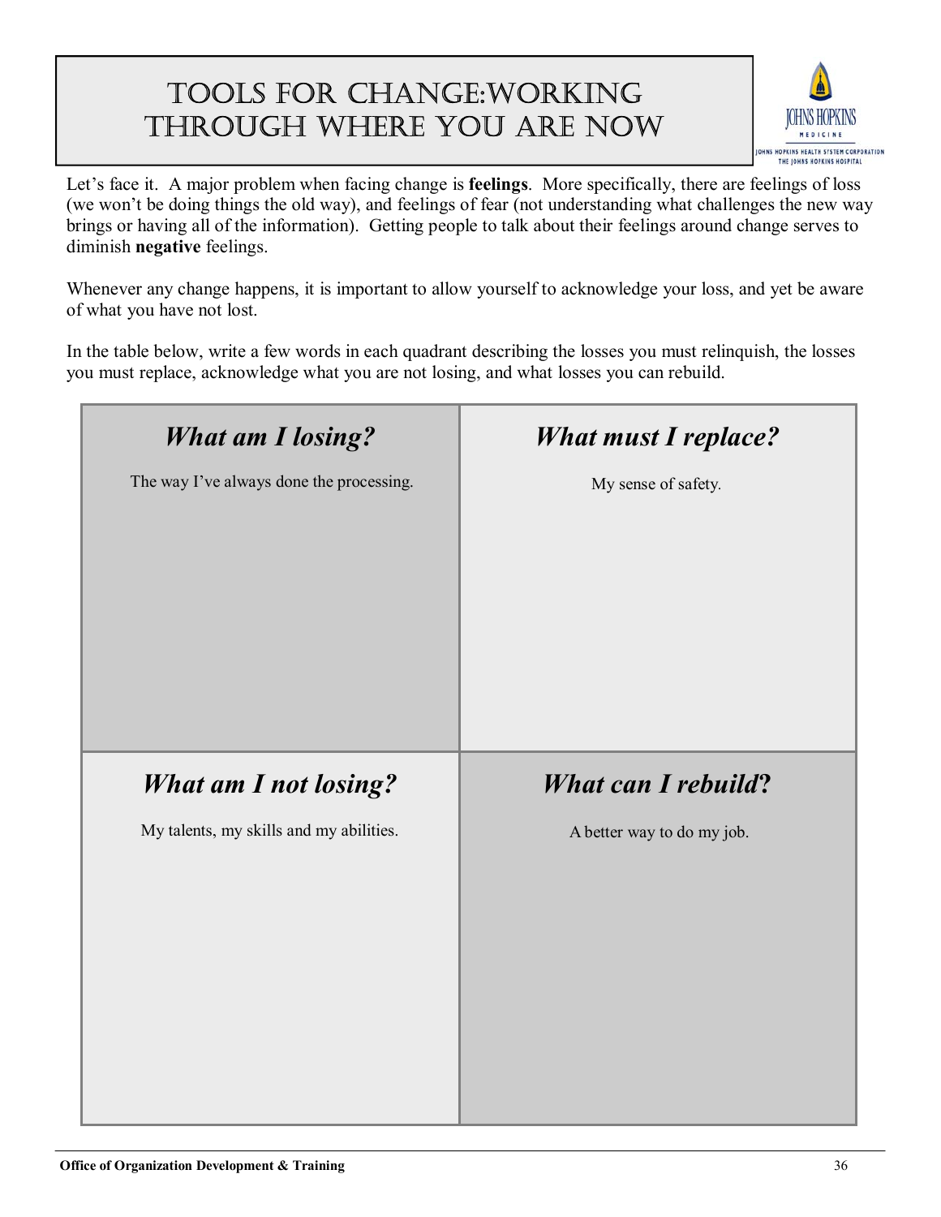# Tools for Change: Working Through Where You Are Now

Let's face it. A major problem when facing change is **feelings**. More specifically, there are feelings of loss (we won't be doing things the old way), and feelings of fear (not understanding what challenges the new way brings or having all of the information). Getting people to talk about their feelings around change serves to diminish **negative** feelings.

Whenever any change happens, it is important to allow yourself to acknowledge your loss, and yet be aware of what you have not lost.

In the table below, write a few words in each quadrant describing the losses you must relinquish, the losses you must replace, acknowledge what you are not losing, and what losses you can rebuild.

| ***What am I losing?*** | ***What must I replace?*** |
|---|---|
| The way I've always done the processing. | My sense of safety. |
| ***What am I not losing?*** | ***What can I rebuild?*** |
| My talents, my skills and my abilities. | A better way to do my job. |

Office of Organization Development & Training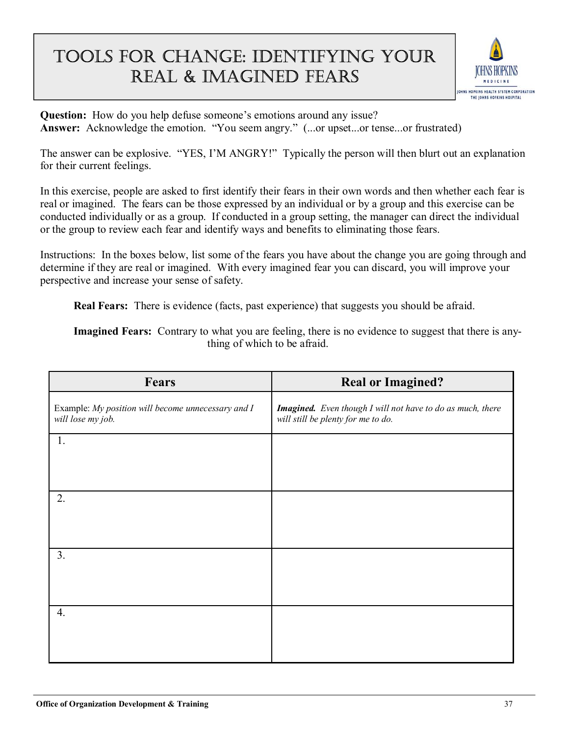# TOOLS FOR CHANGE: IDENTIFYING YOUR REAL & IMAGINED FEARS

**Question:** How do you help defuse someone's emotions around any issue?
**Answer:** Acknowledge the emotion. "You seem angry." (...or upset...or tense...or frustrated)

The answer can be explosive. "YES, I'M ANGRY!" Typically the person will then blurt out an explanation for their current feelings.

In this exercise, people are asked to first identify their fears in their own words and then whether each fear is real or imagined. The fears can be those expressed by an individual or by a group and this exercise can be conducted individually or as a group. If conducted in a group setting, the manager can direct the individual or the group to review each fear and identify ways and benefits to eliminating those fears.

Instructions: In the boxes below, list some of the fears you have about the change you are going through and determine if they are real or imagined. With every imagined fear you can discard, you will improve your perspective and increase your sense of safety.

**Real Fears:** There is evidence (facts, past experience) that suggests you should be afraid.

**Imagined Fears:** Contrary to what you are feeling, there is no evidence to suggest that there is anything of which to be afraid.

| Fears | Real or Imagined? |
|---|---|
| Example: *My position will become unnecessary and I will lose my job.* | ***Imagined.*** *Even though I will not have to do as much, there will still be plenty for me to do.* |
| 1. | |
| 2. | |
| 3. | |
| 4. | |

**Office of Organization Development & Training**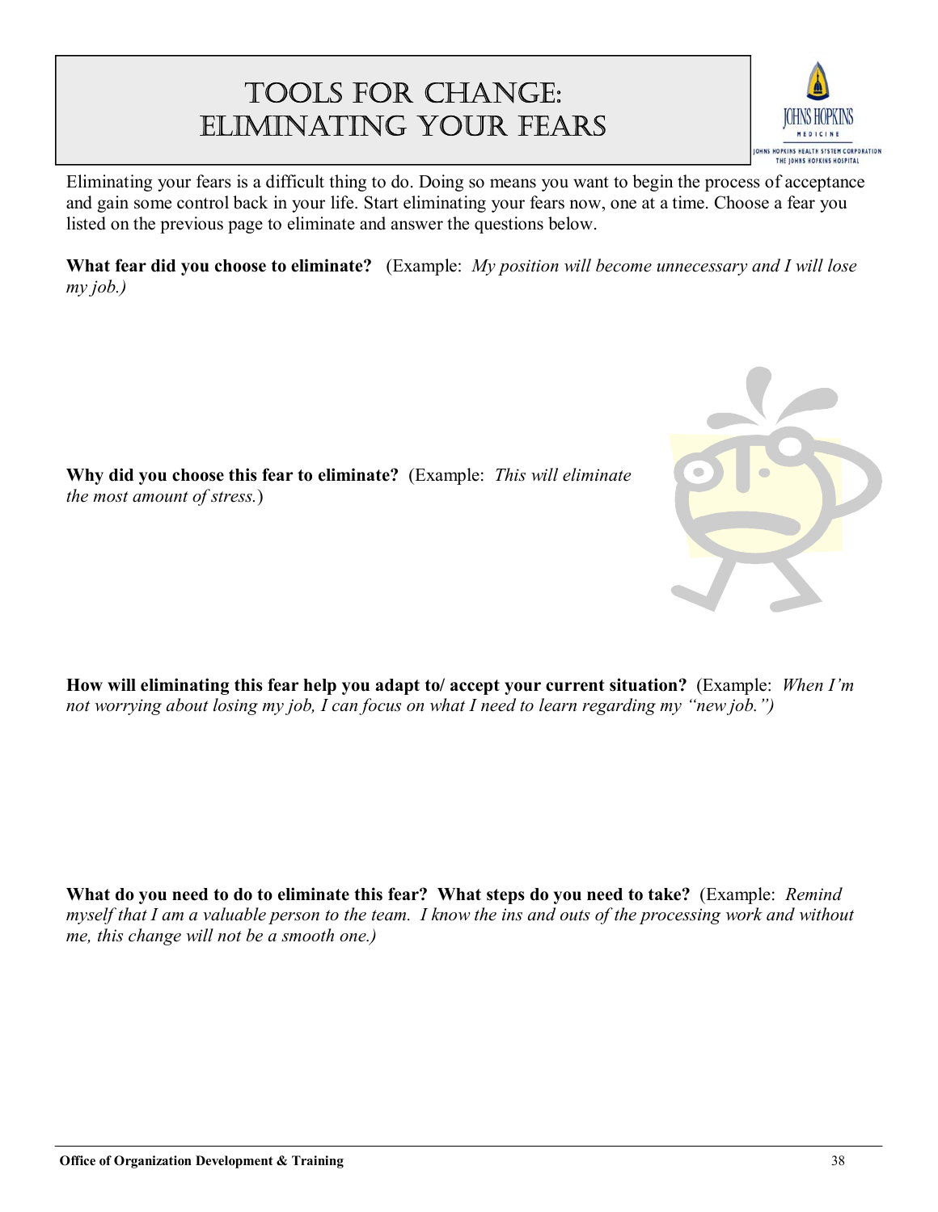# Tools for Change: Eliminating Your Fears

Eliminating your fears is a difficult thing to do. Doing so means you want to begin the process of acceptance and gain some control back in your life. Start eliminating your fears now, one at a time. Choose a fear you listed on the previous page to eliminate and answer the questions below.

**What fear did you choose to eliminate?** (Example: *My position will become unnecessary and I will lose my job.)*

**Why did you choose this fear to eliminate?** (Example: *This will eliminate the most amount of stress.*)

**How will eliminating this fear help you adapt to/ accept your current situation?** (Example: *When I'm not worrying about losing my job, I can focus on what I need to learn regarding my "new job.")*

**What do you need to do to eliminate this fear? What steps do you need to take?** (Example: *Remind myself that I am a valuable person to the team. I know the ins and outs of the processing work and without me, this change will not be a smooth one.)*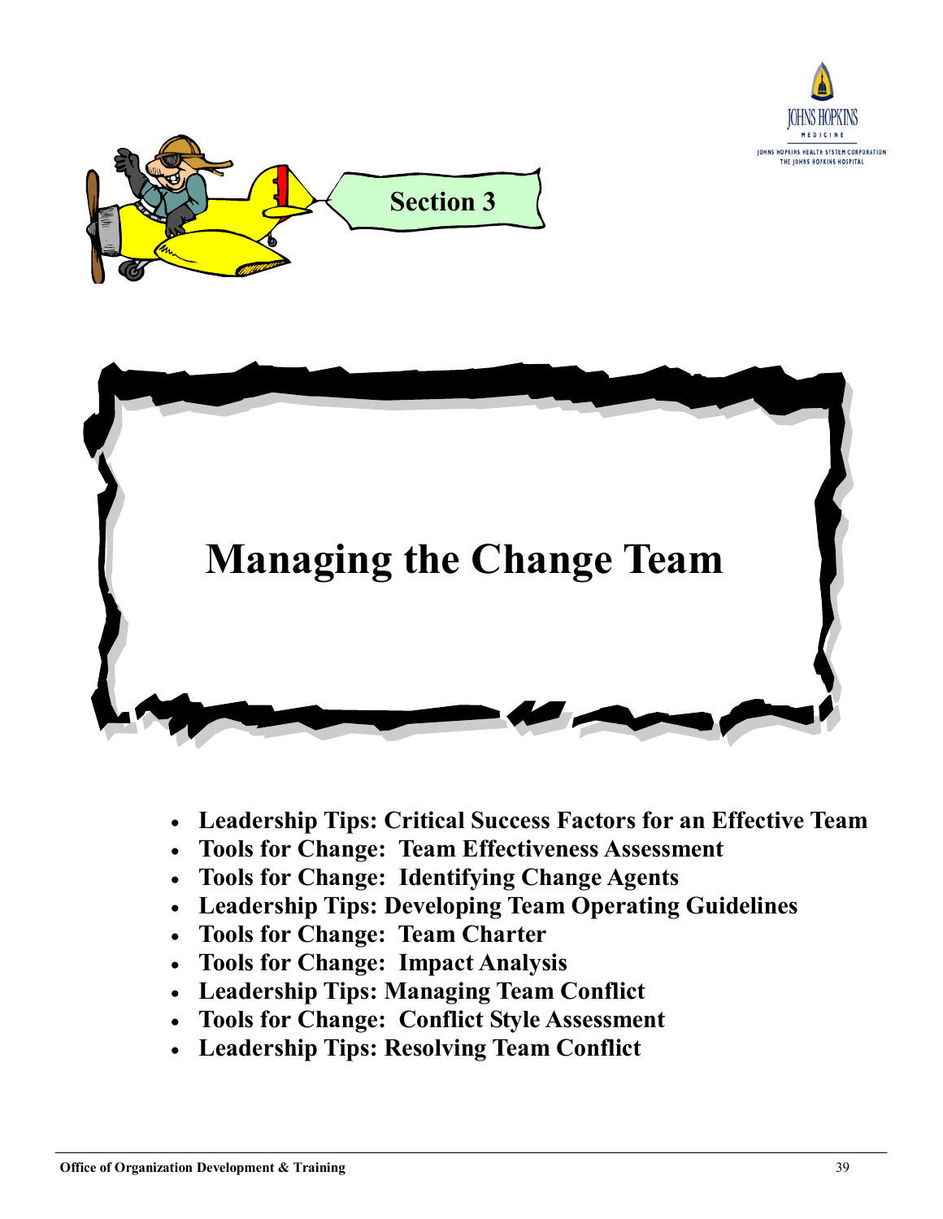Section 3

# Managing the Change Team

- **Leadership Tips: Critical Success Factors for an Effective Team**
- **Tools for Change: Team Effectiveness Assessment**
- **Tools for Change: Identifying Change Agents**
- **Leadership Tips: Developing Team Operating Guidelines**
- **Tools for Change: Team Charter**
- **Tools for Change: Impact Analysis**
- **Leadership Tips: Managing Team Conflict**
- **Tools for Change: Conflict Style Assessment**
- **Leadership Tips: Resolving Team Conflict**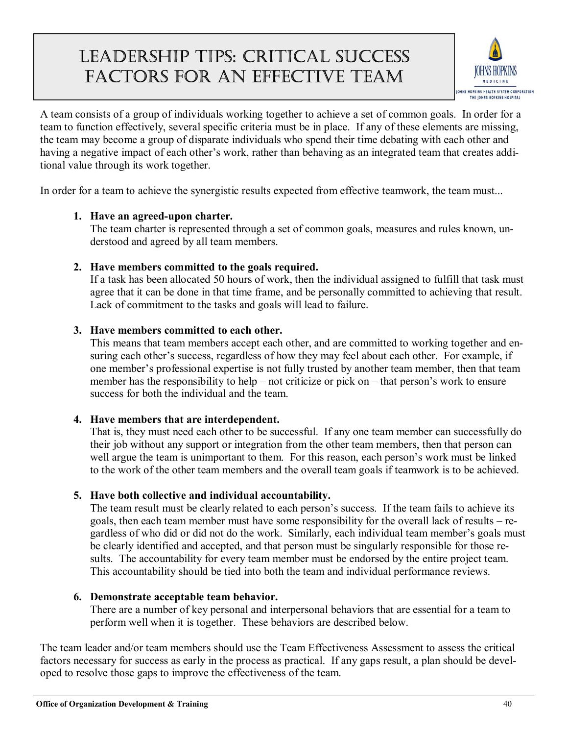# Leadership Tips: Critical Success Factors for an Effective Team

A team consists of a group of individuals working together to achieve a set of common goals. In order for a team to function effectively, several specific criteria must be in place. If any of these elements are missing, the team may become a group of disparate individuals who spend their time debating with each other and having a negative impact of each other's work, rather than behaving as an integrated team that creates additional value through its work together.

In order for a team to achieve the synergistic results expected from effective teamwork, the team must...

1. **Have an agreed-upon charter.**
   The team charter is represented through a set of common goals, measures and rules known, understood and agreed by all team members.

2. **Have members committed to the goals required.**
   If a task has been allocated 50 hours of work, then the individual assigned to fulfill that task must agree that it can be done in that time frame, and be personally committed to achieving that result. Lack of commitment to the tasks and goals will lead to failure.

3. **Have members committed to each other.**
   This means that team members accept each other, and are committed to working together and ensuring each other's success, regardless of how they may feel about each other. For example, if one member's professional expertise is not fully trusted by another team member, then that team member has the responsibility to help – not criticize or pick on – that person's work to ensure success for both the individual and the team.

4. **Have members that are interdependent.**
   That is, they must need each other to be successful. If any one team member can successfully do their job without any support or integration from the other team members, then that person can well argue the team is unimportant to them. For this reason, each person's work must be linked to the work of the other team members and the overall team goals if teamwork is to be achieved.

5. **Have both collective and individual accountability.**
   The team result must be clearly related to each person's success. If the team fails to achieve its goals, then each team member must have some responsibility for the overall lack of results – regardless of who did or did not do the work. Similarly, each individual team member's goals must be clearly identified and accepted, and that person must be singularly responsible for those results. The accountability for every team member must be endorsed by the entire project team. This accountability should be tied into both the team and individual performance reviews.

6. **Demonstrate acceptable team behavior.**
   There are a number of key personal and interpersonal behaviors that are essential for a team to perform well when it is together. These behaviors are described below.

The team leader and/or team members should use the Team Effectiveness Assessment to assess the critical factors necessary for success as early in the process as practical. If any gaps result, a plan should be developed to resolve those gaps to improve the effectiveness of the team.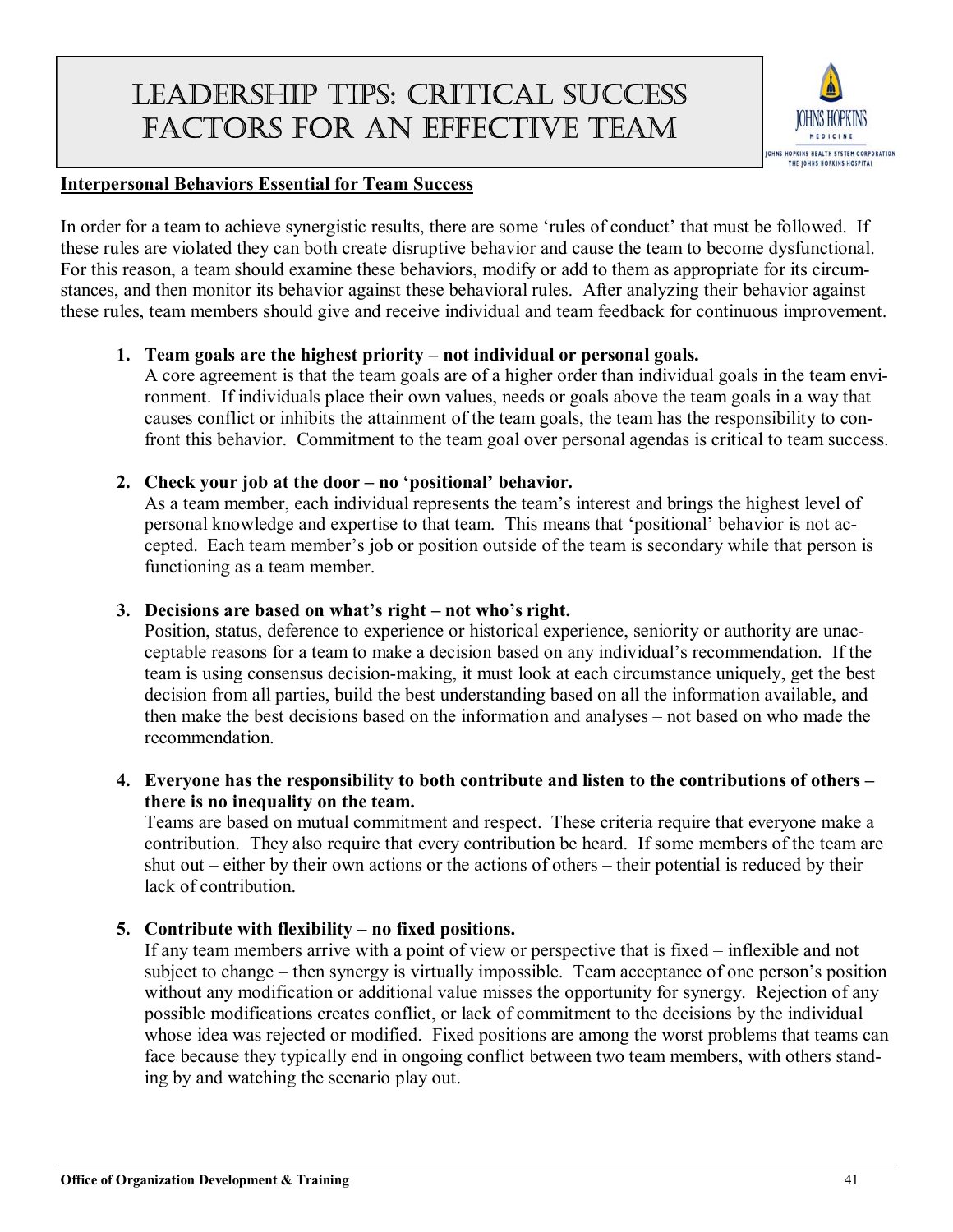# Leadership Tips: Critical Success Factors for an Effective Team

## Interpersonal Behaviors Essential for Team Success

In order for a team to achieve synergistic results, there are some 'rules of conduct' that must be followed. If these rules are violated they can both create disruptive behavior and cause the team to become dysfunctional. For this reason, a team should examine these behaviors, modify or add to them as appropriate for its circumstances, and then monitor its behavior against these behavioral rules. After analyzing their behavior against these rules, team members should give and receive individual and team feedback for continuous improvement.

1. **Team goals are the highest priority – not individual or personal goals.**
   A core agreement is that the team goals are of a higher order than individual goals in the team environment. If individuals place their own values, needs or goals above the team goals in a way that causes conflict or inhibits the attainment of the team goals, the team has the responsibility to confront this behavior. Commitment to the team goal over personal agendas is critical to team success.

2. **Check your job at the door – no 'positional' behavior.**
   As a team member, each individual represents the team's interest and brings the highest level of personal knowledge and expertise to that team. This means that 'positional' behavior is not accepted. Each team member's job or position outside of the team is secondary while that person is functioning as a team member.

3. **Decisions are based on what's right – not who's right.**
   Position, status, deference to experience or historical experience, seniority or authority are unacceptable reasons for a team to make a decision based on any individual's recommendation. If the team is using consensus decision-making, it must look at each circumstance uniquely, get the best decision from all parties, build the best understanding based on all the information available, and then make the best decisions based on the information and analyses – not based on who made the recommendation.

4. **Everyone has the responsibility to both contribute and listen to the contributions of others – there is no inequality on the team.**
   Teams are based on mutual commitment and respect. These criteria require that everyone make a contribution. They also require that every contribution be heard. If some members of the team are shut out – either by their own actions or the actions of others – their potential is reduced by their lack of contribution.

5. **Contribute with flexibility – no fixed positions.**
   If any team members arrive with a point of view or perspective that is fixed – inflexible and not subject to change – then synergy is virtually impossible. Team acceptance of one person's position without any modification or additional value misses the opportunity for synergy. Rejection of any possible modifications creates conflict, or lack of commitment to the decisions by the individual whose idea was rejected or modified. Fixed positions are among the worst problems that teams can face because they typically end in ongoing conflict between two team members, with others standing by and watching the scenario play out.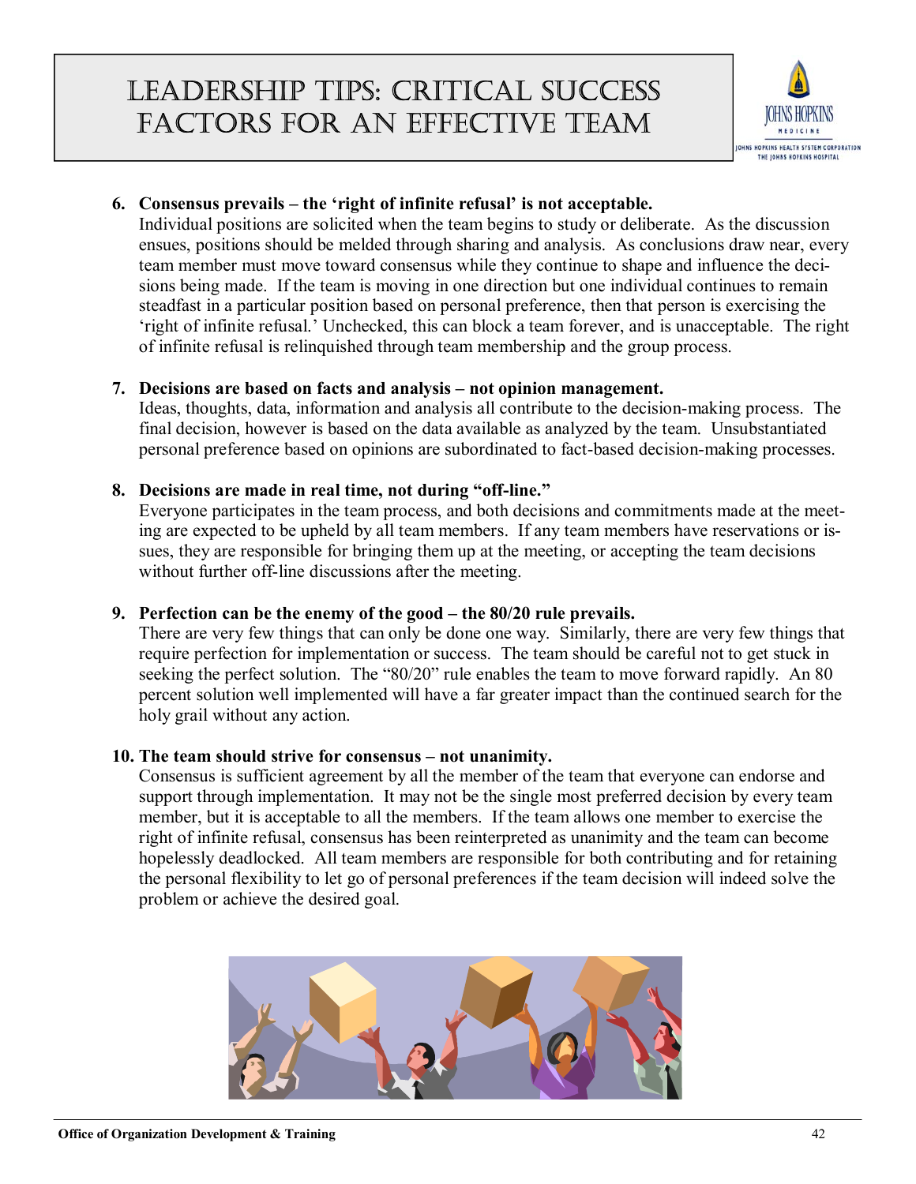# Leadership Tips: Critical Success Factors for an Effective Team

6. **Consensus prevails – the 'right of infinite refusal' is not acceptable.**
   Individual positions are solicited when the team begins to study or deliberate. As the discussion ensues, positions should be melded through sharing and analysis. As conclusions draw near, every team member must move toward consensus while they continue to shape and influence the decisions being made. If the team is moving in one direction but one individual continues to remain steadfast in a particular position based on personal preference, then that person is exercising the 'right of infinite refusal.' Unchecked, this can block a team forever, and is unacceptable. The right of infinite refusal is relinquished through team membership and the group process.

7. **Decisions are based on facts and analysis – not opinion management.**
   Ideas, thoughts, data, information and analysis all contribute to the decision-making process. The final decision, however is based on the data available as analyzed by the team. Unsubstantiated personal preference based on opinions are subordinated to fact-based decision-making processes.

8. **Decisions are made in real time, not during "off-line."**
   Everyone participates in the team process, and both decisions and commitments made at the meeting are expected to be upheld by all team members. If any team members have reservations or issues, they are responsible for bringing them up at the meeting, or accepting the team decisions without further off-line discussions after the meeting.

9. **Perfection can be the enemy of the good – the 80/20 rule prevails.**
   There are very few things that can only be done one way. Similarly, there are very few things that require perfection for implementation or success. The team should be careful not to get stuck in seeking the perfect solution. The "80/20" rule enables the team to move forward rapidly. An 80 percent solution well implemented will have a far greater impact than the continued search for the holy grail without any action.

10. **The team should strive for consensus – not unanimity.**
    Consensus is sufficient agreement by all the member of the team that everyone can endorse and support through implementation. It may not be the single most preferred decision by every team member, but it is acceptable to all the members. If the team allows one member to exercise the right of infinite refusal, consensus has been reinterpreted as unanimity and the team can become hopelessly deadlocked. All team members are responsible for both contributing and for retaining the personal flexibility to let go of personal preferences if the team decision will indeed solve the problem or achieve the desired goal.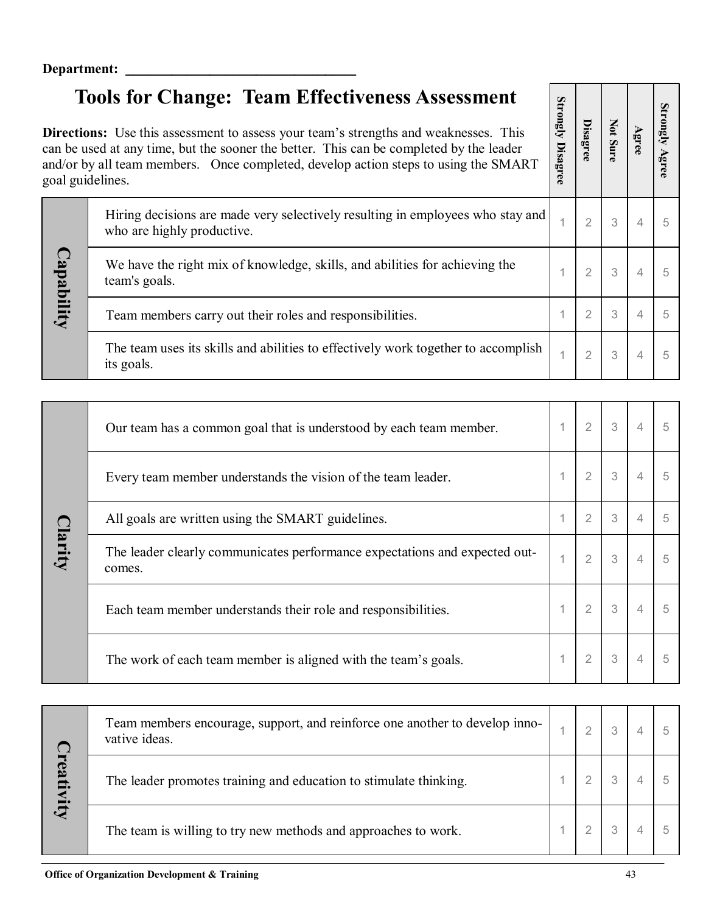**Department:** ________________________________

# Tools for Change: Team Effectiveness Assessment

**Directions:** Use this assessment to assess your team's strengths and weaknesses. This can be used at any time, but the sooner the better. This can be completed by the leader and/or by all team members. Once completed, develop action steps to using the SMART goal guidelines.

| Category | Statement | Strongly Disagree | Disagree | Not Sure | Agree | Strongly Agree |
|---|---|---|---|---|---|---|
| **Capability** | Hiring decisions are made very selectively resulting in employees who stay and who are highly productive. | 1 | 2 | 3 | 4 | 5 |
| | We have the right mix of knowledge, skills, and abilities for achieving the team's goals. | 1 | 2 | 3 | 4 | 5 |
| | Team members carry out their roles and responsibilities. | 1 | 2 | 3 | 4 | 5 |
| | The team uses its skills and abilities to effectively work together to accomplish its goals. | 1 | 2 | 3 | 4 | 5 |
| **Clarity** | Our team has a common goal that is understood by each team member. | 1 | 2 | 3 | 4 | 5 |
| | Every team member understands the vision of the team leader. | 1 | 2 | 3 | 4 | 5 |
| | All goals are written using the SMART guidelines. | 1 | 2 | 3 | 4 | 5 |
| | The leader clearly communicates performance expectations and expected outcomes. | 1 | 2 | 3 | 4 | 5 |
| | Each team member understands their role and responsibilities. | 1 | 2 | 3 | 4 | 5 |
| | The work of each team member is aligned with the team's goals. | 1 | 2 | 3 | 4 | 5 |
| **Creativity** | Team members encourage, support, and reinforce one another to develop innovative ideas. | 1 | 2 | 3 | 4 | 5 |
| | The leader promotes training and education to stimulate thinking. | 1 | 2 | 3 | 4 | 5 |
| | The team is willing to try new methods and approaches to work. | 1 | 2 | 3 | 4 | 5 |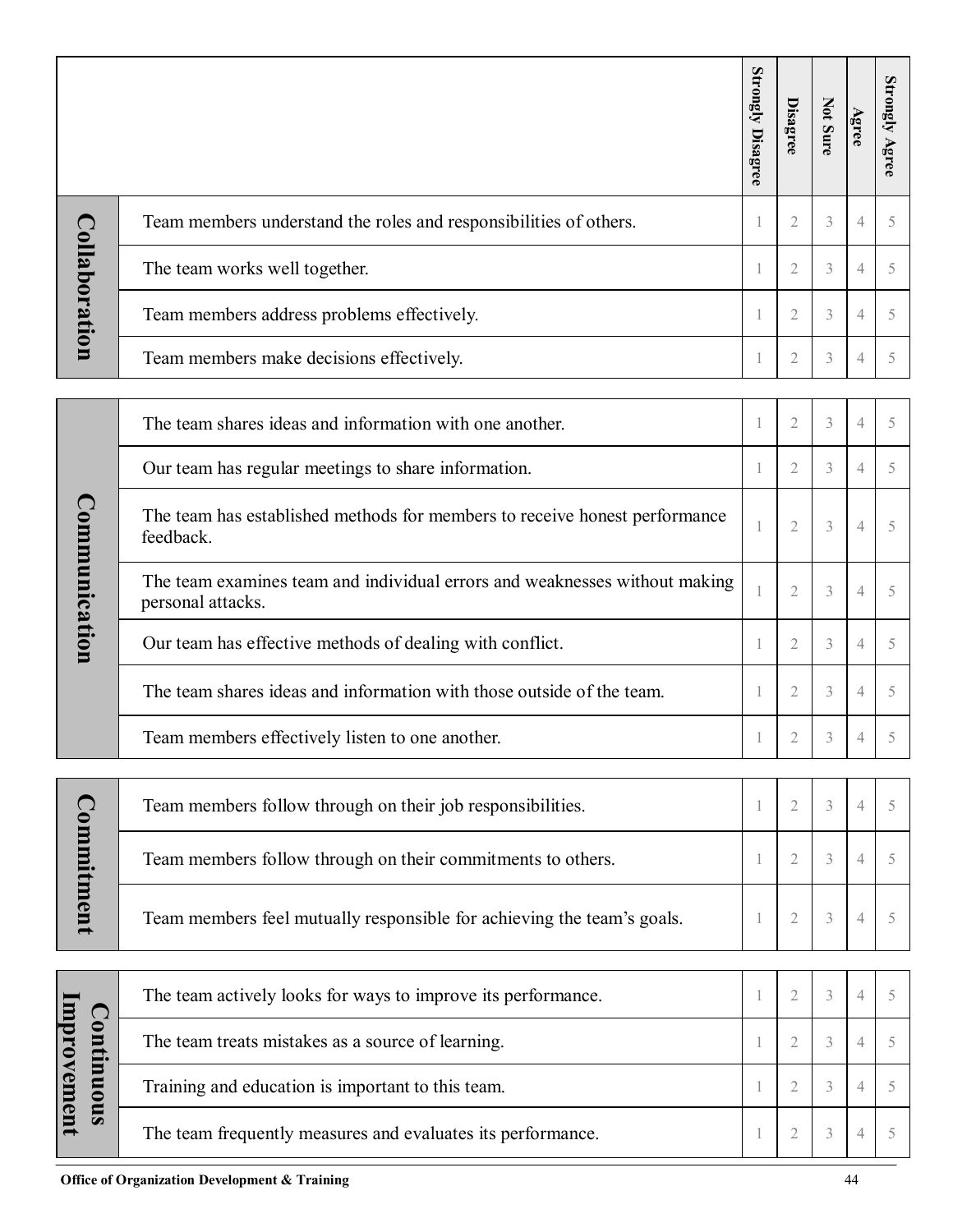| | | Strongly Disagree | Disagree | Not Sure | Agree | Strongly Agree |
|---|---|---|---|---|---|---|
| **Collaboration** | Team members understand the roles and responsibilities of others. | 1 | 2 | 3 | 4 | 5 |
| | The team works well together. | 1 | 2 | 3 | 4 | 5 |
| | Team members address problems effectively. | 1 | 2 | 3 | 4 | 5 |
| | Team members make decisions effectively. | 1 | 2 | 3 | 4 | 5 |
| **Communication** | The team shares ideas and information with one another. | 1 | 2 | 3 | 4 | 5 |
| | Our team has regular meetings to share information. | 1 | 2 | 3 | 4 | 5 |
| | The team has established methods for members to receive honest performance feedback. | 1 | 2 | 3 | 4 | 5 |
| | The team examines team and individual errors and weaknesses without making personal attacks. | 1 | 2 | 3 | 4 | 5 |
| | Our team has effective methods of dealing with conflict. | 1 | 2 | 3 | 4 | 5 |
| | The team shares ideas and information with those outside of the team. | 1 | 2 | 3 | 4 | 5 |
| | Team members effectively listen to one another. | 1 | 2 | 3 | 4 | 5 |
| **Commitment** | Team members follow through on their job responsibilities. | 1 | 2 | 3 | 4 | 5 |
| | Team members follow through on their commitments to others. | 1 | 2 | 3 | 4 | 5 |
| | Team members feel mutually responsible for achieving the team's goals. | 1 | 2 | 3 | 4 | 5 |
| **Continuous Improvement** | The team actively looks for ways to improve its performance. | 1 | 2 | 3 | 4 | 5 |
| | The team treats mistakes as a source of learning. | 1 | 2 | 3 | 4 | 5 |
| | Training and education is important to this team. | 1 | 2 | 3 | 4 | 5 |
| | The team frequently measures and evaluates its performance. | 1 | 2 | 3 | 4 | 5 |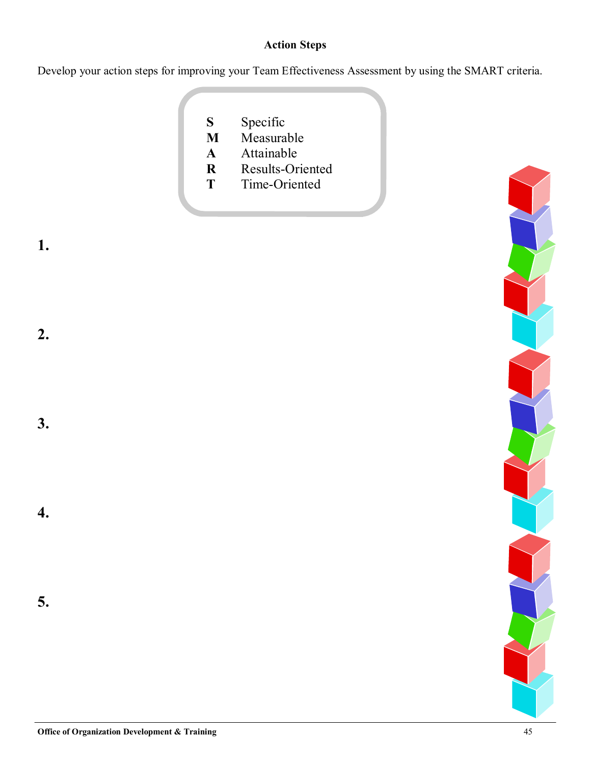## Action Steps

Develop your action steps for improving your Team Effectiveness Assessment by using the SMART criteria.

| | |
|---|---|
| **S** | Specific |
| **M** | Measurable |
| **A** | Attainable |
| **R** | Results-Oriented |
| **T** | Time-Oriented |

**1.**

**2.**

**3.**

**4.**

**5.**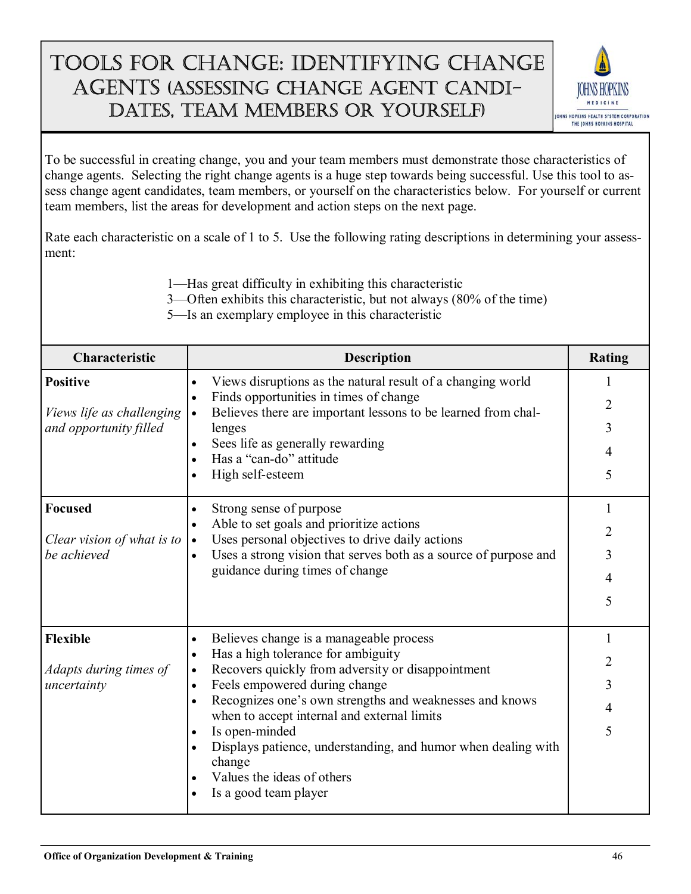# TOOLS FOR CHANGE: IDENTIFYING CHANGE AGENTS (ASSESSING CHANGE AGENT CANDIDATES, TEAM MEMBERS OR YOURSELF)

To be successful in creating change, you and your team members must demonstrate those characteristics of change agents. Selecting the right change agents is a huge step towards being successful. Use this tool to assess change agent candidates, team members, or yourself on the characteristics below. For yourself or current team members, list the areas for development and action steps on the next page.

Rate each characteristic on a scale of 1 to 5. Use the following rating descriptions in determining your assessment:

1—Has great difficulty in exhibiting this characteristic
3—Often exhibits this characteristic, but not always (80% of the time)
5—Is an exemplary employee in this characteristic

| Characteristic | Description | Rating |
|---|---|---|
| **Positive**<br><br>*Views life as challenging and opportunity filled* | • Views disruptions as the natural result of a changing world<br>• Finds opportunities in times of change<br>• Believes there are important lessons to be learned from challenges<br>• Sees life as generally rewarding<br>• Has a "can-do" attitude<br>• High self-esteem | 1<br>2<br>3<br>4<br>5 |
| **Focused**<br><br>*Clear vision of what is to be achieved* | • Strong sense of purpose<br>• Able to set goals and prioritize actions<br>• Uses personal objectives to drive daily actions<br>• Uses a strong vision that serves both as a source of purpose and guidance during times of change | 1<br>2<br>3<br>4<br>5 |
| **Flexible**<br><br>*Adapts during times of uncertainty* | • Believes change is a manageable process<br>• Has a high tolerance for ambiguity<br>• Recovers quickly from adversity or disappointment<br>• Feels empowered during change<br>• Recognizes one's own strengths and weaknesses and knows when to accept internal and external limits<br>• Is open-minded<br>• Displays patience, understanding, and humor when dealing with change<br>• Values the ideas of others<br>• Is a good team player | 1<br>2<br>3<br>4<br>5 |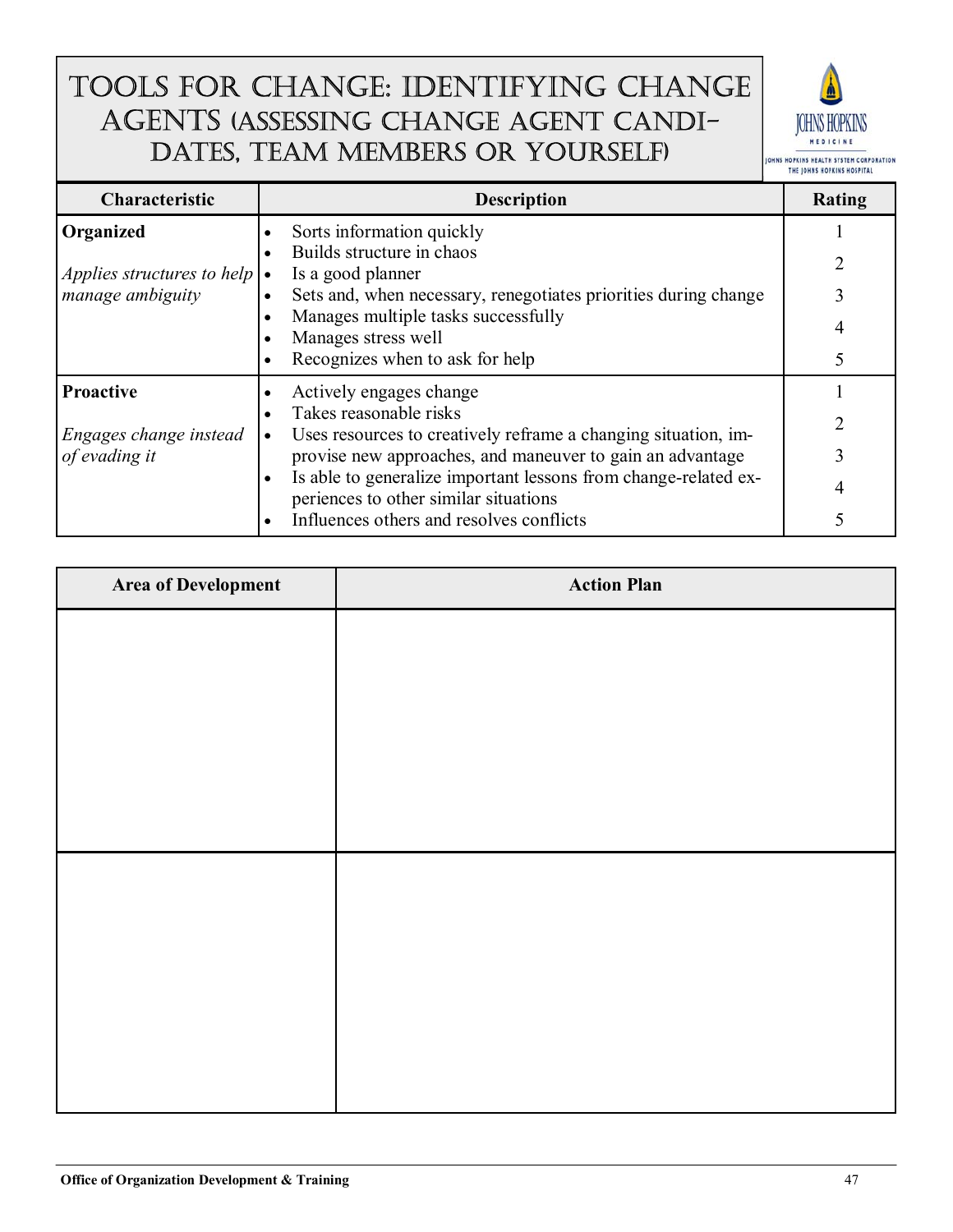# Tools for Change: Identifying Change Agents (Assessing Change Agent Candidates, Team Members or Yourself)

| Characteristic | Description | Rating |
|---|---|---|
| **Organized**<br><br>*Applies structures to help manage ambiguity* | • Sorts information quickly<br>• Builds structure in chaos<br>• Is a good planner<br>• Sets and, when necessary, renegotiates priorities during change<br>• Manages multiple tasks successfully<br>• Manages stress well<br>• Recognizes when to ask for help | 1<br>2<br>3<br>4<br>5 |
| **Proactive**<br><br>*Engages change instead of evading it* | • Actively engages change<br>• Takes reasonable risks<br>• Uses resources to creatively reframe a changing situation, improvise new approaches, and maneuver to gain an advantage<br>• Is able to generalize important lessons from change-related experiences to other similar situations<br>• Influences others and resolves conflicts | 1<br>2<br>3<br>4<br>5 |

| Area of Development | Action Plan |
|---|---|
| | |
| | |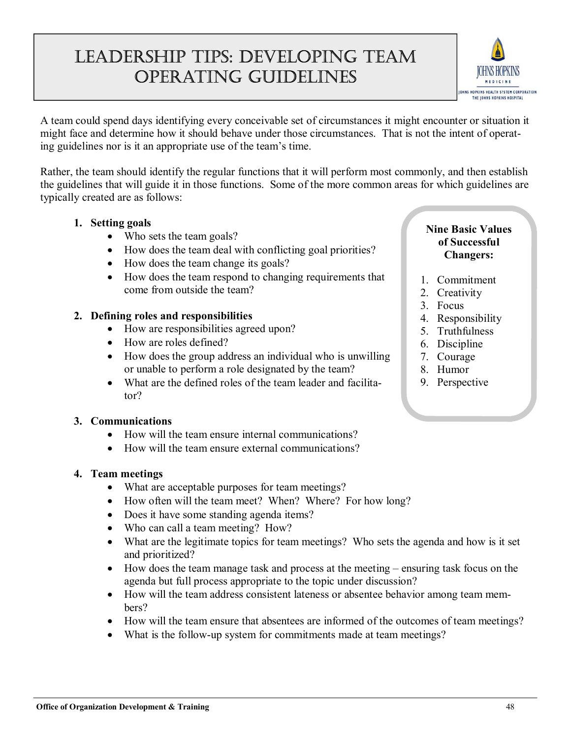# Leadership Tips: Developing Team Operating Guidelines

A team could spend days identifying every conceivable set of circumstances it might encounter or situation it might face and determine how it should behave under those circumstances. That is not the intent of operating guidelines nor is it an appropriate use of the team's time.

Rather, the team should identify the regular functions that it will perform most commonly, and then establish the guidelines that will guide it in those functions. Some of the more common areas for which guidelines are typically created are as follows:

1. **Setting goals**
   - Who sets the team goals?
   - How does the team deal with conflicting goal priorities?
   - How does the team change its goals?
   - How does the team respond to changing requirements that come from outside the team?

2. **Defining roles and responsibilities**
   - How are responsibilities agreed upon?
   - How are roles defined?
   - How does the group address an individual who is unwilling or unable to perform a role designated by the team?
   - What are the defined roles of the team leader and facilitator?

3. **Communications**
   - How will the team ensure internal communications?
   - How will the team ensure external communications?

4. **Team meetings**
   - What are acceptable purposes for team meetings?
   - How often will the team meet? When? Where? For how long?
   - Does it have some standing agenda items?
   - Who can call a team meeting? How?
   - What are the legitimate topics for team meetings? Who sets the agenda and how is it set and prioritized?
   - How does the team manage task and process at the meeting – ensuring task focus on the agenda but full process appropriate to the topic under discussion?
   - How will the team address consistent lateness or absentee behavior among team members?
   - How will the team ensure that absentees are informed of the outcomes of team meetings?
   - What is the follow-up system for commitments made at team meetings?

**Nine Basic Values of Successful Changers:**

1. Commitment
2. Creativity
3. Focus
4. Responsibility
5. Truthfulness
6. Discipline
7. Courage
8. Humor
9. Perspective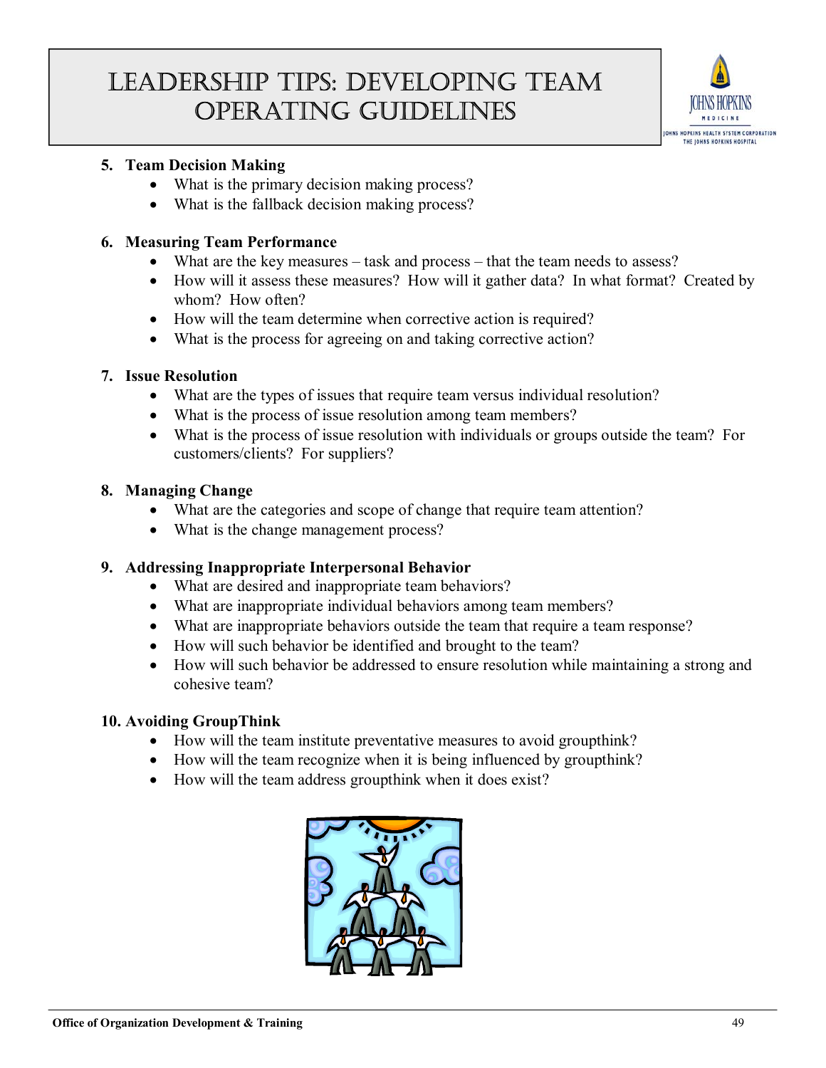# Leadership Tips: Developing Team Operating Guidelines

**5. Team Decision Making**

- What is the primary decision making process?
- What is the fallback decision making process?

**6. Measuring Team Performance**

- What are the key measures – task and process – that the team needs to assess?
- How will it assess these measures? How will it gather data? In what format? Created by whom? How often?
- How will the team determine when corrective action is required?
- What is the process for agreeing on and taking corrective action?

**7. Issue Resolution**

- What are the types of issues that require team versus individual resolution?
- What is the process of issue resolution among team members?
- What is the process of issue resolution with individuals or groups outside the team? For customers/clients? For suppliers?

**8. Managing Change**

- What are the categories and scope of change that require team attention?
- What is the change management process?

**9. Addressing Inappropriate Interpersonal Behavior**

- What are desired and inappropriate team behaviors?
- What are inappropriate individual behaviors among team members?
- What are inappropriate behaviors outside the team that require a team response?
- How will such behavior be identified and brought to the team?
- How will such behavior be addressed to ensure resolution while maintaining a strong and cohesive team?

**10. Avoiding GroupThink**

- How will the team institute preventative measures to avoid groupthink?
- How will the team recognize when it is being influenced by groupthink?
- How will the team address groupthink when it does exist?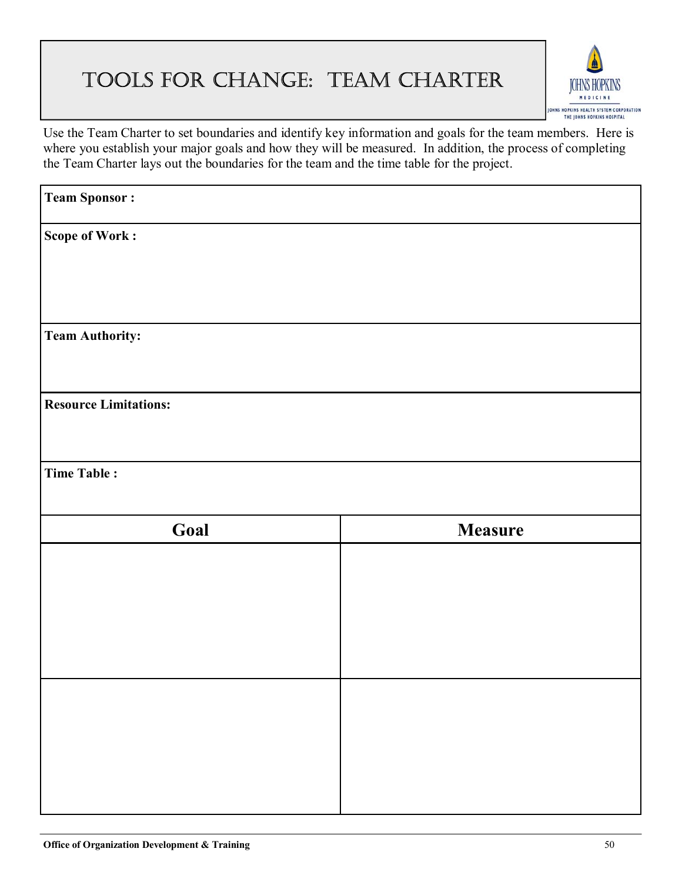# Tools for Change: Team Charter

Use the Team Charter to set boundaries and identify key information and goals for the team members. Here is where you establish your major goals and how they will be measured. In addition, the process of completing the Team Charter lays out the boundaries for the team and the time table for the project.

**Team Sponsor :**

**Scope of Work :**

**Team Authority:**

**Resource Limitations:**

**Time Table :**

| Goal | Measure |
|---|---|
| | |
| | |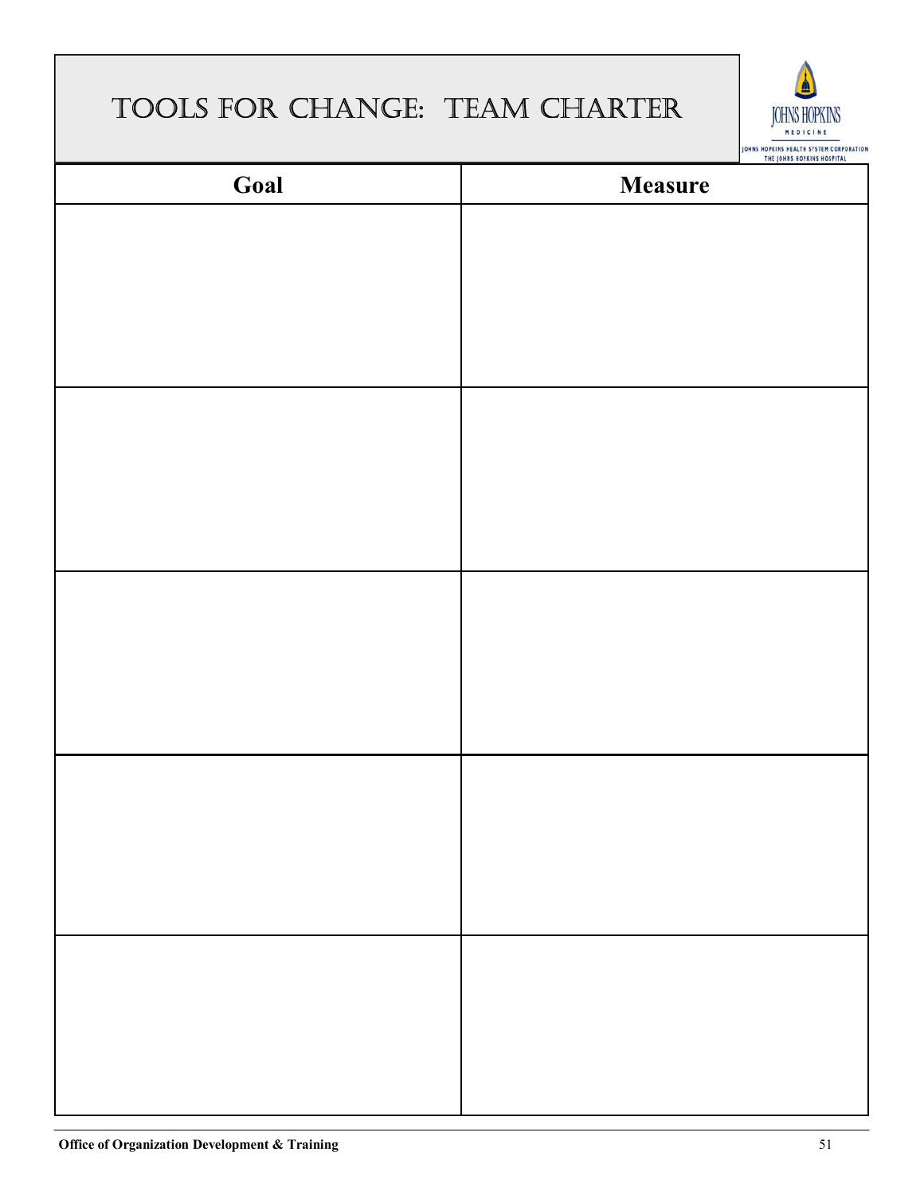# TOOLS FOR CHANGE: TEAM CHARTER

| Goal | Measure |
| --- | --- |
| | |
| | |
| | |
| | |
| | |

**Office of Organization Development & Training**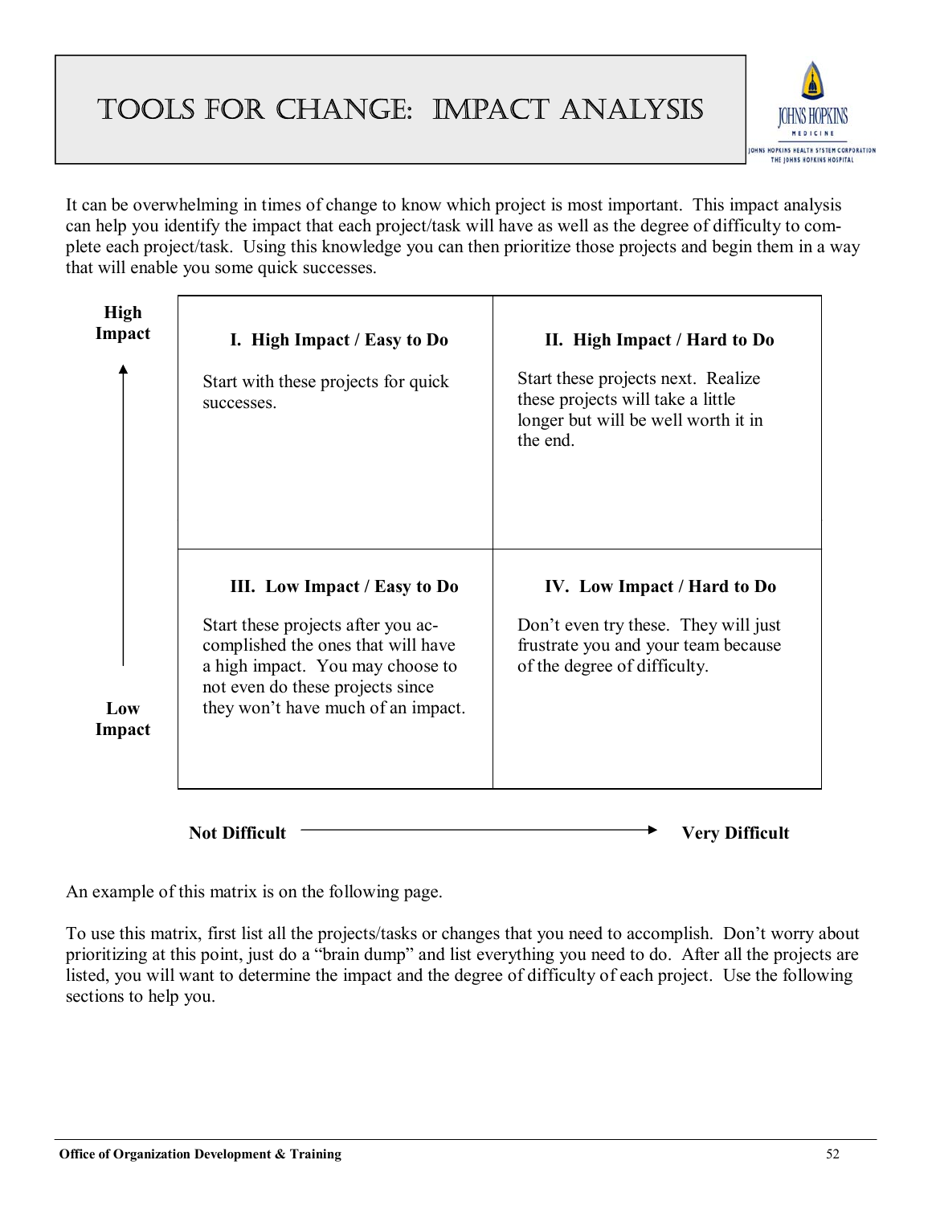# Tools for Change: Impact Analysis

It can be overwhelming in times of change to know which project is most important. This impact analysis can help you identify the impact that each project/task will have as well as the degree of difficulty to complete each project/task. Using this knowledge you can then prioritize those projects and begin them in a way that will enable you some quick successes.

| High Impact ↑ / Low Impact | Not Difficult → | Very Difficult |
|---|---|---|
| **High Impact** | **I. High Impact / Easy to Do**<br><br>Start with these projects for quick successes. | **II. High Impact / Hard to Do**<br><br>Start these projects next. Realize these projects will take a little longer but will be well worth it in the end. |
| **Low Impact** | **III. Low Impact / Easy to Do**<br><br>Start these projects after you accomplished the ones that will have a high impact. You may choose to not even do these projects since they won't have much of an impact. | **IV. Low Impact / Hard to Do**<br><br>Don't even try these. They will just frustrate you and your team because of the degree of difficulty. |

An example of this matrix is on the following page.

To use this matrix, first list all the projects/tasks or changes that you need to accomplish. Don't worry about prioritizing at this point, just do a "brain dump" and list everything you need to do. After all the projects are listed, you will want to determine the impact and the degree of difficulty of each project. Use the following sections to help you.

Office of Organization Development & Training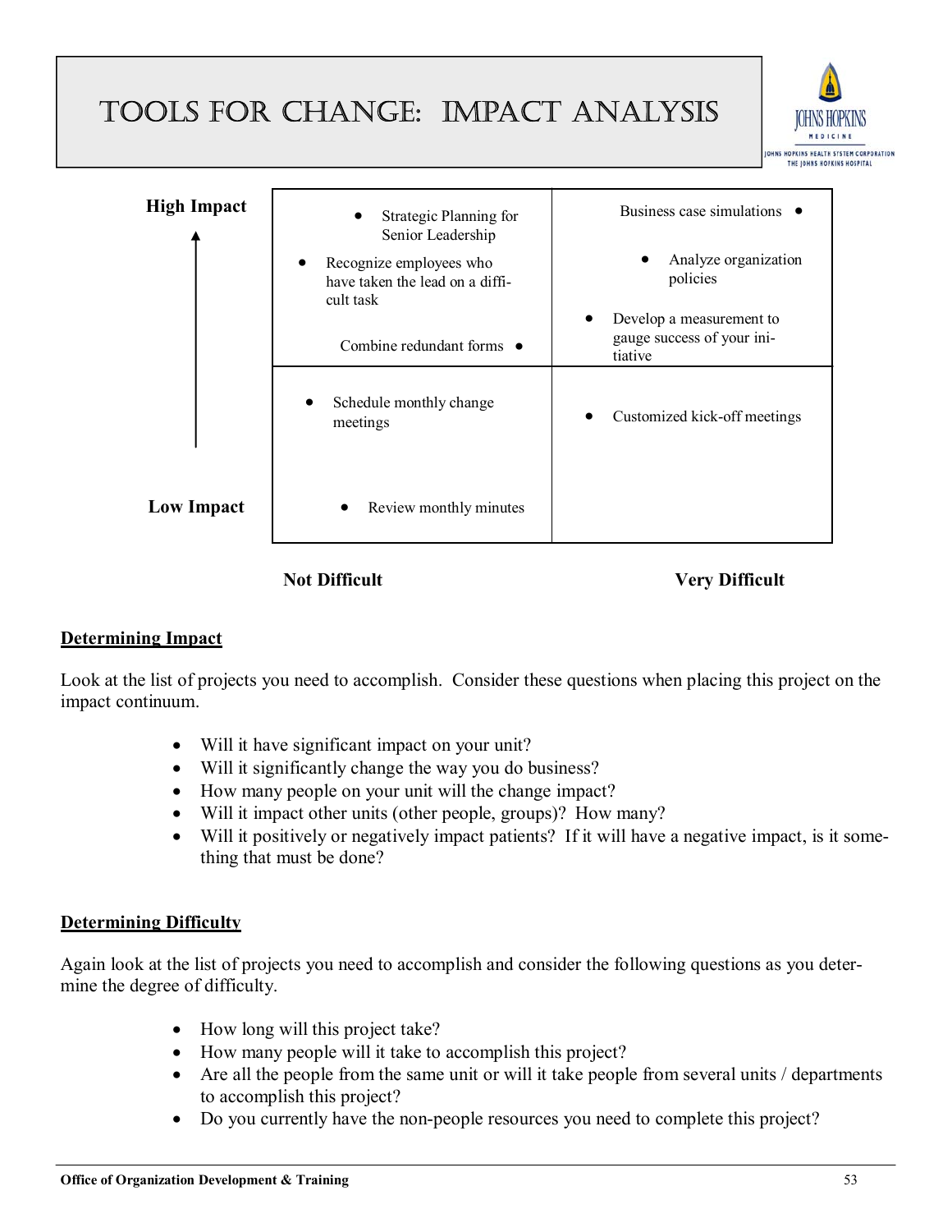# TOOLS FOR CHANGE: IMPACT ANALYSIS

| | Not Difficult | Very Difficult |
|---|---|---|
| **High Impact** | • Strategic Planning for Senior Leadership<br>• Recognize employees who have taken the lead on a difficult task<br>• Combine redundant forms | • Business case simulations<br>• Analyze organization policies<br>• Develop a measurement to gauge success of your initiative |
| **Low Impact** | • Schedule monthly change meetings<br>• Review monthly minutes | • Customized kick-off meetings |

## Determining Impact

Look at the list of projects you need to accomplish. Consider these questions when placing this project on the impact continuum.

- Will it have significant impact on your unit?
- Will it significantly change the way you do business?
- How many people on your unit will the change impact?
- Will it impact other units (other people, groups)? How many?
- Will it positively or negatively impact patients? If it will have a negative impact, is it something that must be done?

## Determining Difficulty

Again look at the list of projects you need to accomplish and consider the following questions as you determine the degree of difficulty.

- How long will this project take?
- How many people will it take to accomplish this project?
- Are all the people from the same unit or will it take people from several units / departments to accomplish this project?
- Do you currently have the non-people resources you need to complete this project?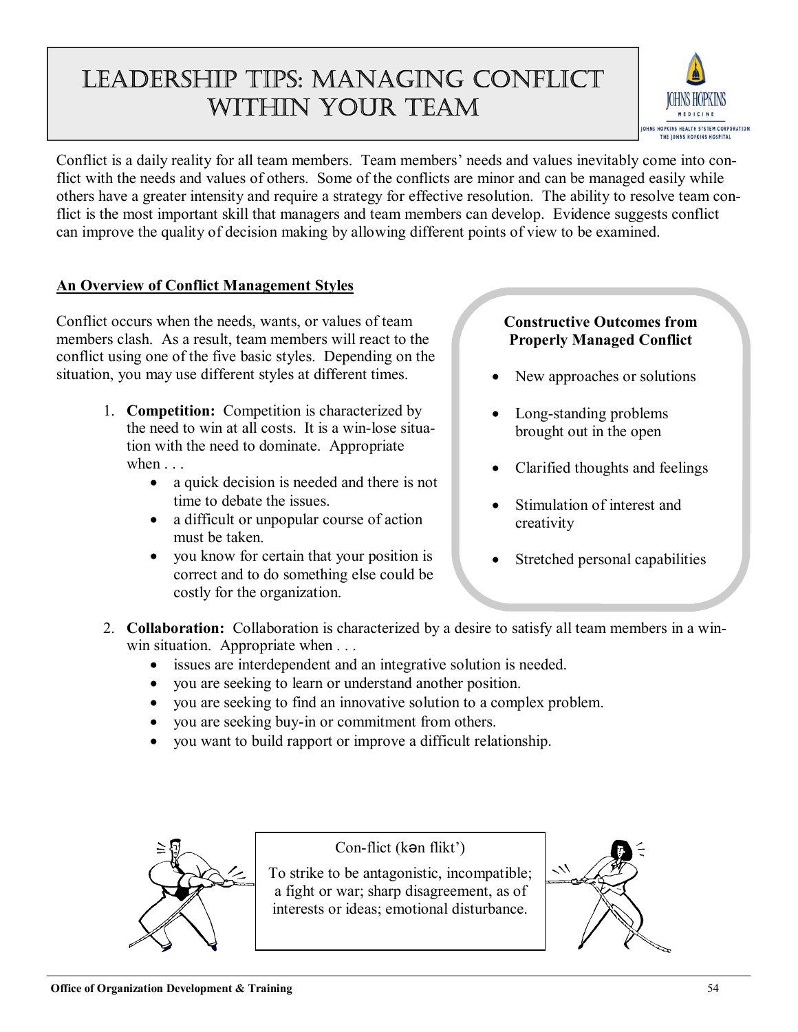# Leadership Tips: Managing Conflict Within Your Team

Conflict is a daily reality for all team members. Team members' needs and values inevitably come into conflict with the needs and values of others. Some of the conflicts are minor and can be managed easily while others have a greater intensity and require a strategy for effective resolution. The ability to resolve team conflict is the most important skill that managers and team members can develop. Evidence suggests conflict can improve the quality of decision making by allowing different points of view to be examined.

## An Overview of Conflict Management Styles

Conflict occurs when the needs, wants, or values of team members clash. As a result, team members will react to the conflict using one of the five basic styles. Depending on the situation, you may use different styles at different times.

1. **Competition:** Competition is characterized by the need to win at all costs. It is a win-lose situation with the need to dominate. Appropriate when . . .
   - a quick decision is needed and there is not time to debate the issues.
   - a difficult or unpopular course of action must be taken.
   - you know for certain that your position is correct and to do something else could be costly for the organization.

2. **Collaboration:** Collaboration is characterized by a desire to satisfy all team members in a win-win situation. Appropriate when . . .
   - issues are interdependent and an integrative solution is needed.
   - you are seeking to learn or understand another position.
   - you are seeking to find an innovative solution to a complex problem.
   - you are seeking buy-in or commitment from others.
   - you want to build rapport or improve a difficult relationship.

**Constructive Outcomes from Properly Managed Conflict**

- New approaches or solutions
- Long-standing problems brought out in the open
- Clarified thoughts and feelings
- Stimulation of interest and creativity
- Stretched personal capabilities

Con-flict (kən flikt')

To strike to be antagonistic, incompatible; a fight or war; sharp disagreement, as of interests or ideas; emotional disturbance.

**Office of Organization Development & Training**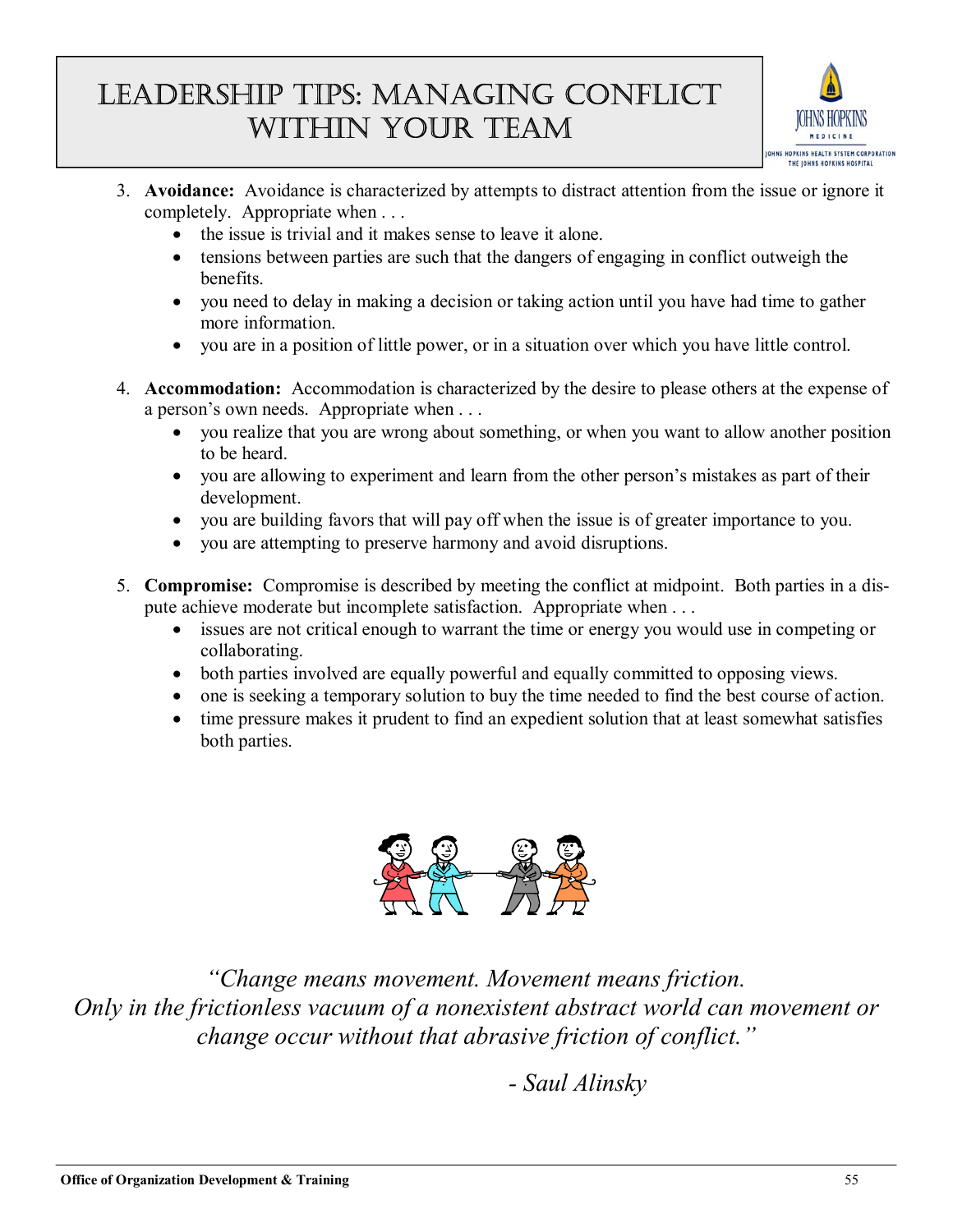3. **Avoidance:** Avoidance is characterized by attempts to distract attention from the issue or ignore it completely. Appropriate when . . .
   - the issue is trivial and it makes sense to leave it alone.
   - tensions between parties are such that the dangers of engaging in conflict outweigh the benefits.
   - you need to delay in making a decision or taking action until you have had time to gather more information.
   - you are in a position of little power, or in a situation over which you have little control.

4. **Accommodation:** Accommodation is characterized by the desire to please others at the expense of a person's own needs. Appropriate when . . .
   - you realize that you are wrong about something, or when you want to allow another position to be heard.
   - you are allowing to experiment and learn from the other person's mistakes as part of their development.
   - you are building favors that will pay off when the issue is of greater importance to you.
   - you are attempting to preserve harmony and avoid disruptions.

5. **Compromise:** Compromise is described by meeting the conflict at midpoint. Both parties in a dispute achieve moderate but incomplete satisfaction. Appropriate when . . .
   - issues are not critical enough to warrant the time or energy you would use in competing or collaborating.
   - both parties involved are equally powerful and equally committed to opposing views.
   - one is seeking a temporary solution to buy the time needed to find the best course of action.
   - time pressure makes it prudent to find an expedient solution that at least somewhat satisfies both parties.

*"Change means movement. Movement means friction. Only in the frictionless vacuum of a nonexistent abstract world can movement or change occur without that abrasive friction of conflict."*

*- Saul Alinsky*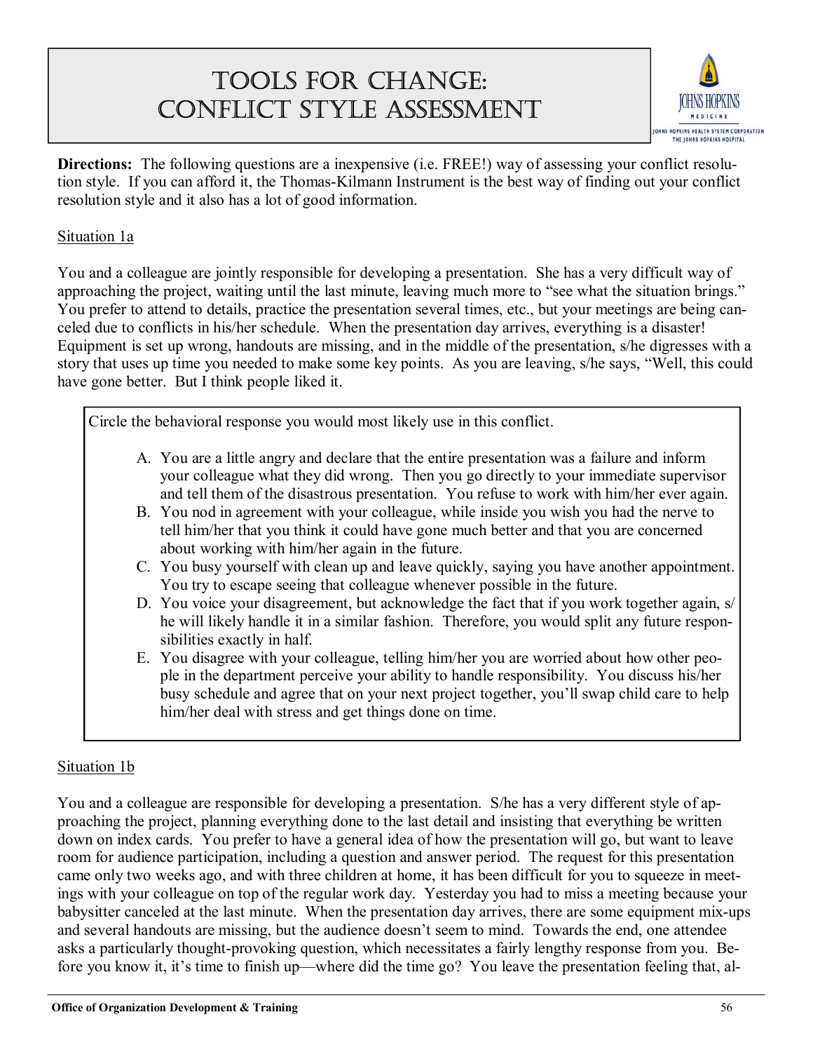# Tools for Change: Conflict Style Assessment

**Directions:** The following questions are a inexpensive (i.e. FREE!) way of assessing your conflict resolution style. If you can afford it, the Thomas-Kilmann Instrument is the best way of finding out your conflict resolution style and it also has a lot of good information.

Situation 1a

You and a colleague are jointly responsible for developing a presentation. She has a very difficult way of approaching the project, waiting until the last minute, leaving much more to "see what the situation brings." You prefer to attend to details, practice the presentation several times, etc., but your meetings are being canceled due to conflicts in his/her schedule. When the presentation day arrives, everything is a disaster! Equipment is set up wrong, handouts are missing, and in the middle of the presentation, s/he digresses with a story that uses up time you needed to make some key points. As you are leaving, s/he says, "Well, this could have gone better. But I think people liked it.

Circle the behavioral response you would most likely use in this conflict.

A. You are a little angry and declare that the entire presentation was a failure and inform your colleague what they did wrong. Then you go directly to your immediate supervisor and tell them of the disastrous presentation. You refuse to work with him/her ever again.
B. You nod in agreement with your colleague, while inside you wish you had the nerve to tell him/her that you think it could have gone much better and that you are concerned about working with him/her again in the future.
C. You busy yourself with clean up and leave quickly, saying you have another appointment. You try to escape seeing that colleague whenever possible in the future.
D. You voice your disagreement, but acknowledge the fact that if you work together again, s/he will likely handle it in a similar fashion. Therefore, you would split any future responsibilities exactly in half.
E. You disagree with your colleague, telling him/her you are worried about how other people in the department perceive your ability to handle responsibility. You discuss his/her busy schedule and agree that on your next project together, you'll swap child care to help him/her deal with stress and get things done on time.

Situation 1b

You and a colleague are responsible for developing a presentation. S/he has a very different style of approaching the project, planning everything done to the last detail and insisting that everything be written down on index cards. You prefer to have a general idea of how the presentation will go, but want to leave room for audience participation, including a question and answer period. The request for this presentation came only two weeks ago, and with three children at home, it has been difficult for you to squeeze in meetings with your colleague on top of the regular work day. Yesterday you had to miss a meeting because your babysitter canceled at the last minute. When the presentation day arrives, there are some equipment mix-ups and several handouts are missing, but the audience doesn't seem to mind. Towards the end, one attendee asks a particularly thought-provoking question, which necessitates a fairly lengthy response from you. Before you know it, it's time to finish up—where did the time go? You leave the presentation feeling that, al-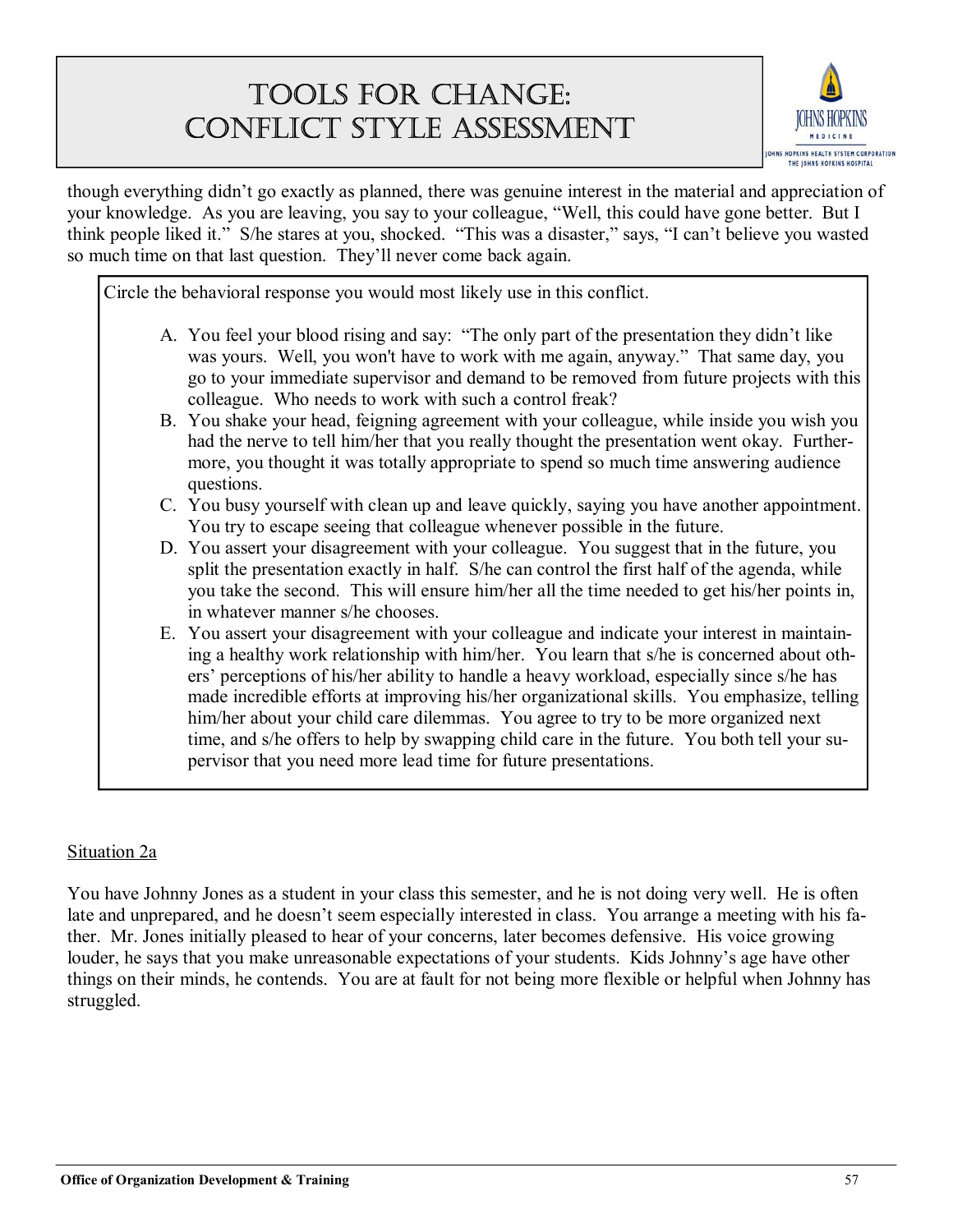though everything didn't go exactly as planned, there was genuine interest in the material and appreciation of your knowledge. As you are leaving, you say to your colleague, "Well, this could have gone better. But I think people liked it." S/he stares at you, shocked. "This was a disaster," says, "I can't believe you wasted so much time on that last question. They'll never come back again.

Circle the behavioral response you would most likely use in this conflict.

A. You feel your blood rising and say: "The only part of the presentation they didn't like was yours. Well, you won't have to work with me again, anyway." That same day, you go to your immediate supervisor and demand to be removed from future projects with this colleague. Who needs to work with such a control freak?
B. You shake your head, feigning agreement with your colleague, while inside you wish you had the nerve to tell him/her that you really thought the presentation went okay. Furthermore, you thought it was totally appropriate to spend so much time answering audience questions.
C. You busy yourself with clean up and leave quickly, saying you have another appointment. You try to escape seeing that colleague whenever possible in the future.
D. You assert your disagreement with your colleague. You suggest that in the future, you split the presentation exactly in half. S/he can control the first half of the agenda, while you take the second. This will ensure him/her all the time needed to get his/her points in, in whatever manner s/he chooses.
E. You assert your disagreement with your colleague and indicate your interest in maintaining a healthy work relationship with him/her. You learn that s/he is concerned about others' perceptions of his/her ability to handle a heavy workload, especially since s/he has made incredible efforts at improving his/her organizational skills. You emphasize, telling him/her about your child care dilemmas. You agree to try to be more organized next time, and s/he offers to help by swapping child care in the future. You both tell your supervisor that you need more lead time for future presentations.

<u>Situation 2a</u>

You have Johnny Jones as a student in your class this semester, and he is not doing very well. He is often late and unprepared, and he doesn't seem especially interested in class. You arrange a meeting with his father. Mr. Jones initially pleased to hear of your concerns, later becomes defensive. His voice growing louder, he says that you make unreasonable expectations of your students. Kids Johnny's age have other things on their minds, he contends. You are at fault for not being more flexible or helpful when Johnny has struggled.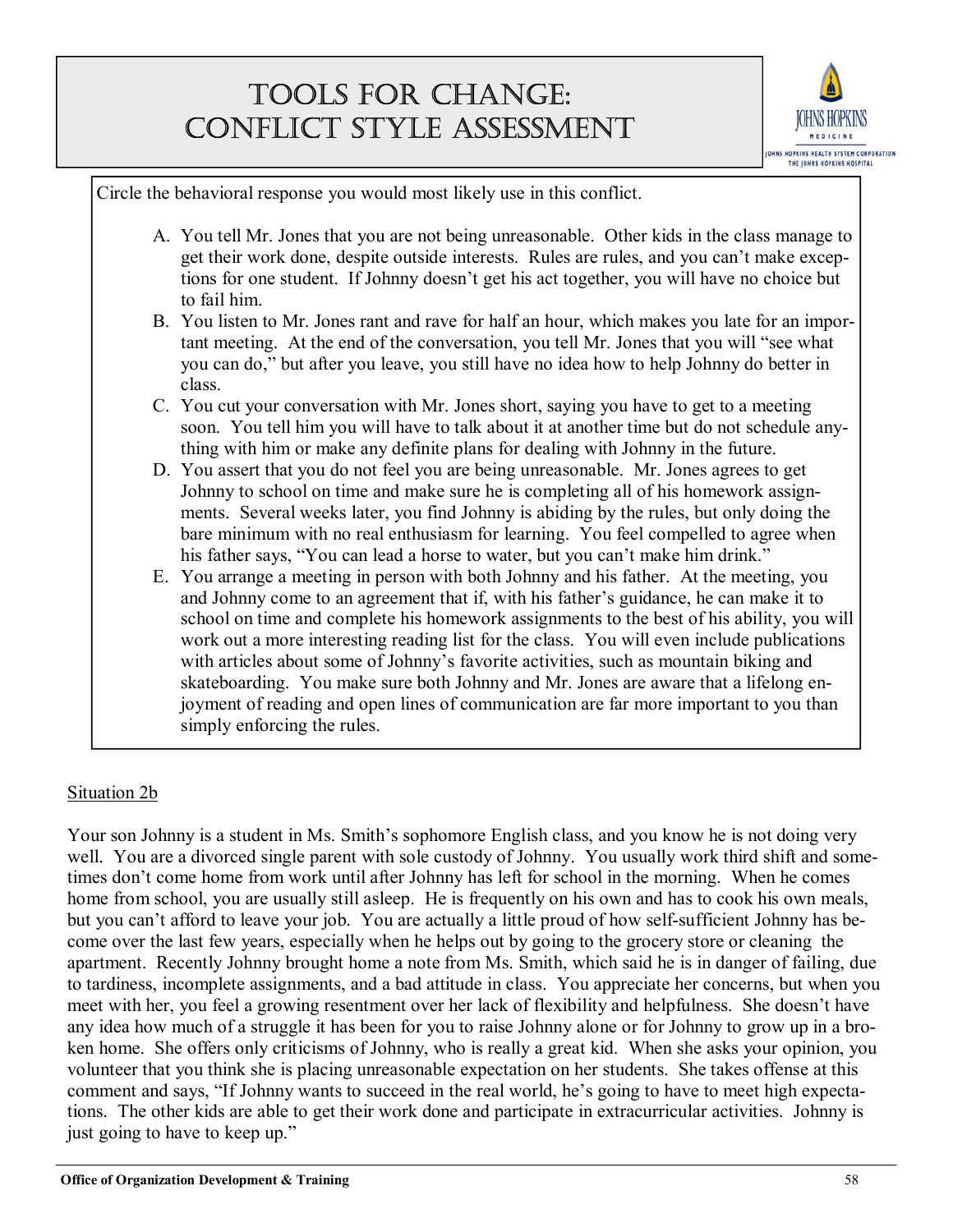# Tools for Change: Conflict Style Assessment

Circle the behavioral response you would most likely use in this conflict.

A. You tell Mr. Jones that you are not being unreasonable. Other kids in the class manage to get their work done, despite outside interests. Rules are rules, and you can't make exceptions for one student. If Johnny doesn't get his act together, you will have no choice but to fail him.

B. You listen to Mr. Jones rant and rave for half an hour, which makes you late for an important meeting. At the end of the conversation, you tell Mr. Jones that you will "see what you can do," but after you leave, you still have no idea how to help Johnny do better in class.

C. You cut your conversation with Mr. Jones short, saying you have to get to a meeting soon. You tell him you will have to talk about it at another time but do not schedule anything with him or make any definite plans for dealing with Johnny in the future.

D. You assert that you do not feel you are being unreasonable. Mr. Jones agrees to get Johnny to school on time and make sure he is completing all of his homework assignments. Several weeks later, you find Johnny is abiding by the rules, but only doing the bare minimum with no real enthusiasm for learning. You feel compelled to agree when his father says, "You can lead a horse to water, but you can't make him drink."

E. You arrange a meeting in person with both Johnny and his father. At the meeting, you and Johnny come to an agreement that if, with his father's guidance, he can make it to school on time and complete his homework assignments to the best of his ability, you will work out a more interesting reading list for the class. You will even include publications with articles about some of Johnny's favorite activities, such as mountain biking and skateboarding. You make sure both Johnny and Mr. Jones are aware that a lifelong enjoyment of reading and open lines of communication are far more important to you than simply enforcing the rules.

Situation 2b

Your son Johnny is a student in Ms. Smith's sophomore English class, and you know he is not doing very well. You are a divorced single parent with sole custody of Johnny. You usually work third shift and sometimes don't come home from work until after Johnny has left for school in the morning. When he comes home from school, you are usually still asleep. He is frequently on his own and has to cook his own meals, but you can't afford to leave your job. You are actually a little proud of how self-sufficient Johnny has become over the last few years, especially when he helps out by going to the grocery store or cleaning the apartment. Recently Johnny brought home a note from Ms. Smith, which said he is in danger of failing, due to tardiness, incomplete assignments, and a bad attitude in class. You appreciate her concerns, but when you meet with her, you feel a growing resentment over her lack of flexibility and helpfulness. She doesn't have any idea how much of a struggle it has been for you to raise Johnny alone or for Johnny to grow up in a broken home. She offers only criticisms of Johnny, who is really a great kid. When she asks your opinion, you volunteer that you think she is placing unreasonable expectation on her students. She takes offense at this comment and says, "If Johnny wants to succeed in the real world, he's going to have to meet high expectations. The other kids are able to get their work done and participate in extracurricular activities. Johnny is just going to have to keep up."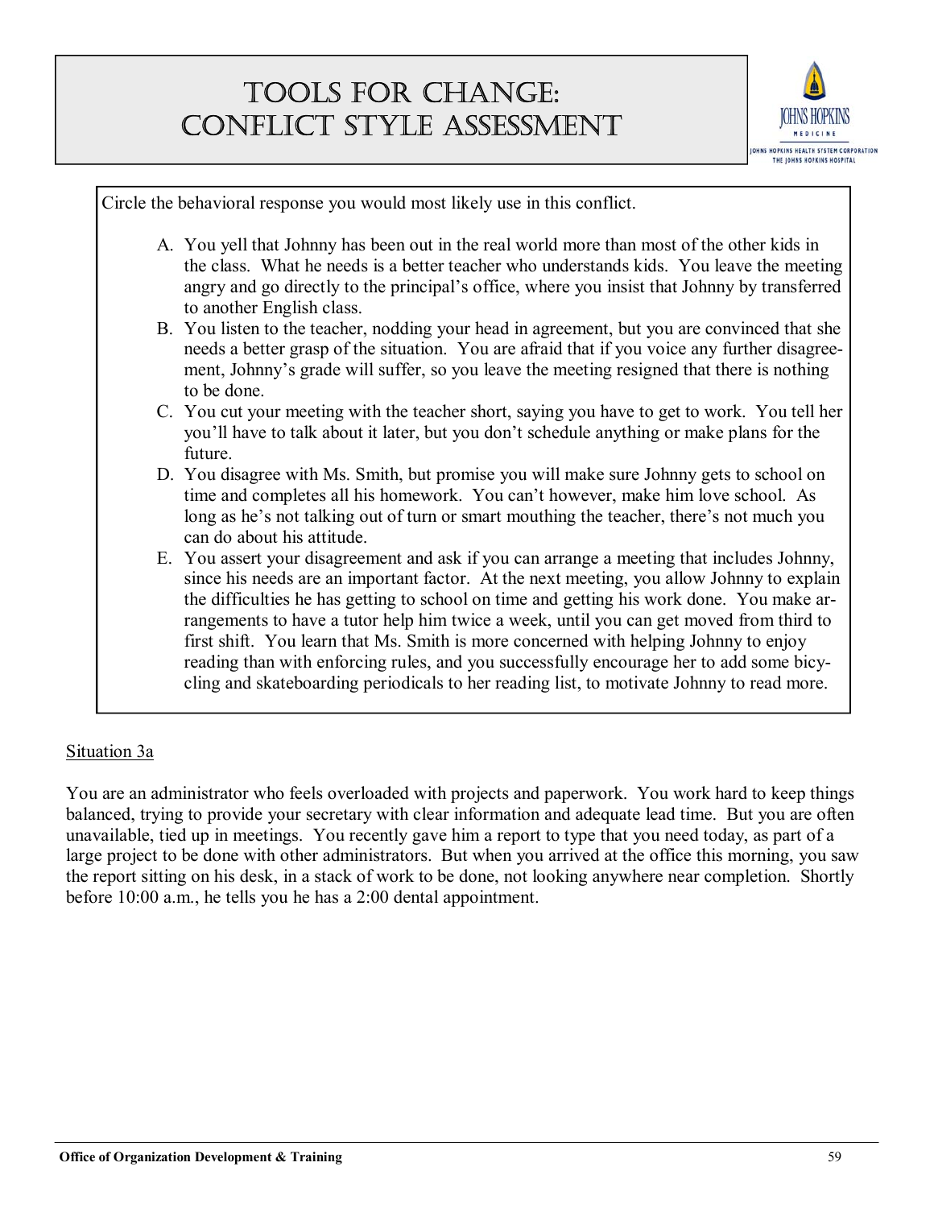# Tools for Change: Conflict Style Assessment

Circle the behavioral response you would most likely use in this conflict.

A. You yell that Johnny has been out in the real world more than most of the other kids in the class. What he needs is a better teacher who understands kids. You leave the meeting angry and go directly to the principal's office, where you insist that Johnny by transferred to another English class.

B. You listen to the teacher, nodding your head in agreement, but you are convinced that she needs a better grasp of the situation. You are afraid that if you voice any further disagreement, Johnny's grade will suffer, so you leave the meeting resigned that there is nothing to be done.

C. You cut your meeting with the teacher short, saying you have to get to work. You tell her you'll have to talk about it later, but you don't schedule anything or make plans for the future.

D. You disagree with Ms. Smith, but promise you will make sure Johnny gets to school on time and completes all his homework. You can't however, make him love school. As long as he's not talking out of turn or smart mouthing the teacher, there's not much you can do about his attitude.

E. You assert your disagreement and ask if you can arrange a meeting that includes Johnny, since his needs are an important factor. At the next meeting, you allow Johnny to explain the difficulties he has getting to school on time and getting his work done. You make arrangements to have a tutor help him twice a week, until you can get moved from third to first shift. You learn that Ms. Smith is more concerned with helping Johnny to enjoy reading than with enforcing rules, and you successfully encourage her to add some bicycling and skateboarding periodicals to her reading list, to motivate Johnny to read more.

<u>Situation 3a</u>

You are an administrator who feels overloaded with projects and paperwork. You work hard to keep things balanced, trying to provide your secretary with clear information and adequate lead time. But you are often unavailable, tied up in meetings. You recently gave him a report to type that you need today, as part of a large project to be done with other administrators. But when you arrived at the office this morning, you saw the report sitting on his desk, in a stack of work to be done, not looking anywhere near completion. Shortly before 10:00 a.m., he tells you he has a 2:00 dental appointment.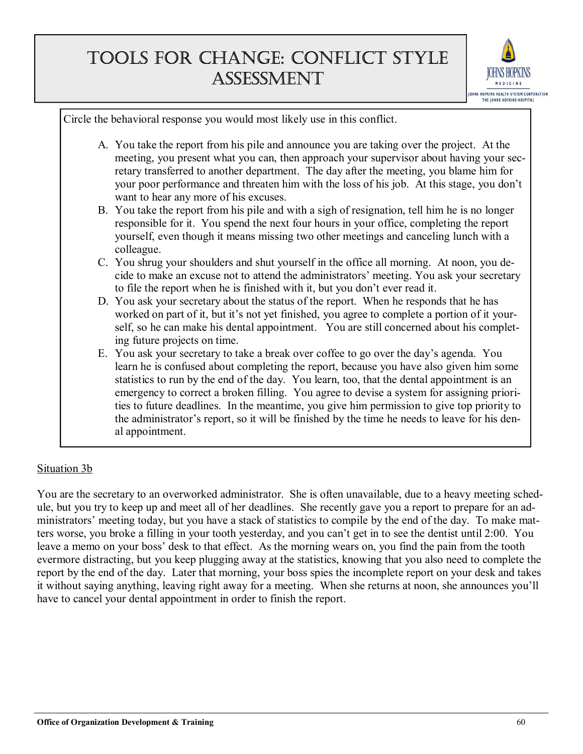# Tools for Change: Conflict Style Assessment

Circle the behavioral response you would most likely use in this conflict.

A. You take the report from his pile and announce you are taking over the project. At the meeting, you present what you can, then approach your supervisor about having your secretary transferred to another department. The day after the meeting, you blame him for your poor performance and threaten him with the loss of his job. At this stage, you don't want to hear any more of his excuses.

B. You take the report from his pile and with a sigh of resignation, tell him he is no longer responsible for it. You spend the next four hours in your office, completing the report yourself, even though it means missing two other meetings and canceling lunch with a colleague.

C. You shrug your shoulders and shut yourself in the office all morning. At noon, you decide to make an excuse not to attend the administrators' meeting. You ask your secretary to file the report when he is finished with it, but you don't ever read it.

D. You ask your secretary about the status of the report. When he responds that he has worked on part of it, but it's not yet finished, you agree to complete a portion of it yourself, so he can make his dental appointment. You are still concerned about his completing future projects on time.

E. You ask your secretary to take a break over coffee to go over the day's agenda. You learn he is confused about completing the report, because you have also given him some statistics to run by the end of the day. You learn, too, that the dental appointment is an emergency to correct a broken filling. You agree to devise a system for assigning priorities to future deadlines. In the meantime, you give him permission to give top priority to the administrator's report, so it will be finished by the time he needs to leave for his dental appointment.

Situation 3b

You are the secretary to an overworked administrator. She is often unavailable, due to a heavy meeting schedule, but you try to keep up and meet all of her deadlines. She recently gave you a report to prepare for an administrators' meeting today, but you have a stack of statistics to compile by the end of the day. To make matters worse, you broke a filling in your tooth yesterday, and you can't get in to see the dentist until 2:00. You leave a memo on your boss' desk to that effect. As the morning wears on, you find the pain from the tooth evermore distracting, but you keep plugging away at the statistics, knowing that you also need to complete the report by the end of the day. Later that morning, your boss spies the incomplete report on your desk and takes it without saying anything, leaving right away for a meeting. When she returns at noon, she announces you'll have to cancel your dental appointment in order to finish the report.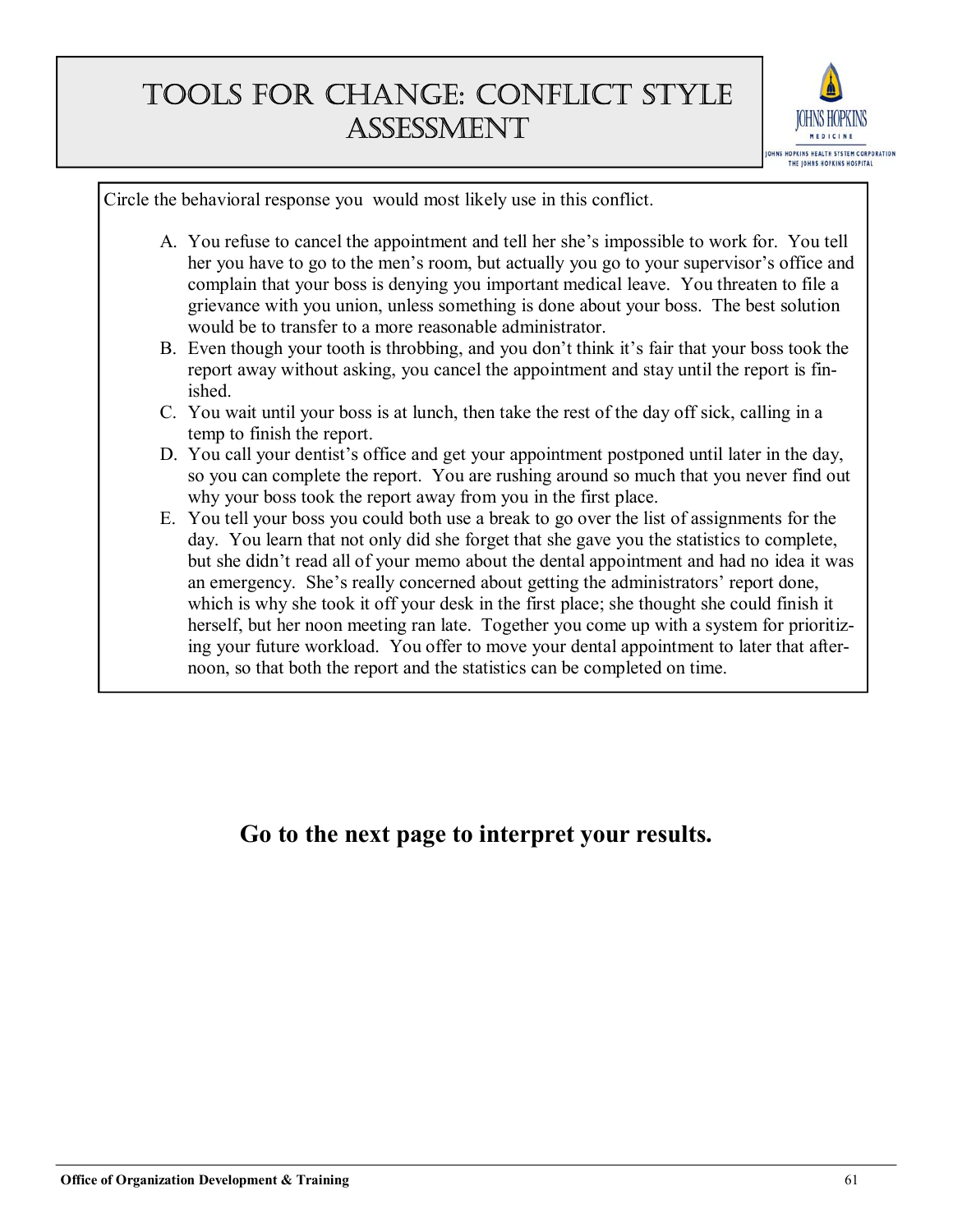# Tools for Change: Conflict Style Assessment

Circle the behavioral response you would most likely use in this conflict.

A. You refuse to cancel the appointment and tell her she's impossible to work for. You tell her you have to go to the men's room, but actually you go to your supervisor's office and complain that your boss is denying you important medical leave. You threaten to file a grievance with you union, unless something is done about your boss. The best solution would be to transfer to a more reasonable administrator.

B. Even though your tooth is throbbing, and you don't think it's fair that your boss took the report away without asking, you cancel the appointment and stay until the report is finished.

C. You wait until your boss is at lunch, then take the rest of the day off sick, calling in a temp to finish the report.

D. You call your dentist's office and get your appointment postponed until later in the day, so you can complete the report. You are rushing around so much that you never find out why your boss took the report away from you in the first place.

E. You tell your boss you could both use a break to go over the list of assignments for the day. You learn that not only did she forget that she gave you the statistics to complete, but she didn't read all of your memo about the dental appointment and had no idea it was an emergency. She's really concerned about getting the administrators' report done, which is why she took it off your desk in the first place; she thought she could finish it herself, but her noon meeting ran late. Together you come up with a system for prioritizing your future workload. You offer to move your dental appointment to later that afternoon, so that both the report and the statistics can be completed on time.

**Go to the next page to interpret your results.**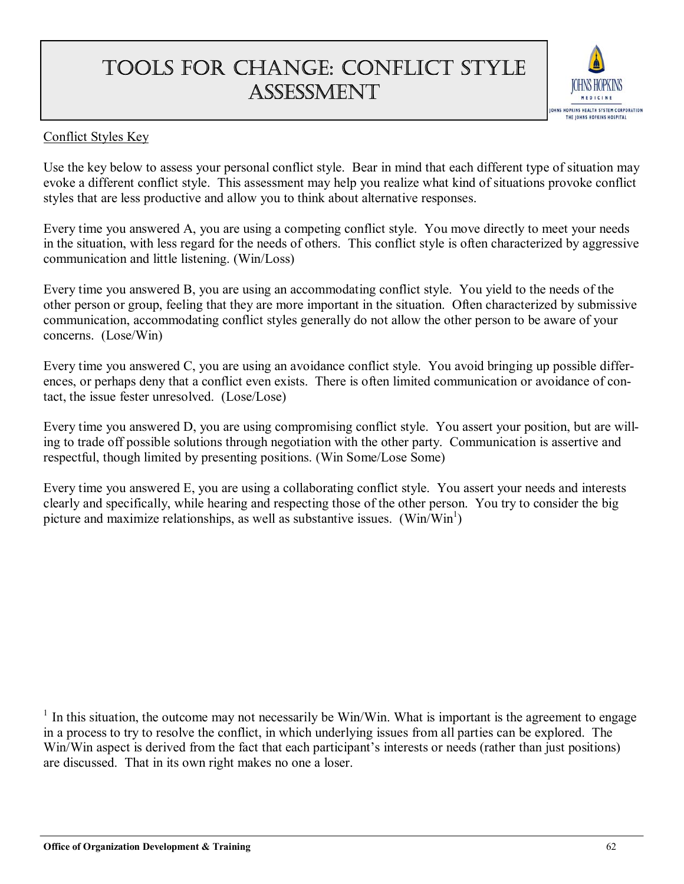# Tools for Change: Conflict Style Assessment

Conflict Styles Key

Use the key below to assess your personal conflict style. Bear in mind that each different type of situation may evoke a different conflict style. This assessment may help you realize what kind of situations provoke conflict styles that are less productive and allow you to think about alternative responses.

Every time you answered A, you are using a competing conflict style. You move directly to meet your needs in the situation, with less regard for the needs of others. This conflict style is often characterized by aggressive communication and little listening. (Win/Loss)

Every time you answered B, you are using an accommodating conflict style. You yield to the needs of the other person or group, feeling that they are more important in the situation. Often characterized by submissive communication, accommodating conflict styles generally do not allow the other person to be aware of your concerns. (Lose/Win)

Every time you answered C, you are using an avoidance conflict style. You avoid bringing up possible differences, or perhaps deny that a conflict even exists. There is often limited communication or avoidance of contact, the issue fester unresolved. (Lose/Lose)

Every time you answered D, you are using compromising conflict style. You assert your position, but are willing to trade off possible solutions through negotiation with the other party. Communication is assertive and respectful, though limited by presenting positions. (Win Some/Lose Some)

Every time you answered E, you are using a collaborating conflict style. You assert your needs and interests clearly and specifically, while hearing and respecting those of the other person. You try to consider the big picture and maximize relationships, as well as substantive issues. (Win/Win[1])

[1] In this situation, the outcome may not necessarily be Win/Win. What is important is the agreement to engage in a process to try to resolve the conflict, in which underlying issues from all parties can be explored. The Win/Win aspect is derived from the fact that each participant's interests or needs (rather than just positions) are discussed. That in its own right makes no one a loser.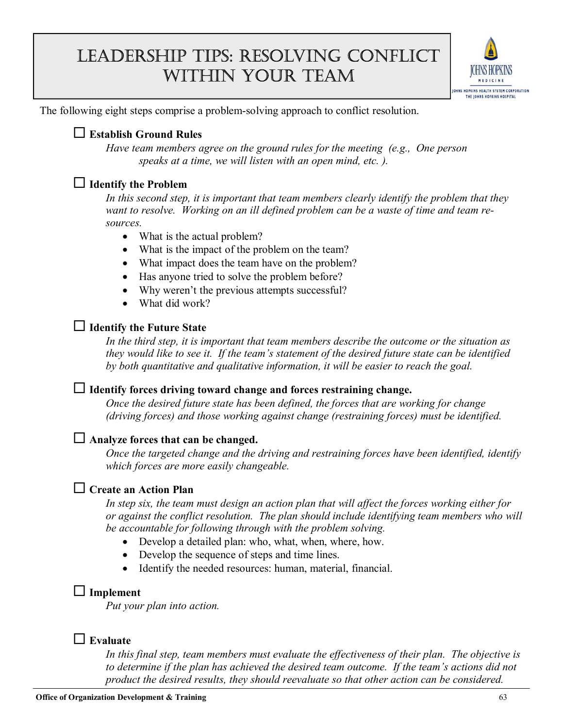# Leadership Tips: Resolving Conflict Within Your Team

The following eight steps comprise a problem-solving approach to conflict resolution.

☐ **Establish Ground Rules**

*Have team members agree on the ground rules for the meeting (e.g., One person speaks at a time, we will listen with an open mind, etc. ).*

☐ **Identify the Problem**

*In this second step, it is important that team members clearly identify the problem that they want to resolve. Working on an ill defined problem can be a waste of time and team resources.*

- What is the actual problem?
- What is the impact of the problem on the team?
- What impact does the team have on the problem?
- Has anyone tried to solve the problem before?
- Why weren't the previous attempts successful?
- What did work?

☐ **Identify the Future State**

*In the third step, it is important that team members describe the outcome or the situation as they would like to see it. If the team's statement of the desired future state can be identified by both quantitative and qualitative information, it will be easier to reach the goal.*

☐ **Identify forces driving toward change and forces restraining change.**

*Once the desired future state has been defined, the forces that are working for change (driving forces) and those working against change (restraining forces) must be identified.*

☐ **Analyze forces that can be changed.**

*Once the targeted change and the driving and restraining forces have been identified, identify which forces are more easily changeable.*

☐ **Create an Action Plan**

*In step six, the team must design an action plan that will affect the forces working either for or against the conflict resolution. The plan should include identifying team members who will be accountable for following through with the problem solving.*

- Develop a detailed plan: who, what, when, where, how.
- Develop the sequence of steps and time lines.
- Identify the needed resources: human, material, financial.

☐ **Implement**

*Put your plan into action.*

☐ **Evaluate**

*In this final step, team members must evaluate the effectiveness of their plan. The objective is to determine if the plan has achieved the desired team outcome. If the team's actions did not product the desired results, they should reevaluate so that other action can be considered.*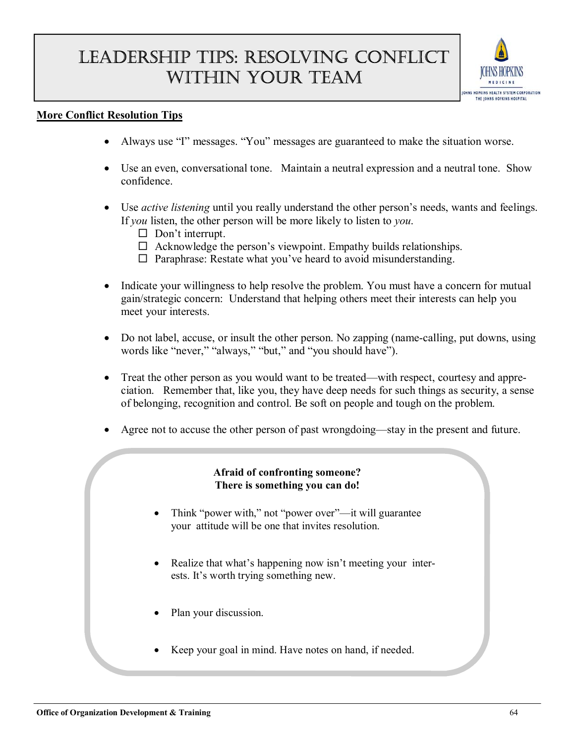# Leadership Tips: Resolving Conflict Within Your Team

**More Conflict Resolution Tips**

- Always use "I" messages. "You" messages are guaranteed to make the situation worse.
- Use an even, conversational tone. Maintain a neutral expression and a neutral tone. Show confidence.
- Use *active listening* until you really understand the other person's needs, wants and feelings. If *you* listen, the other person will be more likely to listen to *you*.
  - ☐ Don't interrupt.
  - ☐ Acknowledge the person's viewpoint. Empathy builds relationships.
  - ☐ Paraphrase: Restate what you've heard to avoid misunderstanding.
- Indicate your willingness to help resolve the problem. You must have a concern for mutual gain/strategic concern: Understand that helping others meet their interests can help you meet your interests.
- Do not label, accuse, or insult the other person. No zapping (name-calling, put downs, using words like "never," "always," "but," and "you should have").
- Treat the other person as you would want to be treated—with respect, courtesy and appreciation. Remember that, like you, they have deep needs for such things as security, a sense of belonging, recognition and control. Be soft on people and tough on the problem.
- Agree not to accuse the other person of past wrongdoing—stay in the present and future.

**Afraid of confronting someone?**
**There is something you can do!**

- Think "power with," not "power over"—it will guarantee your attitude will be one that invites resolution.
- Realize that what's happening now isn't meeting your interests. It's worth trying something new.
- Plan your discussion.
- Keep your goal in mind. Have notes on hand, if needed.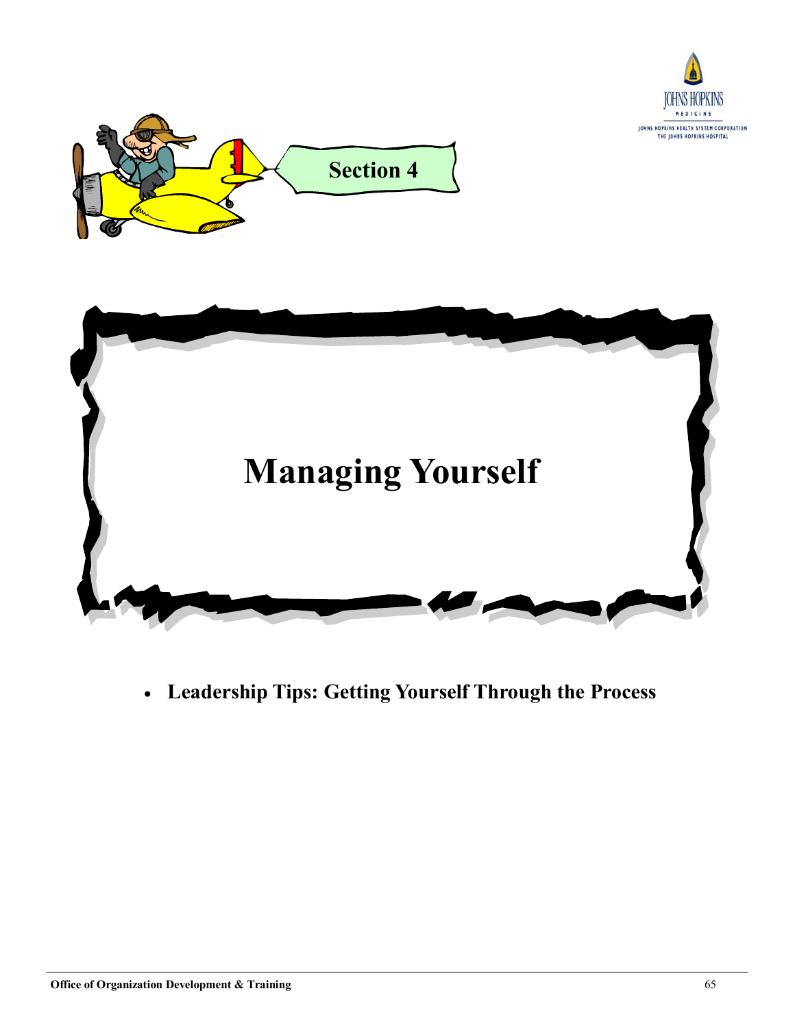Section 4

# Managing Yourself

- **Leadership Tips: Getting Yourself Through the Process**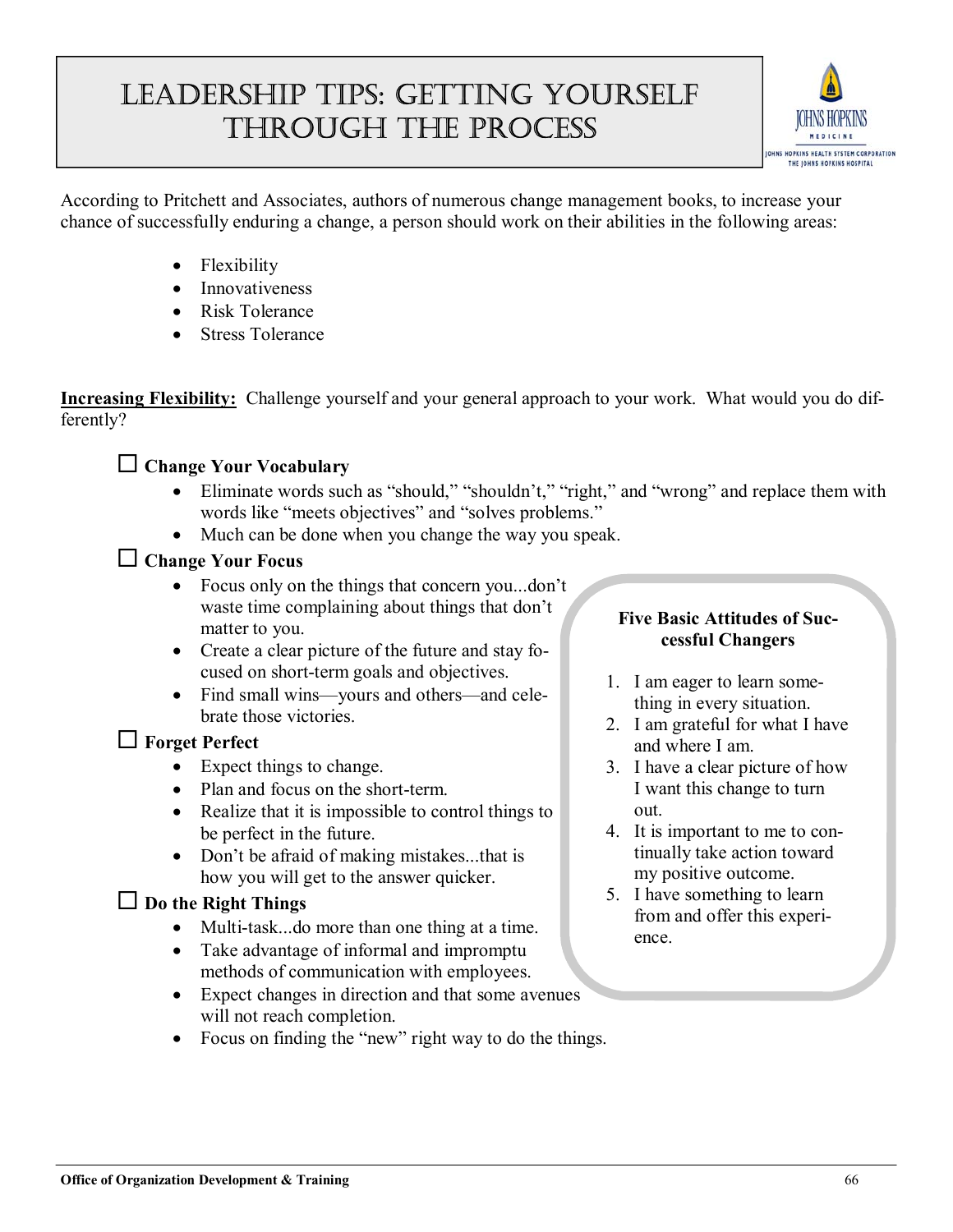# Leadership Tips: Getting Yourself Through the Process

According to Pritchett and Associates, authors of numerous change management books, to increase your chance of successfully enduring a change, a person should work on their abilities in the following areas:

- Flexibility
- Innovativeness
- Risk Tolerance
- Stress Tolerance

**Increasing Flexibility:** Challenge yourself and your general approach to your work. What would you do differently?

☐ **Change Your Vocabulary**

- Eliminate words such as "should," "shouldn't," "right," and "wrong" and replace them with words like "meets objectives" and "solves problems."
- Much can be done when you change the way you speak.

☐ **Change Your Focus**

- Focus only on the things that concern you...don't waste time complaining about things that don't matter to you.
- Create a clear picture of the future and stay focused on short-term goals and objectives.
- Find small wins—yours and others—and celebrate those victories.

☐ **Forget Perfect**

- Expect things to change.
- Plan and focus on the short-term.
- Realize that it is impossible to control things to be perfect in the future.
- Don't be afraid of making mistakes...that is how you will get to the answer quicker.

☐ **Do the Right Things**

- Multi-task...do more than one thing at a time.
- Take advantage of informal and impromptu methods of communication with employees.
- Expect changes in direction and that some avenues will not reach completion.
- Focus on finding the "new" right way to do the things.

**Five Basic Attitudes of Successful Changers**

1. I am eager to learn something in every situation.
2. I am grateful for what I have and where I am.
3. I have a clear picture of how I want this change to turn out.
4. It is important to me to continually take action toward my positive outcome.
5. I have something to learn from and offer this experience.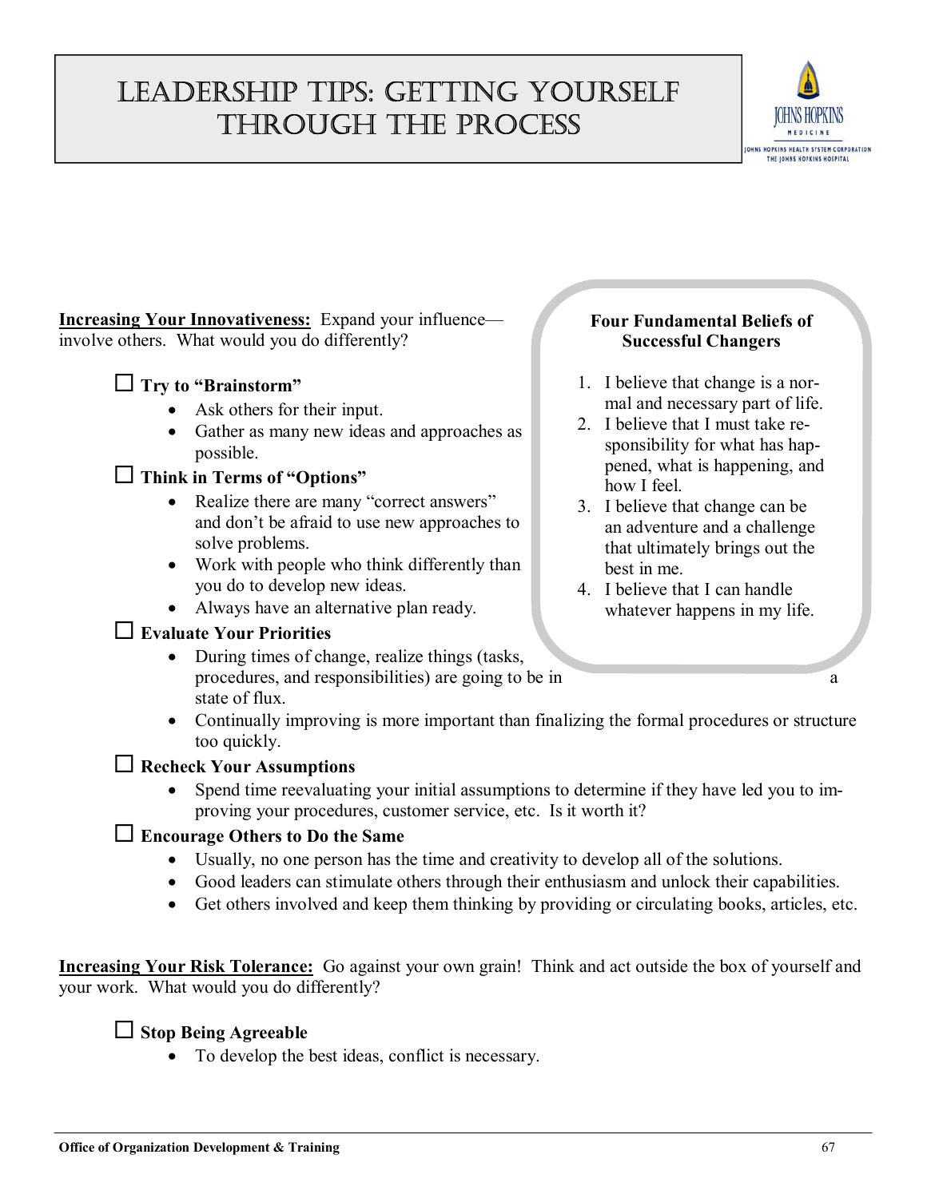# Leadership Tips: Getting Yourself Through the Process

**Four Fundamental Beliefs of Successful Changers**

1. I believe that change is a normal and necessary part of life.
2. I believe that I must take responsibility for what has happened, what is happening, and how I feel.
3. I believe that change can be an adventure and a challenge that ultimately brings out the best in me.
4. I believe that I can handle whatever happens in my life.

**Increasing Your Innovativeness:** Expand your influence—involve others. What would you do differently?

- ☐ **Try to "Brainstorm"**
  - Ask others for their input.
  - Gather as many new ideas and approaches as possible.
- ☐ **Think in Terms of "Options"**
  - Realize there are many "correct answers" and don't be afraid to use new approaches to solve problems.
  - Work with people who think differently than you do to develop new ideas.
  - Always have an alternative plan ready.
- ☐ **Evaluate Your Priorities**
  - During times of change, realize things (tasks, procedures, and responsibilities) are going to be in a state of flux.
  - Continually improving is more important than finalizing the formal procedures or structure too quickly.
- ☐ **Recheck Your Assumptions**
  - Spend time reevaluating your initial assumptions to determine if they have led you to improving your procedures, customer service, etc. Is it worth it?
- ☐ **Encourage Others to Do the Same**
  - Usually, no one person has the time and creativity to develop all of the solutions.
  - Good leaders can stimulate others through their enthusiasm and unlock their capabilities.
  - Get others involved and keep them thinking by providing or circulating books, articles, etc.

**Increasing Your Risk Tolerance:** Go against your own grain! Think and act outside the box of yourself and your work. What would you do differently?

- ☐ **Stop Being Agreeable**
  - To develop the best ideas, conflict is necessary.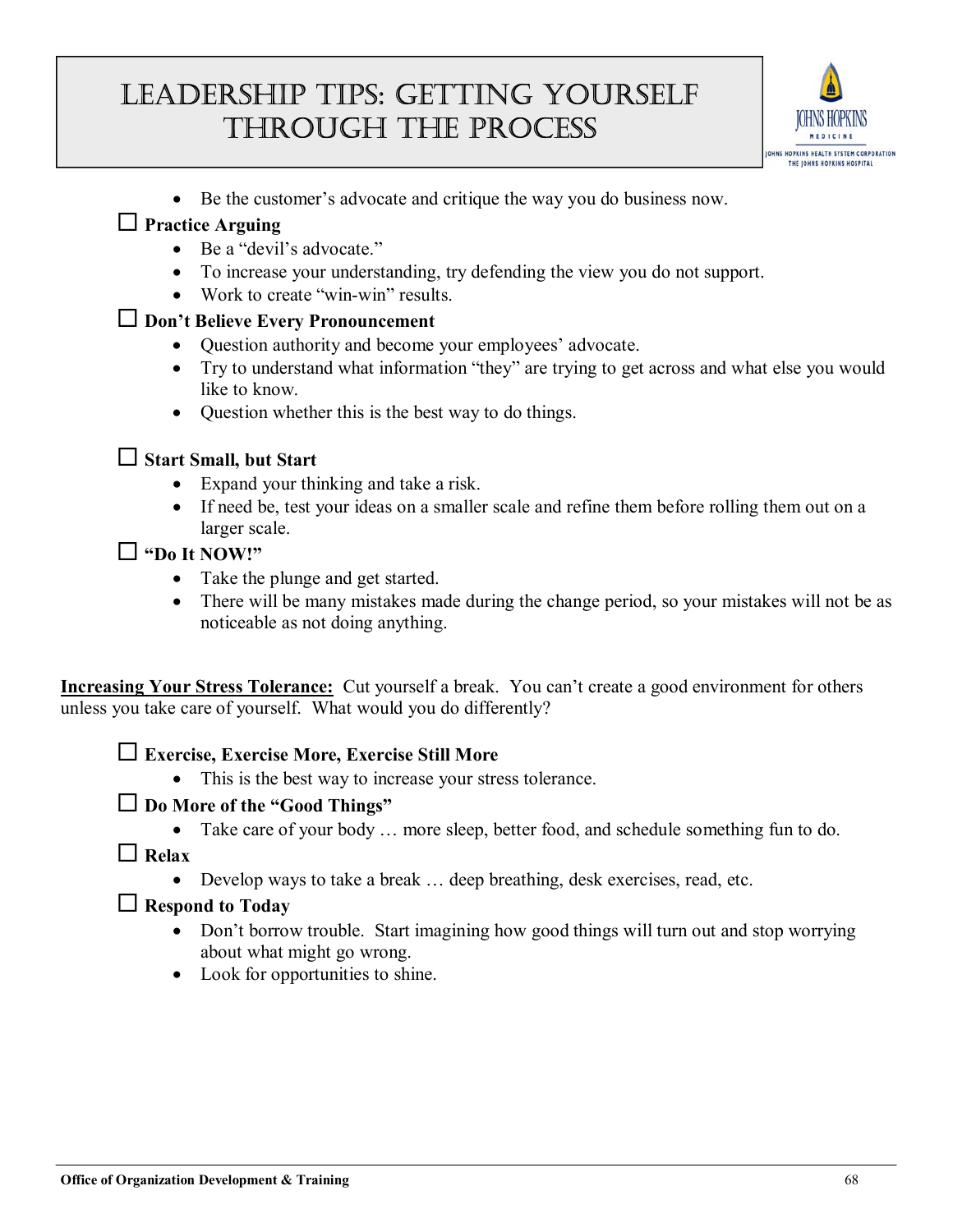# Leadership Tips: Getting Yourself Through the Process

- Be the customer's advocate and critique the way you do business now.

☐ **Practice Arguing**

- Be a "devil's advocate."
- To increase your understanding, try defending the view you do not support.
- Work to create "win-win" results.

☐ **Don't Believe Every Pronouncement**

- Question authority and become your employees' advocate.
- Try to understand what information "they" are trying to get across and what else you would like to know.
- Question whether this is the best way to do things.

☐ **Start Small, but Start**

- Expand your thinking and take a risk.
- If need be, test your ideas on a smaller scale and refine them before rolling them out on a larger scale.

☐ **"Do It NOW!"**

- Take the plunge and get started.
- There will be many mistakes made during the change period, so your mistakes will not be as noticeable as not doing anything.

**<u>Increasing Your Stress Tolerance:</u>** Cut yourself a break. You can't create a good environment for others unless you take care of yourself. What would you do differently?

☐ **Exercise, Exercise More, Exercise Still More**

- This is the best way to increase your stress tolerance.

☐ **Do More of the "Good Things"**

- Take care of your body … more sleep, better food, and schedule something fun to do.

☐ **Relax**

- Develop ways to take a break … deep breathing, desk exercises, read, etc.

☐ **Respond to Today**

- Don't borrow trouble. Start imagining how good things will turn out and stop worrying about what might go wrong.
- Look for opportunities to shine.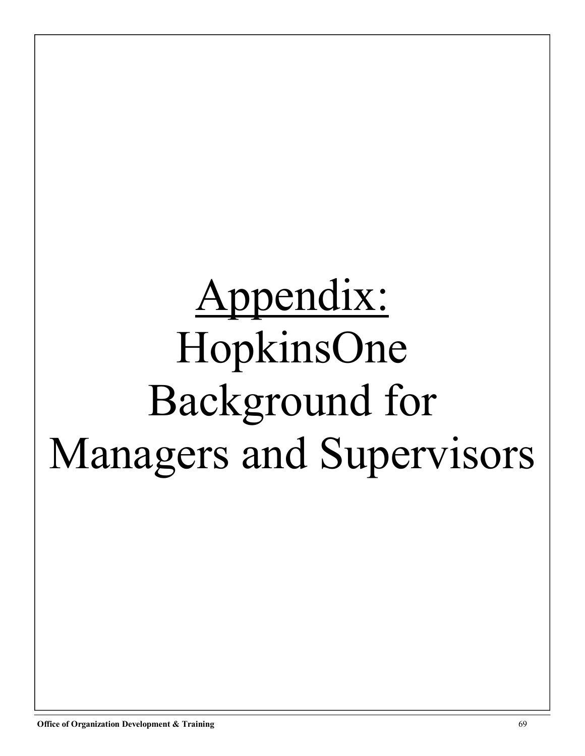# Appendix:

# HopkinsOne Background for Managers and Supervisors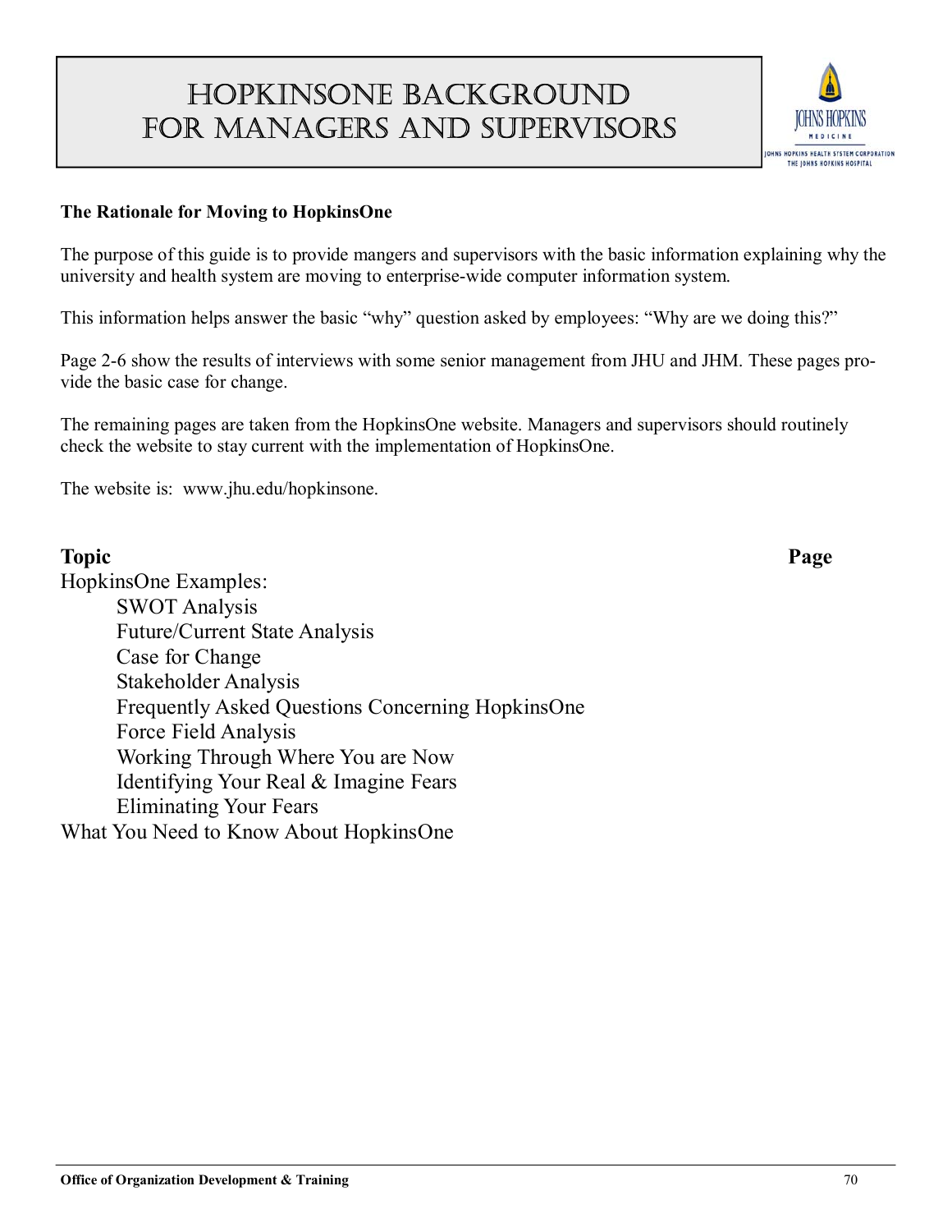# HopkinsOne Background for Managers and Supervisors

**The Rationale for Moving to HopkinsOne**

The purpose of this guide is to provide mangers and supervisors with the basic information explaining why the university and health system are moving to enterprise-wide computer information system.

This information helps answer the basic "why" question asked by employees: "Why are we doing this?"

Page 2-6 show the results of interviews with some senior management from JHU and JHM. These pages provide the basic case for change.

The remaining pages are taken from the HopkinsOne website. Managers and supervisors should routinely check the website to stay current with the implementation of HopkinsOne.

The website is: www.jhu.edu/hopkinsone.

| Topic | Page |
|---|---|
| HopkinsOne Examples: | |
| SWOT Analysis | |
| Future/Current State Analysis | |
| Case for Change | |
| Stakeholder Analysis | |
| Frequently Asked Questions Concerning HopkinsOne | |
| Force Field Analysis | |
| Working Through Where You are Now | |
| Identifying Your Real & Imagine Fears | |
| Eliminating Your Fears | |
| What You Need to Know About HopkinsOne | |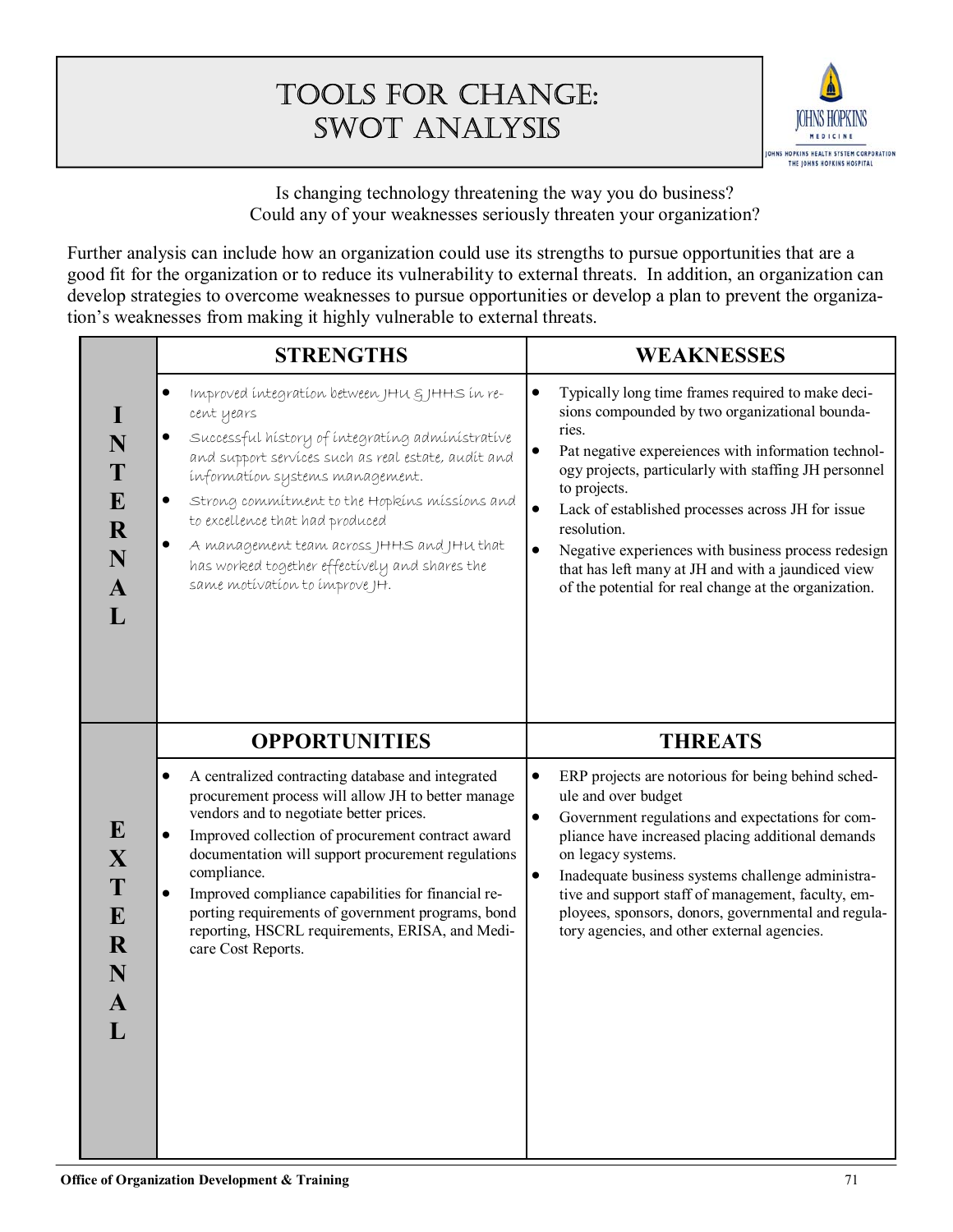# Tools for Change: SWOT Analysis

Is changing technology threatening the way you do business?
Could any of your weaknesses seriously threaten your organization?

Further analysis can include how an organization could use its strengths to pursue opportunities that are a good fit for the organization or to reduce its vulnerability to external threats. In addition, an organization can develop strategies to overcome weaknesses to pursue opportunities or develop a plan to prevent the organization's weaknesses from making it highly vulnerable to external threats.

| | STRENGTHS | WEAKNESSES |
|---|---|---|
| **INTERNAL** | • Improved integration between JHU & JHHS in recent years<br>• Successful history of integrating administrative and support services such as real estate, audit and information systems management.<br>• Strong commitment to the Hopkins missions and to excellence that had produced<br>• A management team across JHHS and JHU that has worked together effectively and shares the same motivation to improve JH. | • Typically long time frames required to make decisions compounded by two organizational boundaries.<br>• Pat negative expereiences with information technology projects, particularly with staffing JH personnel to projects.<br>• Lack of established processes across JH for issue resolution.<br>• Negative experiences with business process redesign that has left many at JH and with a jaundiced view of the potential for real change at the organization. |
| | **OPPORTUNITIES** | **THREATS** |
| **EXTERNAL** | • A centralized contracting database and integrated procurement process will allow JH to better manage vendors and to negotiate better prices.<br>• Improved collection of procurement contract award documentation will support procurement regulations compliance.<br>• Improved compliance capabilities for financial reporting requirements of government programs, bond reporting, HSCRL requirements, ERISA, and Medicare Cost Reports. | • ERP projects are notorious for being behind schedule and over budget<br>• Government regulations and expectations for compliance have increased placing additional demands on legacy systems.<br>• Inadequate business systems challenge administrative and support staff of management, faculty, employees, sponsors, donors, governmental and regulatory agencies, and other external agencies. |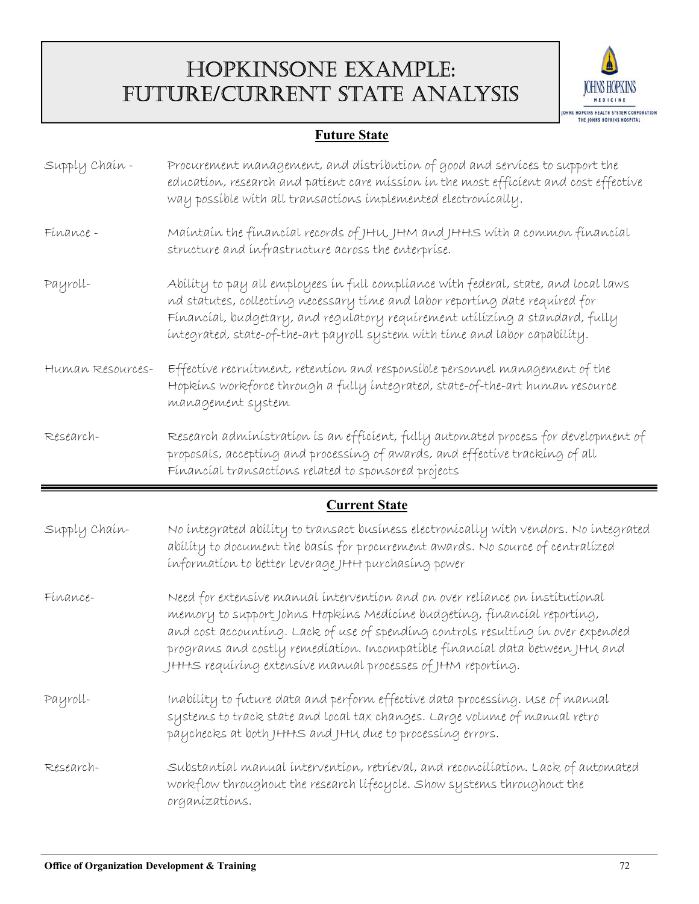# HopkinsOne Example: Future/Current State Analysis

## Future State

Supply Chain - Procurement management, and distribution of good and services to support the education, research and patient care mission in the most efficient and cost effective way possible with all transactions implemented electronically.

Finance - Maintain the financial records of JHU, JHM and JHHS with a common financial structure and infrastructure across the enterprise.

Payroll- Ability to pay all employees in full compliance with federal, state, and local laws nd statutes, collecting necessary time and labor reporting date required for Financial, budgetary, and regulatory requirement utilizing a standard, fully integrated, state-of-the-art payroll system with time and labor capability.

Human Resources- Effective recruitment, retention and responsible personnel management of the Hopkins workforce through a fully integrated, state-of-the-art human resource management system

Research- Research administration is an efficient, fully automated process for development of proposals, accepting and processing of awards, and effective tracking of all Financial transactions related to sponsored projects

## Current State

Supply Chain- No integrated ability to transact business electronically with vendors. No integrated ability to document the basis for procurement awards. No source of centralized information to better leverage JHH purchasing power

Finance- Need for extensive manual intervention and on over reliance on institutional memory to support Johns Hopkins Medicine budgeting, financial reporting, and cost accounting. Lack of use of spending controls resulting in over expended programs and costly remediation. Incompatible financial data between JHU and JHHS requiring extensive manual processes of JHM reporting.

Payroll- Inability to future data and perform effective data processing. Use of manual systems to track state and local tax changes. Large volume of manual retro paychecks at both JHHS and JHU due to processing errors.

Research- Substantial manual intervention, retrieval, and reconciliation. Lack of automated workflow throughout the research lifecycle. Show systems throughout the organizations.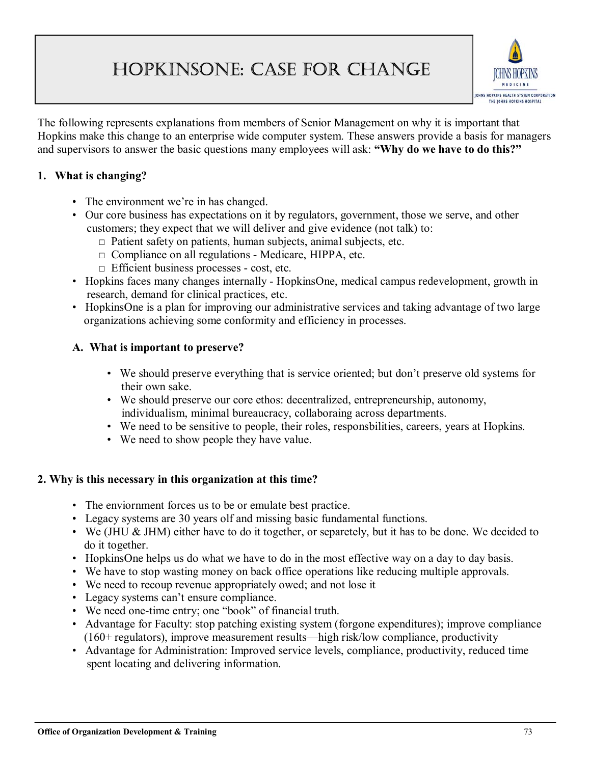# HOPKINSONE: CASE FOR CHANGE

The following represents explanations from members of Senior Management on why it is important that Hopkins make this change to an enterprise wide computer system. These answers provide a basis for managers and supervisors to answer the basic questions many employees will ask: **"Why do we have to do this?"**

**1. What is changing?**

- The environment we're in has changed.
- Our core business has expectations on it by regulators, government, those we serve, and other customers; they expect that we will deliver and give evidence (not talk) to:
  - □ Patient safety on patients, human subjects, animal subjects, etc.
  - □ Compliance on all regulations - Medicare, HIPPA, etc.
  - □ Efficient business processes - cost, etc.
- Hopkins faces many changes internally - HopkinsOne, medical campus redevelopment, growth in research, demand for clinical practices, etc.
- HopkinsOne is a plan for improving our administrative services and taking advantage of two large organizations achieving some conformity and efficiency in processes.

**A. What is important to preserve?**

- We should preserve everything that is service oriented; but don't preserve old systems for their own sake.
- We should preserve our core ethos: decentralized, entrepreneurship, autonomy, individualism, minimal bureaucracy, collaboraing across departments.
- We need to be sensitive to people, their roles, responsbilities, careers, years at Hopkins.
- We need to show people they have value.

**2. Why is this necessary in this organization at this time?**

- The enviornment forces us to be or emulate best practice.
- Legacy systems are 30 years olf and missing basic fundamental functions.
- We (JHU & JHM) either have to do it together, or separetely, but it has to be done. We decided to do it together.
- HopkinsOne helps us do what we have to do in the most effective way on a day to day basis.
- We have to stop wasting money on back office operations like reducing multiple approvals.
- We need to recoup revenue appropriately owed; and not lose it
- Legacy systems can't ensure compliance.
- We need one-time entry; one "book" of financial truth.
- Advantage for Faculty: stop patching existing system (forgone expenditures); improve compliance (160+ regulators), improve measurement results—high risk/low compliance, productivity
- Advantage for Administration: Improved service levels, compliance, productivity, reduced time spent locating and delivering information.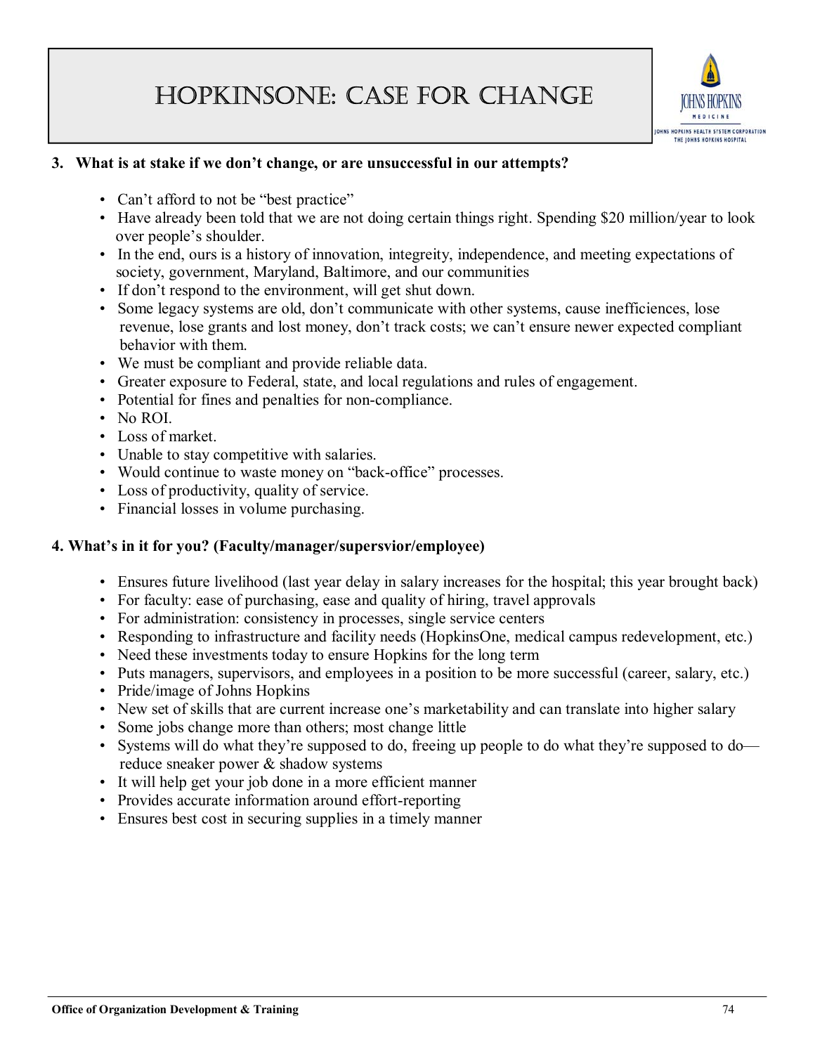# HopkinsOne: Case for Change

**3. What is at stake if we don't change, or are unsuccessful in our attempts?**

- Can't afford to not be "best practice"
- Have already been told that we are not doing certain things right. Spending $20 million/year to look over people's shoulder.
- In the end, ours is a history of innovation, integreity, independence, and meeting expectations of society, government, Maryland, Baltimore, and our communities
- If don't respond to the environment, will get shut down.
- Some legacy systems are old, don't communicate with other systems, cause inefficiences, lose revenue, lose grants and lost money, don't track costs; we can't ensure newer expected compliant behavior with them.
- We must be compliant and provide reliable data.
- Greater exposure to Federal, state, and local regulations and rules of engagement.
- Potential for fines and penalties for non-compliance.
- No ROI.
- Loss of market.
- Unable to stay competitive with salaries.
- Would continue to waste money on "back-office" processes.
- Loss of productivity, quality of service.
- Financial losses in volume purchasing.

**4. What's in it for you? (Faculty/manager/supersvior/employee)**

- Ensures future livelihood (last year delay in salary increases for the hospital; this year brought back)
- For faculty: ease of purchasing, ease and quality of hiring, travel approvals
- For administration: consistency in processes, single service centers
- Responding to infrastructure and facility needs (HopkinsOne, medical campus redevelopment, etc.)
- Need these investments today to ensure Hopkins for the long term
- Puts managers, supervisors, and employees in a position to be more successful (career, salary, etc.)
- Pride/image of Johns Hopkins
- New set of skills that are current increase one's marketability and can translate into higher salary
- Some jobs change more than others; most change little
- Systems will do what they're supposed to do, freeing up people to do what they're supposed to do—reduce sneaker power & shadow systems
- It will help get your job done in a more efficient manner
- Provides accurate information around effort-reporting
- Ensures best cost in securing supplies in a timely manner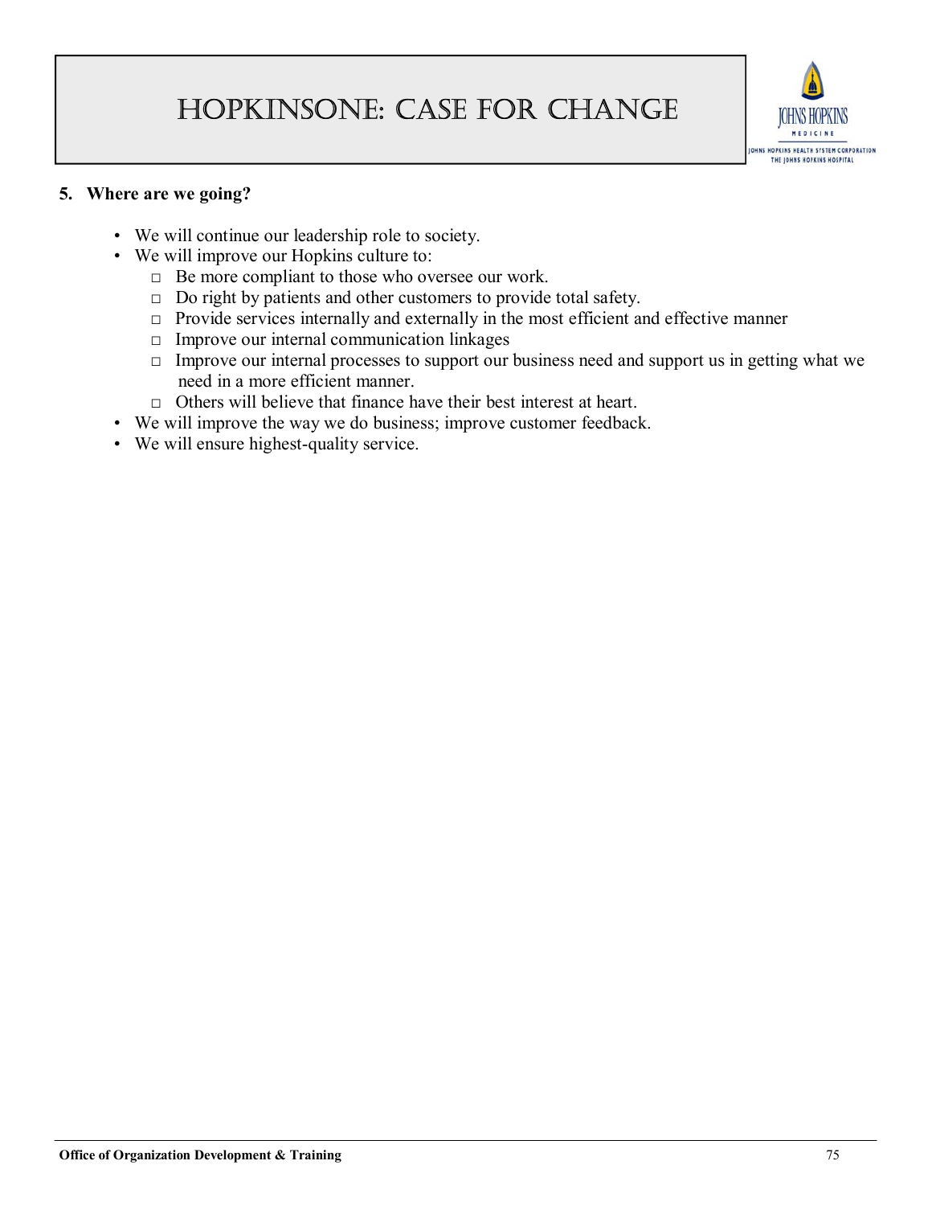# HopkinsOne: Case for Change

**5. Where are we going?**

- We will continue our leadership role to society.
- We will improve our Hopkins culture to:
  - Be more compliant to those who oversee our work.
  - Do right by patients and other customers to provide total safety.
  - Provide services internally and externally in the most efficient and effective manner
  - Improve our internal communication linkages
  - Improve our internal processes to support our business need and support us in getting what we need in a more efficient manner.
  - Others will believe that finance have their best interest at heart.
- We will improve the way we do business; improve customer feedback.
- We will ensure highest-quality service.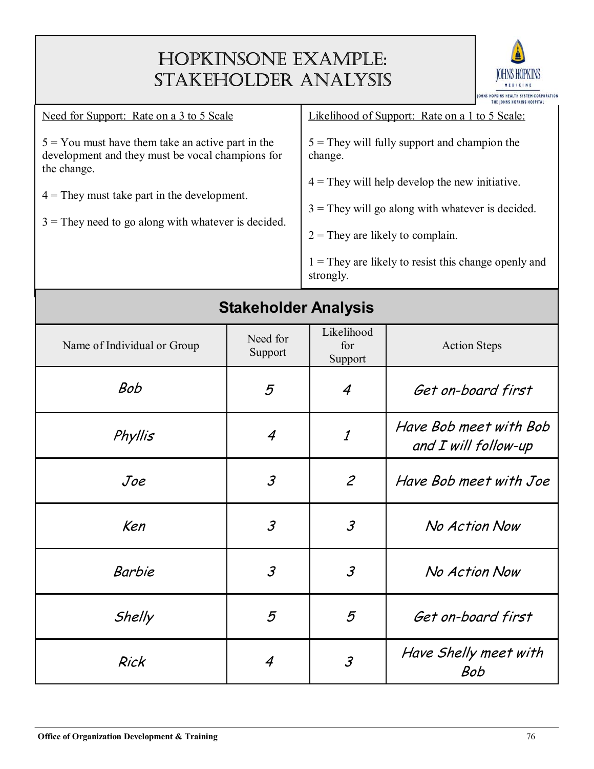# HopkinsOne Example: Stakeholder Analysis

**Need for Support: Rate on a 3 to 5 Scale**

5 = You must have them take an active part in the development and they must be vocal champions for the change.

4 = They must take part in the development.

3 = They need to go along with whatever is decided.

**Likelihood of Support: Rate on a 1 to 5 Scale:**

5 = They will fully support and champion the change.

4 = They will help develop the new initiative.

3 = They will go along with whatever is decided.

2 = They are likely to complain.

1 = They are likely to resist this change openly and strongly.

## Stakeholder Analysis

| Name of Individual or Group | Need for Support | Likelihood for Support | Action Steps |
|---|---|---|---|
| *Bob* | *5* | *4* | *Get on-board first* |
| *Phyllis* | *4* | *1* | *Have Bob meet with Bob and I will follow-up* |
| *Joe* | *3* | *2* | *Have Bob meet with Joe* |
| *Ken* | *3* | *3* | *No Action Now* |
| *Barbie* | *3* | *3* | *No Action Now* |
| *Shelly* | *5* | *5* | *Get on-board first* |
| *Rick* | *4* | *3* | *Have Shelly meet with Bob* |

Office of Organization Development & Training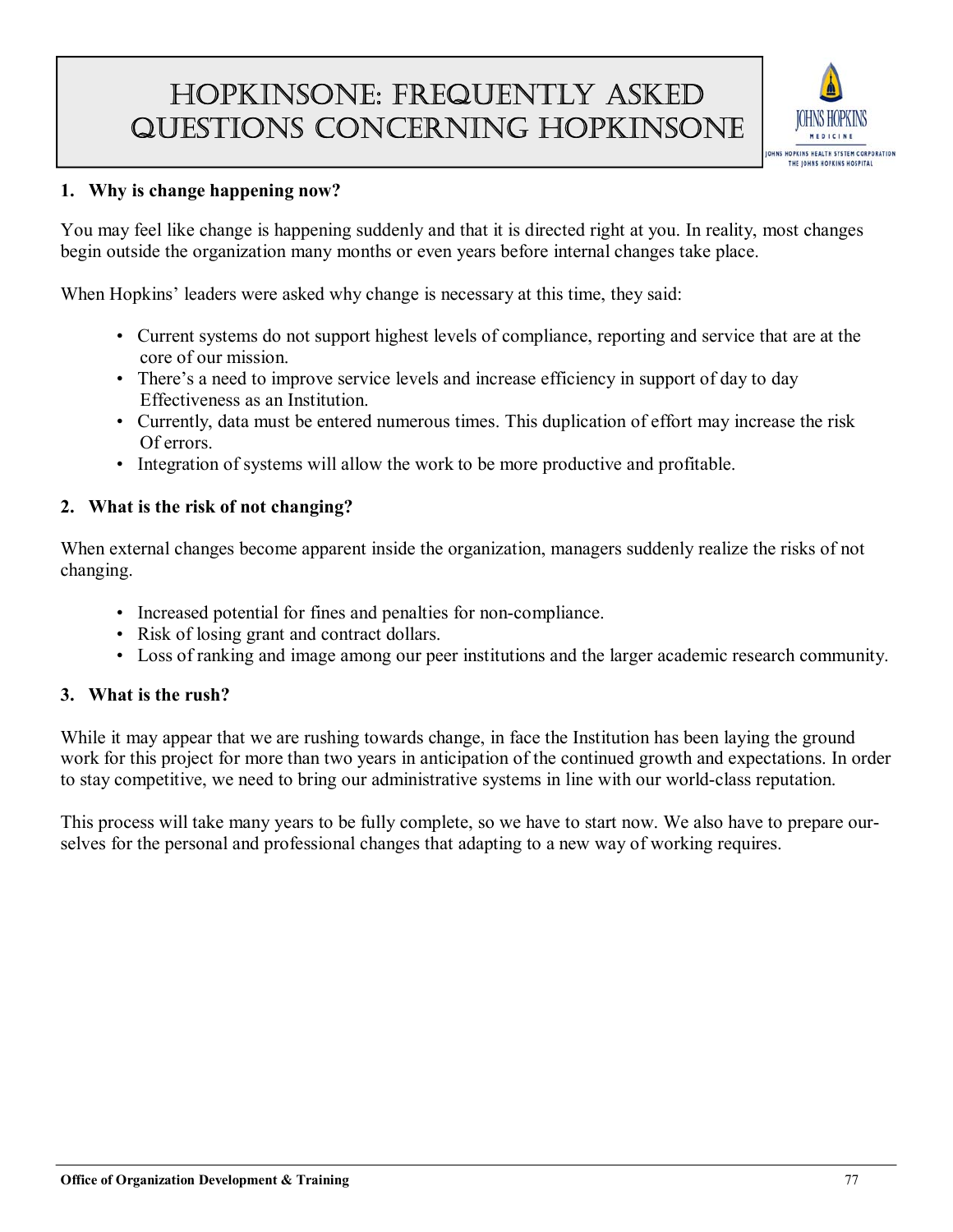# HopkinsOne: Frequently Asked Questions Concerning HopkinsOne

**1. Why is change happening now?**

You may feel like change is happening suddenly and that it is directed right at you. In reality, most changes begin outside the organization many months or even years before internal changes take place.

When Hopkins' leaders were asked why change is necessary at this time, they said:

- Current systems do not support highest levels of compliance, reporting and service that are at the core of our mission.
- There's a need to improve service levels and increase efficiency in support of day to day Effectiveness as an Institution.
- Currently, data must be entered numerous times. This duplication of effort may increase the risk Of errors.
- Integration of systems will allow the work to be more productive and profitable.

**2. What is the risk of not changing?**

When external changes become apparent inside the organization, managers suddenly realize the risks of not changing.

- Increased potential for fines and penalties for non-compliance.
- Risk of losing grant and contract dollars.
- Loss of ranking and image among our peer institutions and the larger academic research community.

**3. What is the rush?**

While it may appear that we are rushing towards change, in face the Institution has been laying the ground work for this project for more than two years in anticipation of the continued growth and expectations. In order to stay competitive, we need to bring our administrative systems in line with our world-class reputation.

This process will take many years to be fully complete, so we have to start now. We also have to prepare ourselves for the personal and professional changes that adapting to a new way of working requires.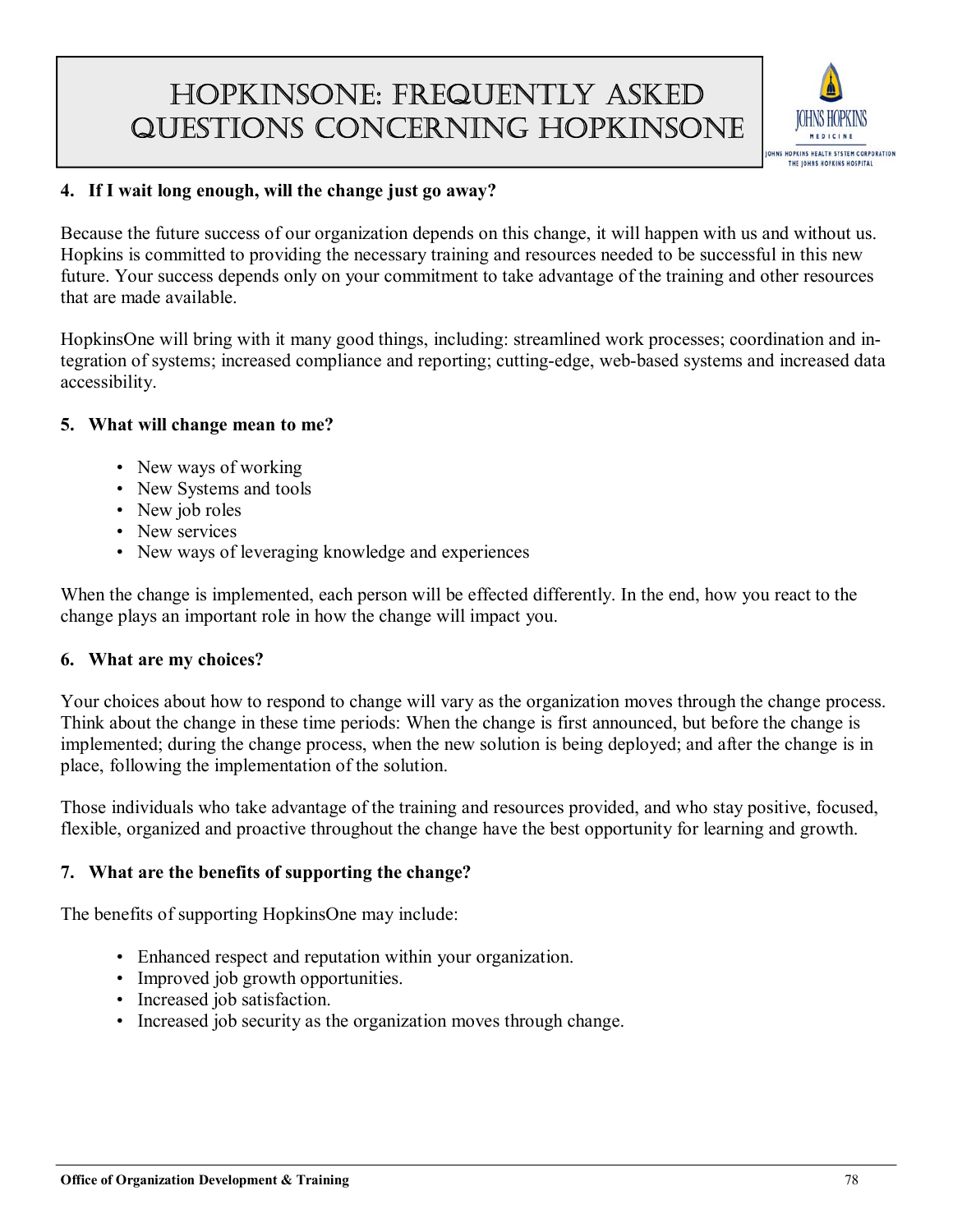# HopkinsOne: Frequently Asked Questions Concerning HopkinsOne

**4. If I wait long enough, will the change just go away?**

Because the future success of our organization depends on this change, it will happen with us and without us. Hopkins is committed to providing the necessary training and resources needed to be successful in this new future. Your success depends only on your commitment to take advantage of the training and other resources that are made available.

HopkinsOne will bring with it many good things, including: streamlined work processes; coordination and integration of systems; increased compliance and reporting; cutting-edge, web-based systems and increased data accessibility.

**5. What will change mean to me?**

- New ways of working
- New Systems and tools
- New job roles
- New services
- New ways of leveraging knowledge and experiences

When the change is implemented, each person will be effected differently. In the end, how you react to the change plays an important role in how the change will impact you.

**6. What are my choices?**

Your choices about how to respond to change will vary as the organization moves through the change process. Think about the change in these time periods: When the change is first announced, but before the change is implemented; during the change process, when the new solution is being deployed; and after the change is in place, following the implementation of the solution.

Those individuals who take advantage of the training and resources provided, and who stay positive, focused, flexible, organized and proactive throughout the change have the best opportunity for learning and growth.

**7. What are the benefits of supporting the change?**

The benefits of supporting HopkinsOne may include:

- Enhanced respect and reputation within your organization.
- Improved job growth opportunities.
- Increased job satisfaction.
- Increased job security as the organization moves through change.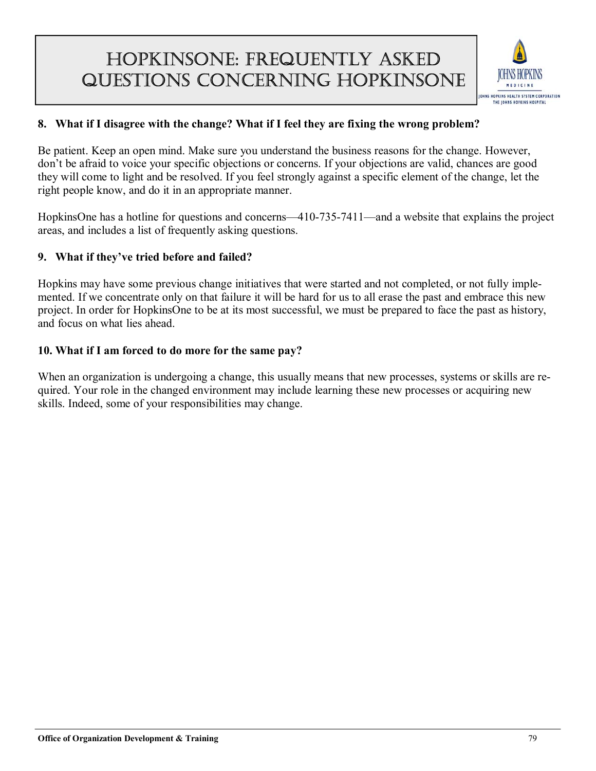# HopkinsOne: Frequently Asked Questions Concerning HopkinsOne

**8. What if I disagree with the change? What if I feel they are fixing the wrong problem?**

Be patient. Keep an open mind. Make sure you understand the business reasons for the change. However, don't be afraid to voice your specific objections or concerns. If your objections are valid, chances are good they will come to light and be resolved. If you feel strongly against a specific element of the change, let the right people know, and do it in an appropriate manner.

HopkinsOne has a hotline for questions and concerns—410-735-7411—and a website that explains the project areas, and includes a list of frequently asking questions.

**9. What if they've tried before and failed?**

Hopkins may have some previous change initiatives that were started and not completed, or not fully implemented. If we concentrate only on that failure it will be hard for us to all erase the past and embrace this new project. In order for HopkinsOne to be at its most successful, we must be prepared to face the past as history, and focus on what lies ahead.

**10. What if I am forced to do more for the same pay?**

When an organization is undergoing a change, this usually means that new processes, systems or skills are required. Your role in the changed environment may include learning these new processes or acquiring new skills. Indeed, some of your responsibilities may change.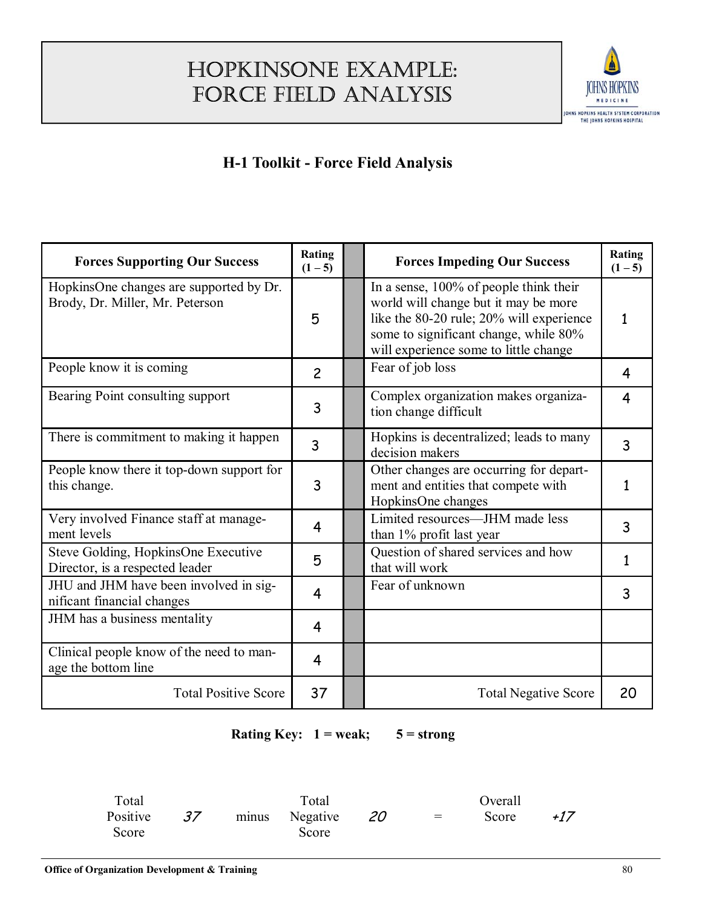# HopkinsOne Example: Force Field Analysis

## H-1 Toolkit - Force Field Analysis

| Forces Supporting Our Success | Rating (1 – 5) | | Forces Impeding Our Success | Rating (1 – 5) |
|---|---|---|---|---|
| HopkinsOne changes are supported by Dr. Brody, Dr. Miller, Mr. Peterson | 5 | | In a sense, 100% of people think their world will change but it may be more like the 80-20 rule; 20% will experience some to significant change, while 80% will experience some to little change | 1 |
| People know it is coming | 2 | | Fear of job loss | 4 |
| Bearing Point consulting support | 3 | | Complex organization makes organization change difficult | 4 |
| There is commitment to making it happen | 3 | | Hopkins is decentralized; leads to many decision makers | 3 |
| People know there it top-down support for this change. | 3 | | Other changes are occurring for department and entities that compete with HopkinsOne changes | 1 |
| Very involved Finance staff at management levels | 4 | | Limited resources—JHM made less than 1% profit last year | 3 |
| Steve Golding, HopkinsOne Executive Director, is a respected leader | 5 | | Question of shared services and how that will work | 1 |
| JHU and JHM have been involved in significant financial changes | 4 | | Fear of unknown | 3 |
| JHM has a business mentality | 4 | | | |
| Clinical people know of the need to manage the bottom line | 4 | | | |
| Total Positive Score | 37 | | Total Negative Score | 20 |

**Rating Key: 1 = weak; 5 = strong**

| Total Positive Score | *37* | minus | Total Negative Score | *20* | = | Overall Score | *+17* |
|---|---|---|---|---|---|---|---|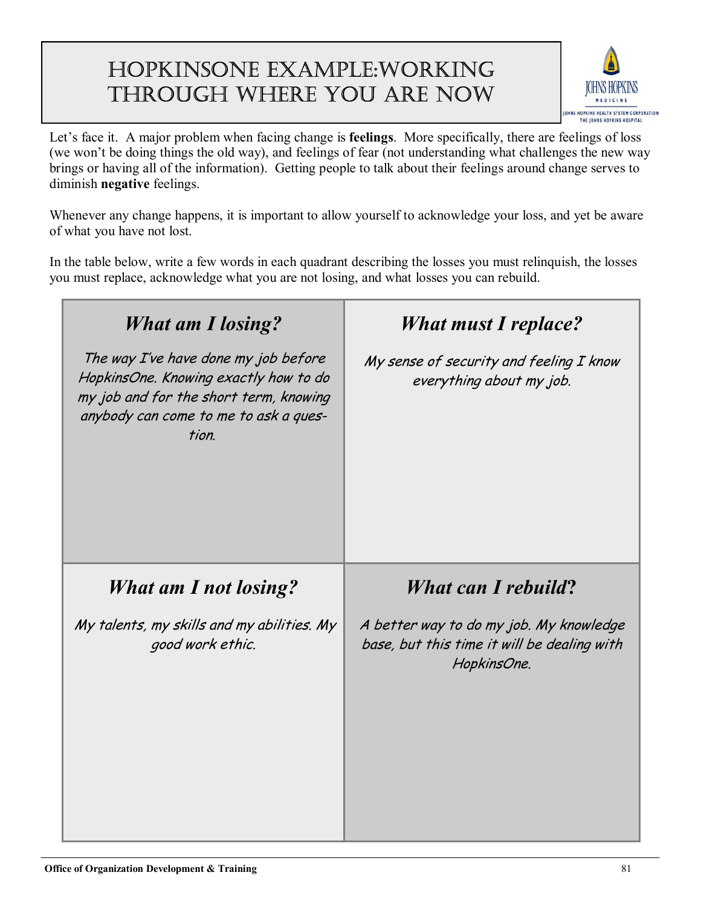# HopkinsOne Example:Working Through Where You Are Now

Let's face it. A major problem when facing change is **feelings**. More specifically, there are feelings of loss (we won't be doing things the old way), and feelings of fear (not understanding what challenges the new way brings or having all of the information). Getting people to talk about their feelings around change serves to diminish **negative** feelings.

Whenever any change happens, it is important to allow yourself to acknowledge your loss, and yet be aware of what you have not lost.

In the table below, write a few words in each quadrant describing the losses you must relinquish, the losses you must replace, acknowledge what you are not losing, and what losses you can rebuild.

| ***What am I losing?*** | ***What must I replace?*** |
|---|---|
| *The way I've have done my job before HopkinsOne. Knowing exactly how to do my job and for the short term, knowing anybody can come to me to ask a question.* | *My sense of security and feeling I know everything about my job.* |
| ***What am I not losing?*** | ***What can I rebuild?*** |
| *My talents, my skills and my abilities. My good work ethic.* | *A better way to do my job. My knowledge base, but this time it will be dealing with HopkinsOne.* |

**Office of Organization Development & Training**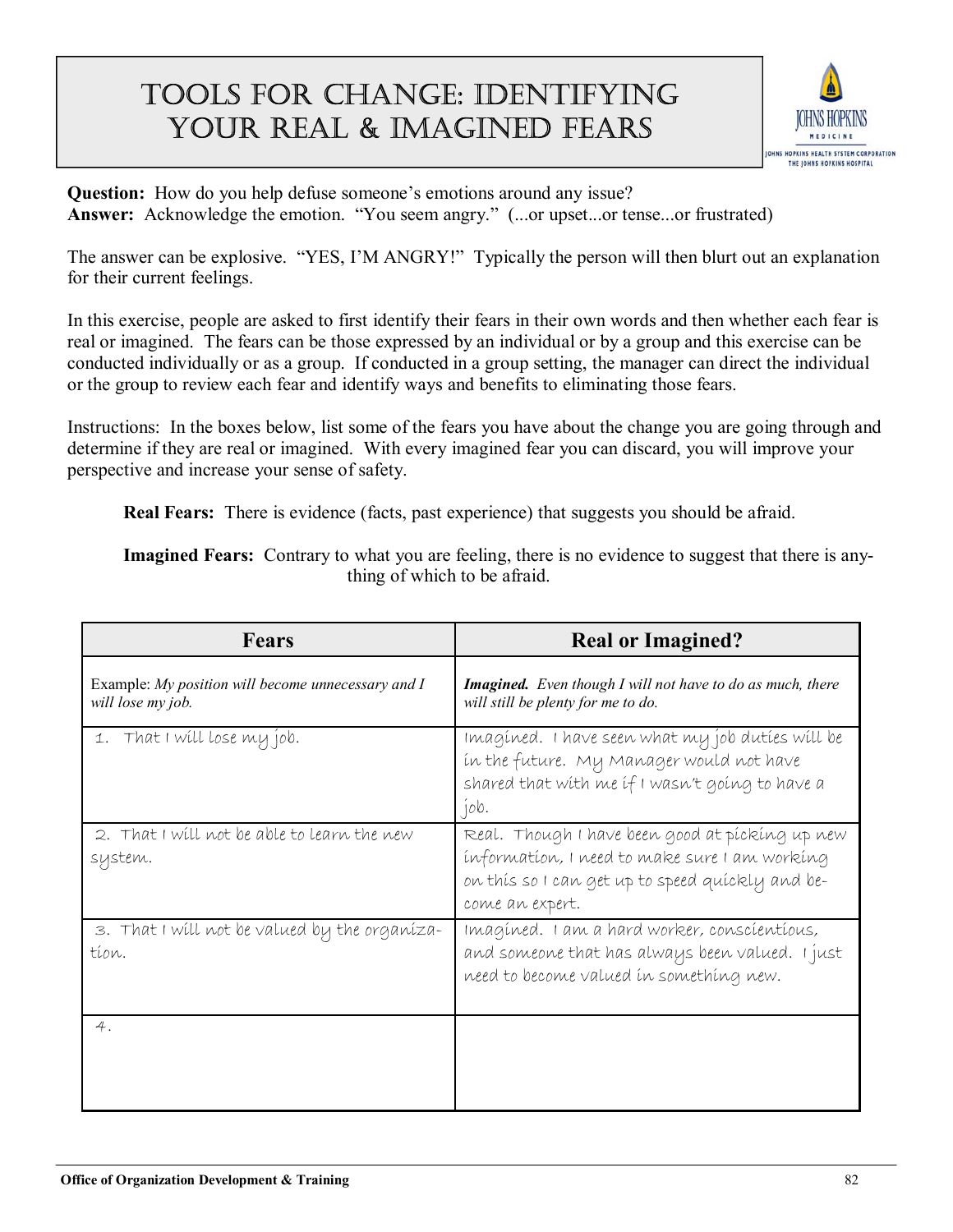# Tools for Change: Identifying Your Real & Imagined Fears

**Question:** How do you help defuse someone's emotions around any issue?
**Answer:** Acknowledge the emotion. "You seem angry." (...or upset...or tense...or frustrated)

The answer can be explosive. "YES, I'M ANGRY!" Typically the person will then blurt out an explanation for their current feelings.

In this exercise, people are asked to first identify their fears in their own words and then whether each fear is real or imagined. The fears can be those expressed by an individual or by a group and this exercise can be conducted individually or as a group. If conducted in a group setting, the manager can direct the individual or the group to review each fear and identify ways and benefits to eliminating those fears.

Instructions: In the boxes below, list some of the fears you have about the change you are going through and determine if they are real or imagined. With every imagined fear you can discard, you will improve your perspective and increase your sense of safety.

> **Real Fears:** There is evidence (facts, past experience) that suggests you should be afraid.
>
> **Imagined Fears:** Contrary to what you are feeling, there is no evidence to suggest that there is anything of which to be afraid.

| Fears | Real or Imagined? |
|---|---|
| Example: *My position will become unnecessary and I will lose my job.* | ***Imagined.*** *Even though I will not have to do as much, there will still be plenty for me to do.* |
| 1. That I will lose my job. | Imagined. I have seen what my job duties will be in the future. My Manager would not have shared that with me if I wasn't going to have a job. |
| 2. That I will not be able to learn the new system. | Real. Though I have been good at picking up new information, I need to make sure I am working on this so I can get up to speed quickly and become an expert. |
| 3. That I will not be valued by the organization. | Imagined. I am a hard worker, conscientious, and someone that has always been valued. I just need to become valued in something new. |
| 4. | |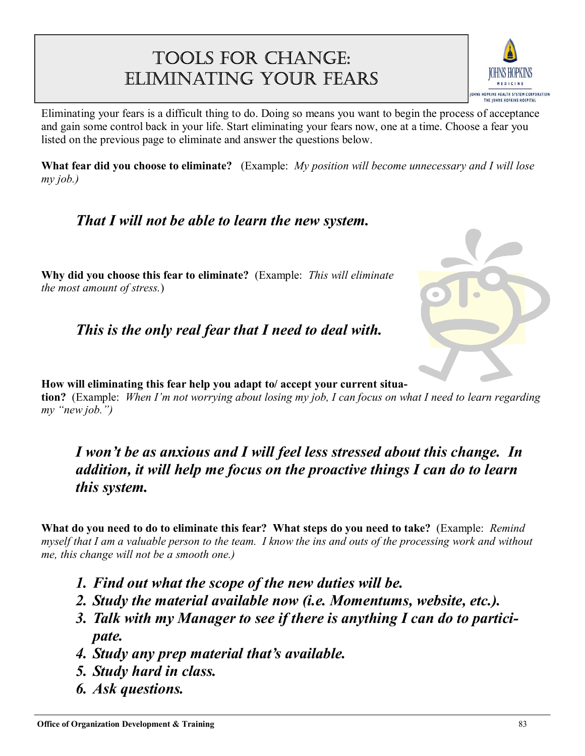# Tools for Change: Eliminating Your Fears

Eliminating your fears is a difficult thing to do. Doing so means you want to begin the process of acceptance and gain some control back in your life. Start eliminating your fears now, one at a time. Choose a fear you listed on the previous page to eliminate and answer the questions below.

**What fear did you choose to eliminate?** (Example: *My position will become unnecessary and I will lose my job.)*

***That I will not be able to learn the new system.***

**Why did you choose this fear to eliminate?** (Example: *This will eliminate the most amount of stress.*)

***This is the only real fear that I need to deal with.***

**How will eliminating this fear help you adapt to/ accept your current situation?** (Example: *When I'm not worrying about losing my job, I can focus on what I need to learn regarding my "new job.")*

***I won't be as anxious and I will feel less stressed about this change. In addition, it will help me focus on the proactive things I can do to learn this system.***

**What do you need to do to eliminate this fear? What steps do you need to take?** (Example: *Remind myself that I am a valuable person to the team. I know the ins and outs of the processing work and without me, this change will not be a smooth one.)*

1. ***Find out what the scope of the new duties will be.***
2. ***Study the material available now (i.e. Momentums, website, etc.).***
3. ***Talk with my Manager to see if there is anything I can do to participate.***
4. ***Study any prep material that's available.***
5. ***Study hard in class.***
6. ***Ask questions.***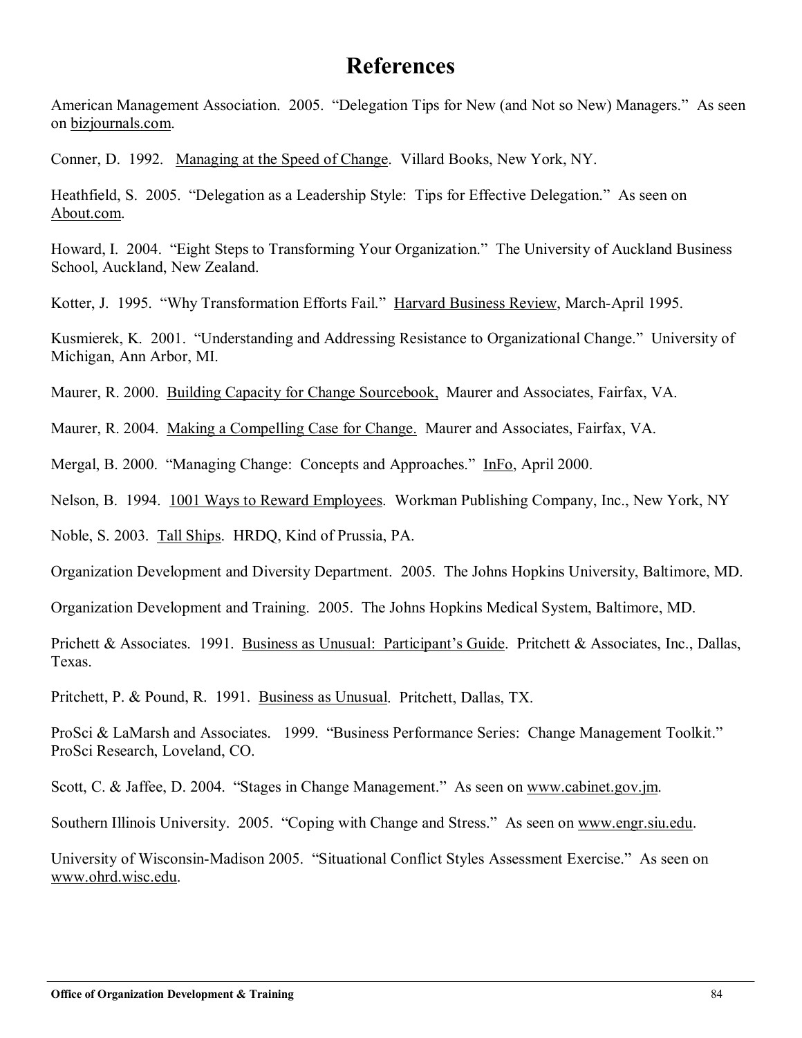# References

American Management Association. 2005. "Delegation Tips for New (and Not so New) Managers." As seen on bizjournals.com.

Conner, D. 1992. Managing at the Speed of Change. Villard Books, New York, NY.

Heathfield, S. 2005. "Delegation as a Leadership Style: Tips for Effective Delegation." As seen on About.com.

Howard, I. 2004. "Eight Steps to Transforming Your Organization." The University of Auckland Business School, Auckland, New Zealand.

Kotter, J. 1995. "Why Transformation Efforts Fail." Harvard Business Review, March-April 1995.

Kusmierek, K. 2001. "Understanding and Addressing Resistance to Organizational Change." University of Michigan, Ann Arbor, MI.

Maurer, R. 2000. Building Capacity for Change Sourcebook, Maurer and Associates, Fairfax, VA.

Maurer, R. 2004. Making a Compelling Case for Change. Maurer and Associates, Fairfax, VA.

Mergal, B. 2000. "Managing Change: Concepts and Approaches." InFo, April 2000.

Nelson, B. 1994. 1001 Ways to Reward Employees. Workman Publishing Company, Inc., New York, NY

Noble, S. 2003. Tall Ships. HRDQ, Kind of Prussia, PA.

Organization Development and Diversity Department. 2005. The Johns Hopkins University, Baltimore, MD.

Organization Development and Training. 2005. The Johns Hopkins Medical System, Baltimore, MD.

Prichett & Associates. 1991. Business as Unusual: Participant's Guide. Pritchett & Associates, Inc., Dallas, Texas.

Pritchett, P. & Pound, R. 1991. Business as Unusual. Pritchett, Dallas, TX.

ProSci & LaMarsh and Associates. 1999. "Business Performance Series: Change Management Toolkit." ProSci Research, Loveland, CO.

Scott, C. & Jaffee, D. 2004. "Stages in Change Management." As seen on www.cabinet.gov.jm.

Southern Illinois University. 2005. "Coping with Change and Stress." As seen on www.engr.siu.edu.

University of Wisconsin-Madison 2005. "Situational Conflict Styles Assessment Exercise." As seen on www.ohrd.wisc.edu.